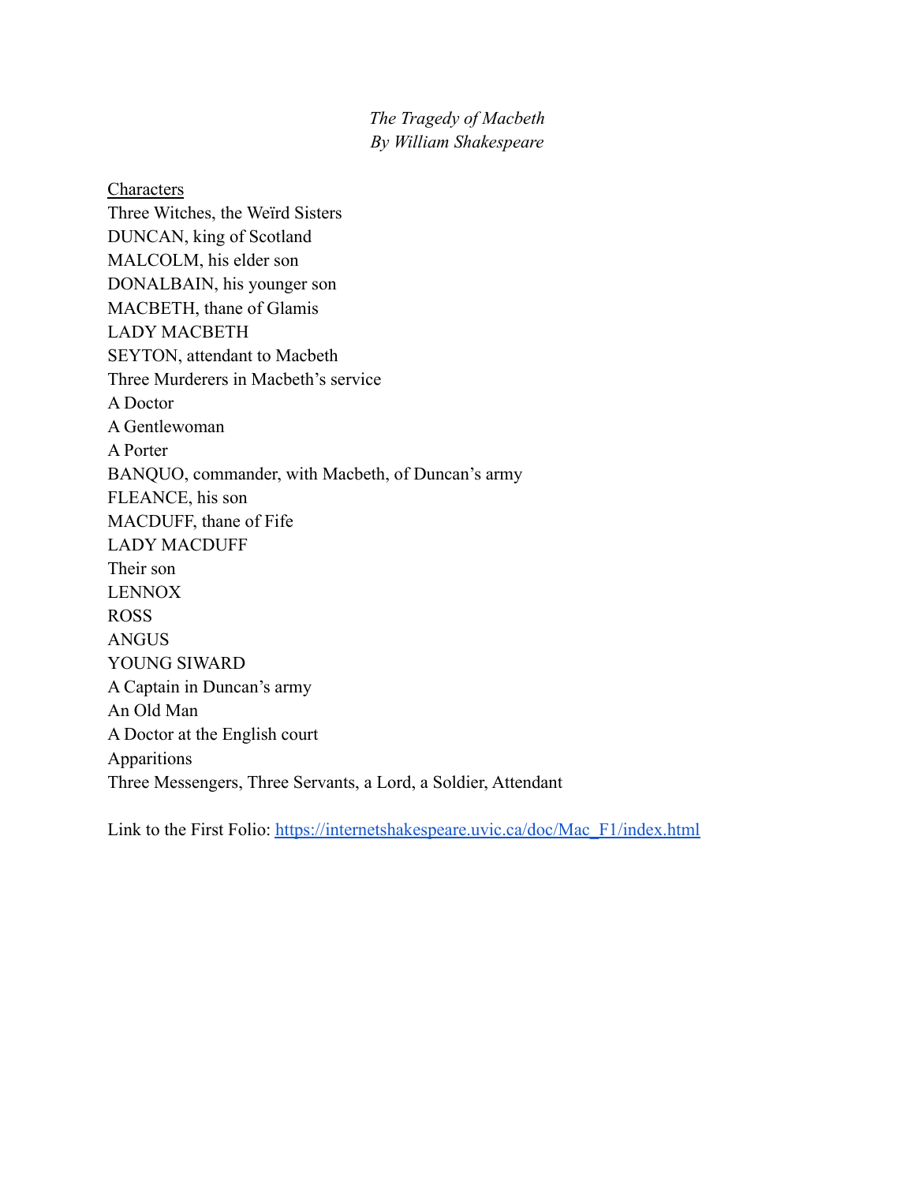*The Tragedy of Macbeth*
*By William Shakespeare*

Characters

Three Witches, the Weïrd Sisters
DUNCAN, king of Scotland
MALCOLM, his elder son
DONALBAIN, his younger son
MACBETH, thane of Glamis
LADY MACBETH
SEYTON, attendant to Macbeth
Three Murderers in Macbeth's service
A Doctor
A Gentlewoman
A Porter
BANQUO, commander, with Macbeth, of Duncan's army
FLEANCE, his son
MACDUFF, thane of Fife
LADY MACDUFF
Their son
LENNOX
ROSS
ANGUS
YOUNG SIWARD
A Captain in Duncan's army
An Old Man
A Doctor at the English court
Apparitions
Three Messengers, Three Servants, a Lord, a Soldier, Attendant

Link to the First Folio: https://internetshakespeare.uvic.ca/doc/Mac_F1/index.html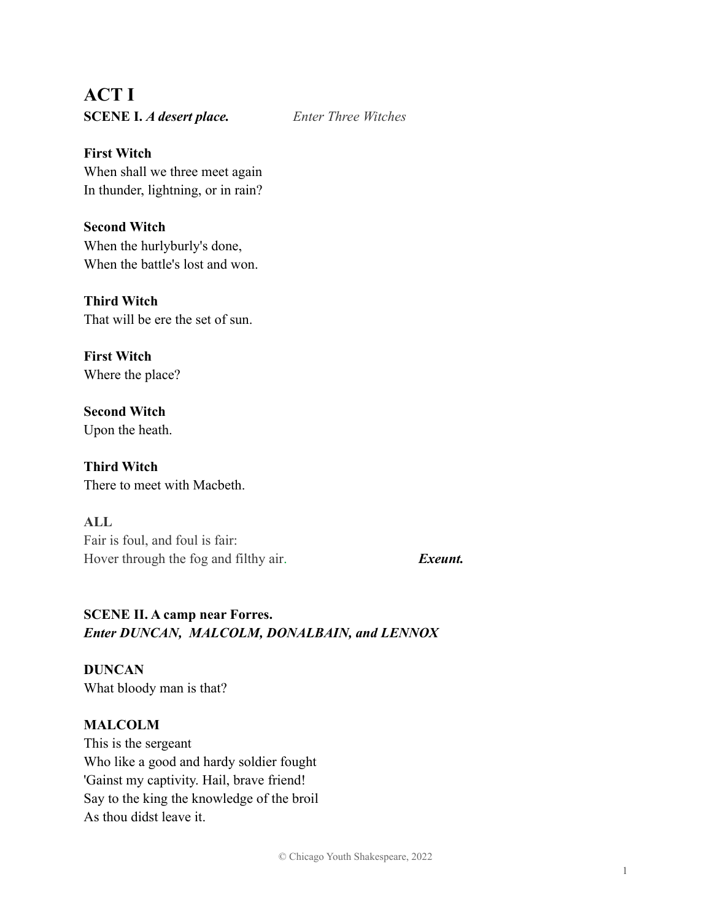# ACT I

**SCENE I.** ***A desert place.*** *Enter Three Witches*

**First Witch**
When shall we three meet again
In thunder, lightning, or in rain?

**Second Witch**
When the hurlyburly's done,
When the battle's lost and won.

**Third Witch**
That will be ere the set of sun.

**First Witch**
Where the place?

**Second Witch**
Upon the heath.

**Third Witch**
There to meet with Macbeth.

**ALL**
Fair is foul, and foul is fair:
Hover through the fog and filthy air. ***Exeunt.***

**SCENE II. A camp near Forres.**
***Enter DUNCAN, MALCOLM, DONALBAIN, and LENNOX***

**DUNCAN**
What bloody man is that?

**MALCOLM**
This is the sergeant
Who like a good and hardy soldier fought
'Gainst my captivity. Hail, brave friend!
Say to the king the knowledge of the broil
As thou didst leave it.

© Chicago Youth Shakespeare, 2022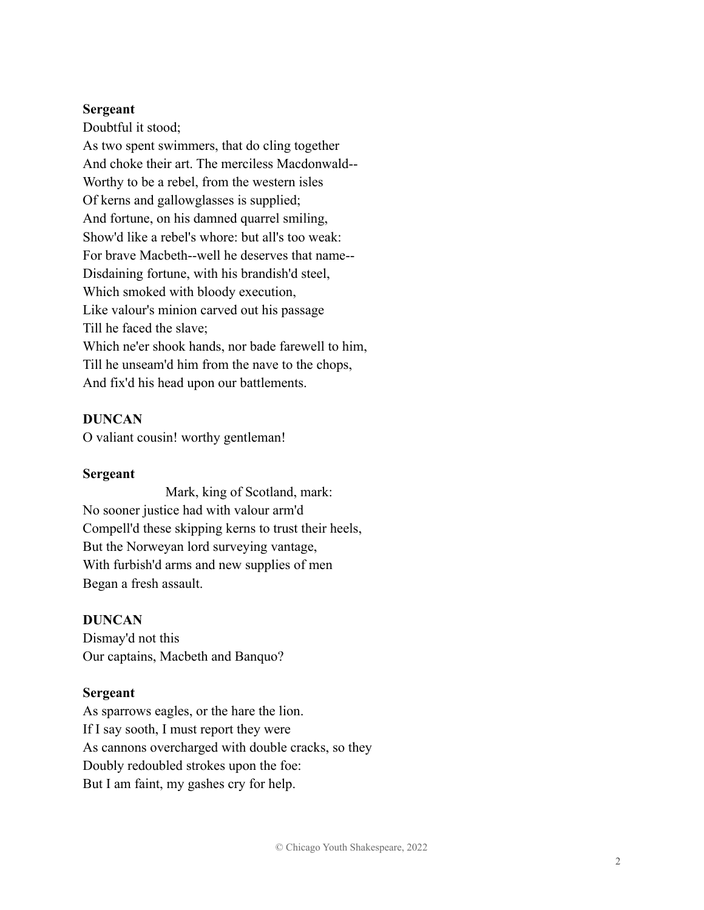**Sergeant**

Doubtful it stood;  
As two spent swimmers, that do cling together  
And choke their art. The merciless Macdonwald--  
Worthy to be a rebel, from the western isles  
Of kerns and gallowglasses is supplied;  
And fortune, on his damned quarrel smiling,  
Show'd like a rebel's whore: but all's too weak:  
For brave Macbeth--well he deserves that name--  
Disdaining fortune, with his brandish'd steel,  
Which smoked with bloody execution,  
Like valour's minion carved out his passage  
Till he faced the slave;  
Which ne'er shook hands, nor bade farewell to him,  
Till he unseam'd him from the nave to the chops,  
And fix'd his head upon our battlements.

**DUNCAN**

O valiant cousin! worthy gentleman!

**Sergeant**

Mark, king of Scotland, mark:  
No sooner justice had with valour arm'd  
Compell'd these skipping kerns to trust their heels,  
But the Norweyan lord surveying vantage,  
With furbish'd arms and new supplies of men  
Began a fresh assault.

**DUNCAN**

Dismay'd not this  
Our captains, Macbeth and Banquo?

**Sergeant**

As sparrows eagles, or the hare the lion.  
If I say sooth, I must report they were  
As cannons overcharged with double cracks, so they  
Doubly redoubled strokes upon the foe:  
But I am faint, my gashes cry for help.

© Chicago Youth Shakespeare, 2022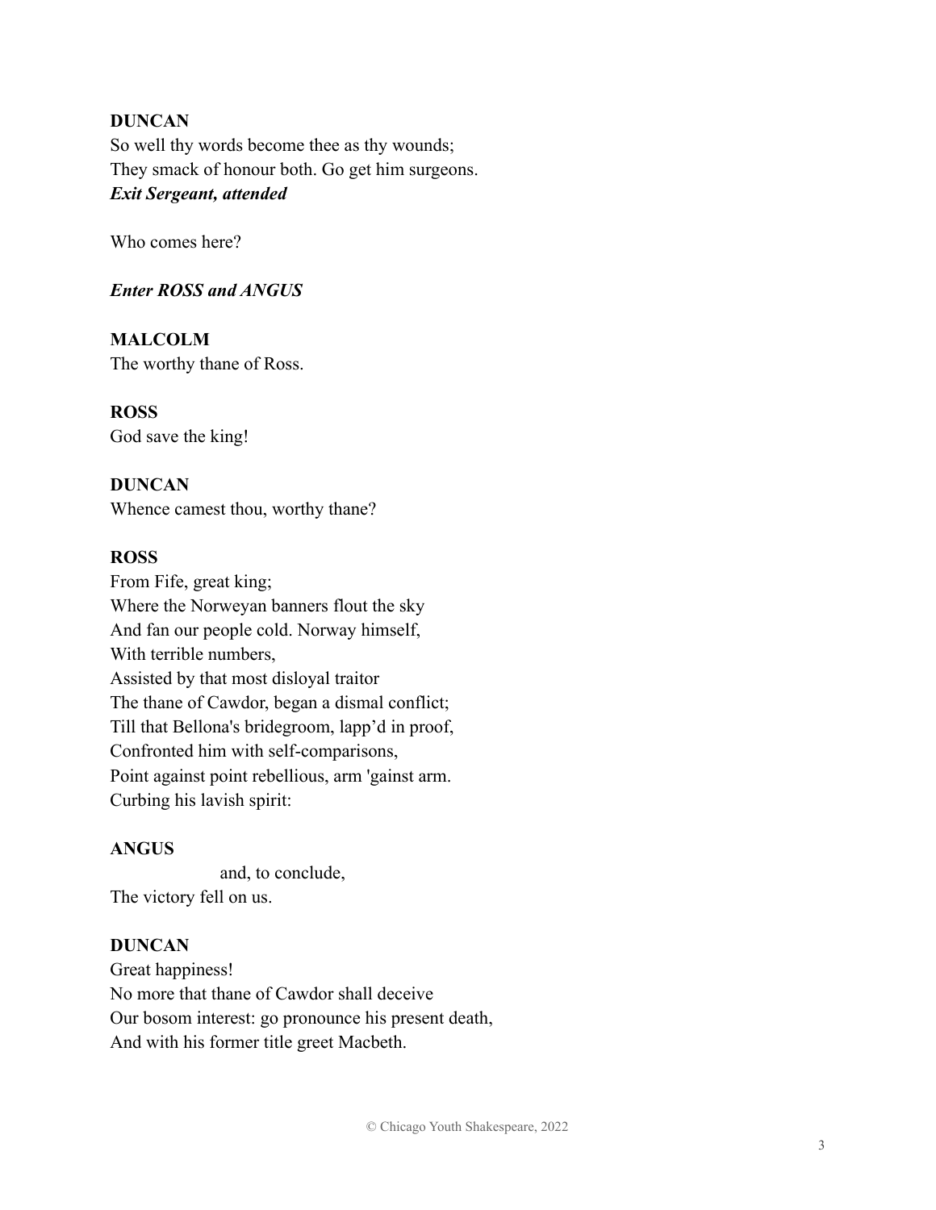**DUNCAN**
So well thy words become thee as thy wounds;
They smack of honour both. Go get him surgeons.
***Exit Sergeant, attended***

Who comes here?

***Enter ROSS and ANGUS***

**MALCOLM**
The worthy thane of Ross.

**ROSS**
God save the king!

**DUNCAN**
Whence camest thou, worthy thane?

**ROSS**
From Fife, great king;
Where the Norweyan banners flout the sky
And fan our people cold. Norway himself,
With terrible numbers,
Assisted by that most disloyal traitor
The thane of Cawdor, began a dismal conflict;
Till that Bellona's bridegroom, lapp'd in proof,
Confronted him with self-comparisons,
Point against point rebellious, arm 'gainst arm.
Curbing his lavish spirit:

**ANGUS**
                    and, to conclude,
The victory fell on us.

**DUNCAN**
Great happiness!
No more that thane of Cawdor shall deceive
Our bosom interest: go pronounce his present death,
And with his former title greet Macbeth.

© Chicago Youth Shakespeare, 2022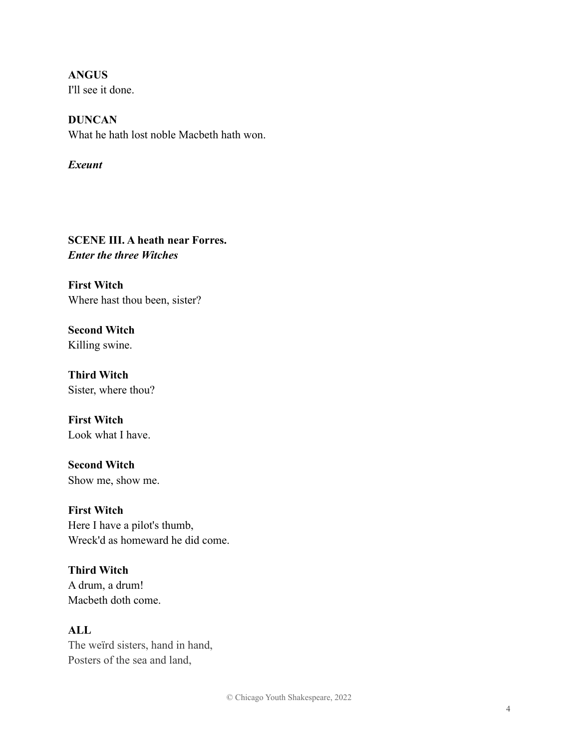**ANGUS**
I'll see it done.

**DUNCAN**
What he hath lost noble Macbeth hath won.

***Exeunt***

**SCENE III. A heath near Forres.**
***Enter the three Witches***

**First Witch**
Where hast thou been, sister?

**Second Witch**
Killing swine.

**Third Witch**
Sister, where thou?

**First Witch**
Look what I have.

**Second Witch**
Show me, show me.

**First Witch**
Here I have a pilot's thumb,
Wreck'd as homeward he did come.

**Third Witch**
A drum, a drum!
Macbeth doth come.

**ALL**
The weïrd sisters, hand in hand,
Posters of the sea and land,

© Chicago Youth Shakespeare, 2022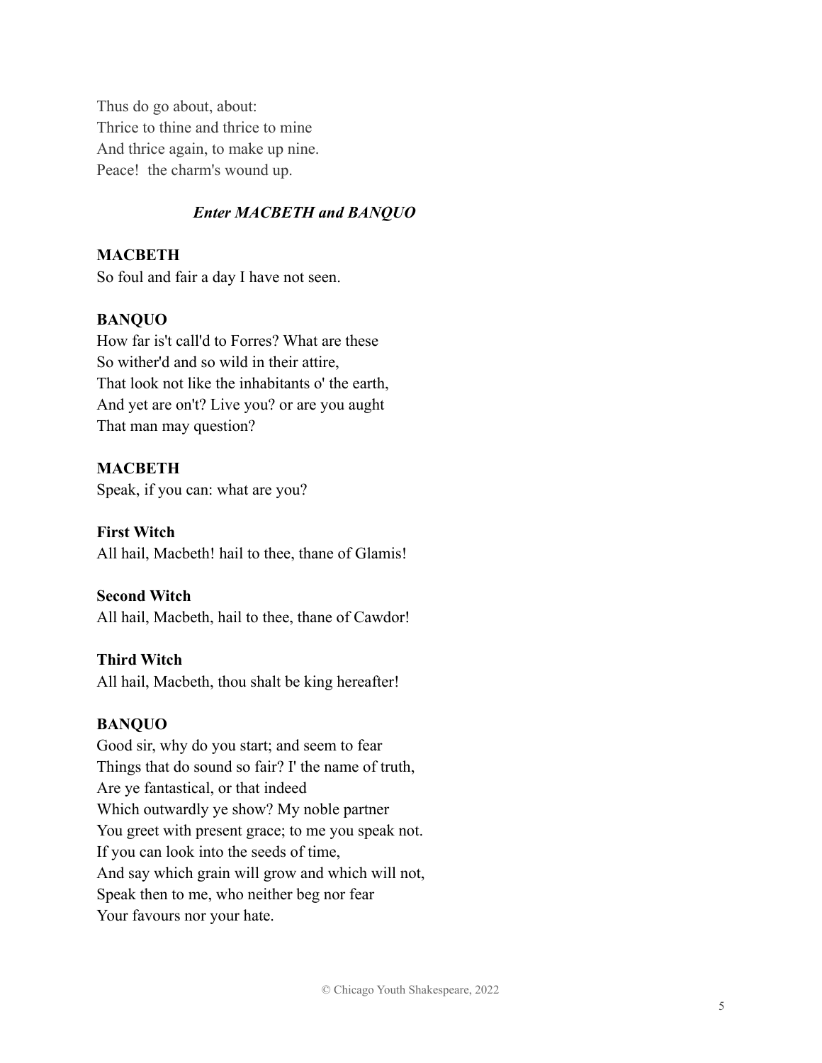Thus do go about, about:  
Thrice to thine and thrice to mine  
And thrice again, to make up nine.  
Peace!  the charm's wound up.

***Enter MACBETH and BANQUO***

**MACBETH**  
So foul and fair a day I have not seen.

**BANQUO**  
How far is't call'd to Forres? What are these  
So wither'd and so wild in their attire,  
That look not like the inhabitants o' the earth,  
And yet are on't? Live you? or are you aught  
That man may question?

**MACBETH**  
Speak, if you can: what are you?

**First Witch**  
All hail, Macbeth! hail to thee, thane of Glamis!

**Second Witch**  
All hail, Macbeth, hail to thee, thane of Cawdor!

**Third Witch**  
All hail, Macbeth, thou shalt be king hereafter!

**BANQUO**  
Good sir, why do you start; and seem to fear  
Things that do sound so fair? I' the name of truth,  
Are ye fantastical, or that indeed  
Which outwardly ye show? My noble partner  
You greet with present grace; to me you speak not.  
If you can look into the seeds of time,  
And say which grain will grow and which will not,  
Speak then to me, who neither beg nor fear  
Your favours nor your hate.

© Chicago Youth Shakespeare, 2022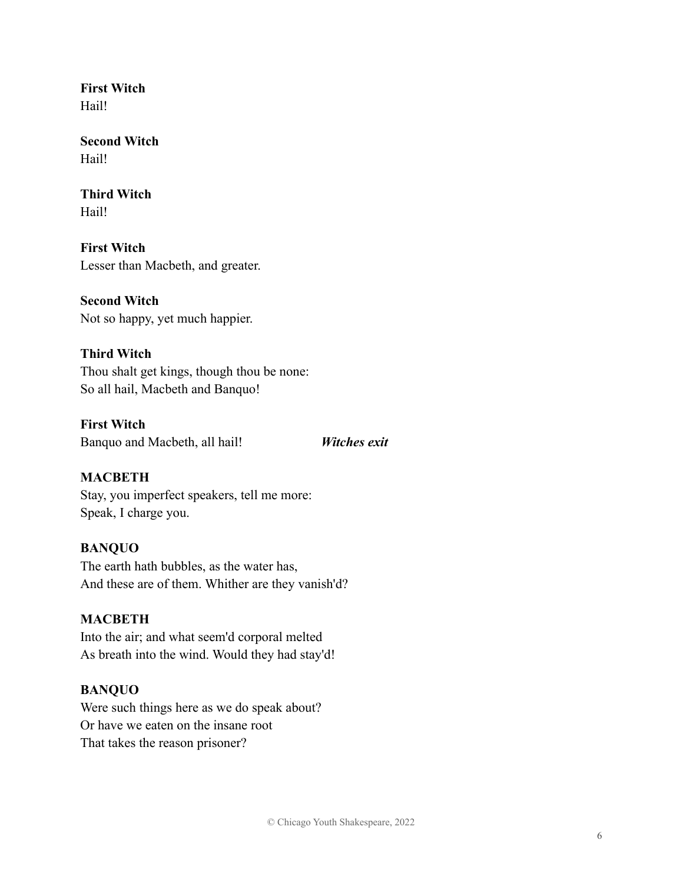**First Witch**
Hail!

**Second Witch**
Hail!

**Third Witch**
Hail!

**First Witch**
Lesser than Macbeth, and greater.

**Second Witch**
Not so happy, yet much happier.

**Third Witch**
Thou shalt get kings, though thou be none:
So all hail, Macbeth and Banquo!

**First Witch**
Banquo and Macbeth, all hail! ***Witches exit***

**MACBETH**
Stay, you imperfect speakers, tell me more:
Speak, I charge you.

**BANQUO**
The earth hath bubbles, as the water has,
And these are of them. Whither are they vanish'd?

**MACBETH**
Into the air; and what seem'd corporal melted
As breath into the wind. Would they had stay'd!

**BANQUO**
Were such things here as we do speak about?
Or have we eaten on the insane root
That takes the reason prisoner?

© Chicago Youth Shakespeare, 2022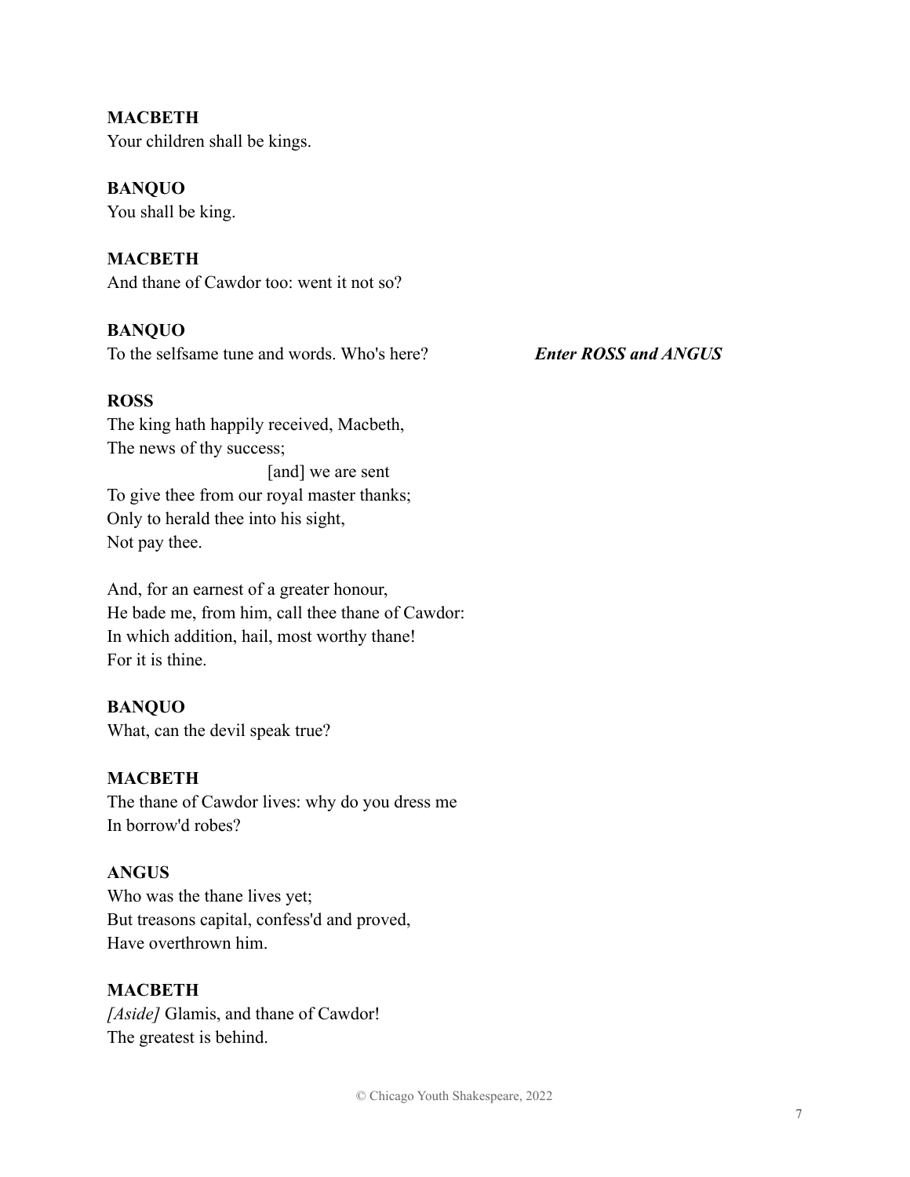**MACBETH**
Your children shall be kings.

**BANQUO**
You shall be king.

**MACBETH**
And thane of Cawdor too: went it not so?

**BANQUO**
To the selfsame tune and words. Who's here? ***Enter ROSS and ANGUS***

**ROSS**
The king hath happily received, Macbeth,
The news of thy success;
[and] we are sent
To give thee from our royal master thanks;
Only to herald thee into his sight,
Not pay thee.

And, for an earnest of a greater honour,
He bade me, from him, call thee thane of Cawdor:
In which addition, hail, most worthy thane!
For it is thine.

**BANQUO**
What, can the devil speak true?

**MACBETH**
The thane of Cawdor lives: why do you dress me
In borrow'd robes?

**ANGUS**
Who was the thane lives yet;
But treasons capital, confess'd and proved,
Have overthrown him.

**MACBETH**
*[Aside]* Glamis, and thane of Cawdor!
The greatest is behind.

© Chicago Youth Shakespeare, 2022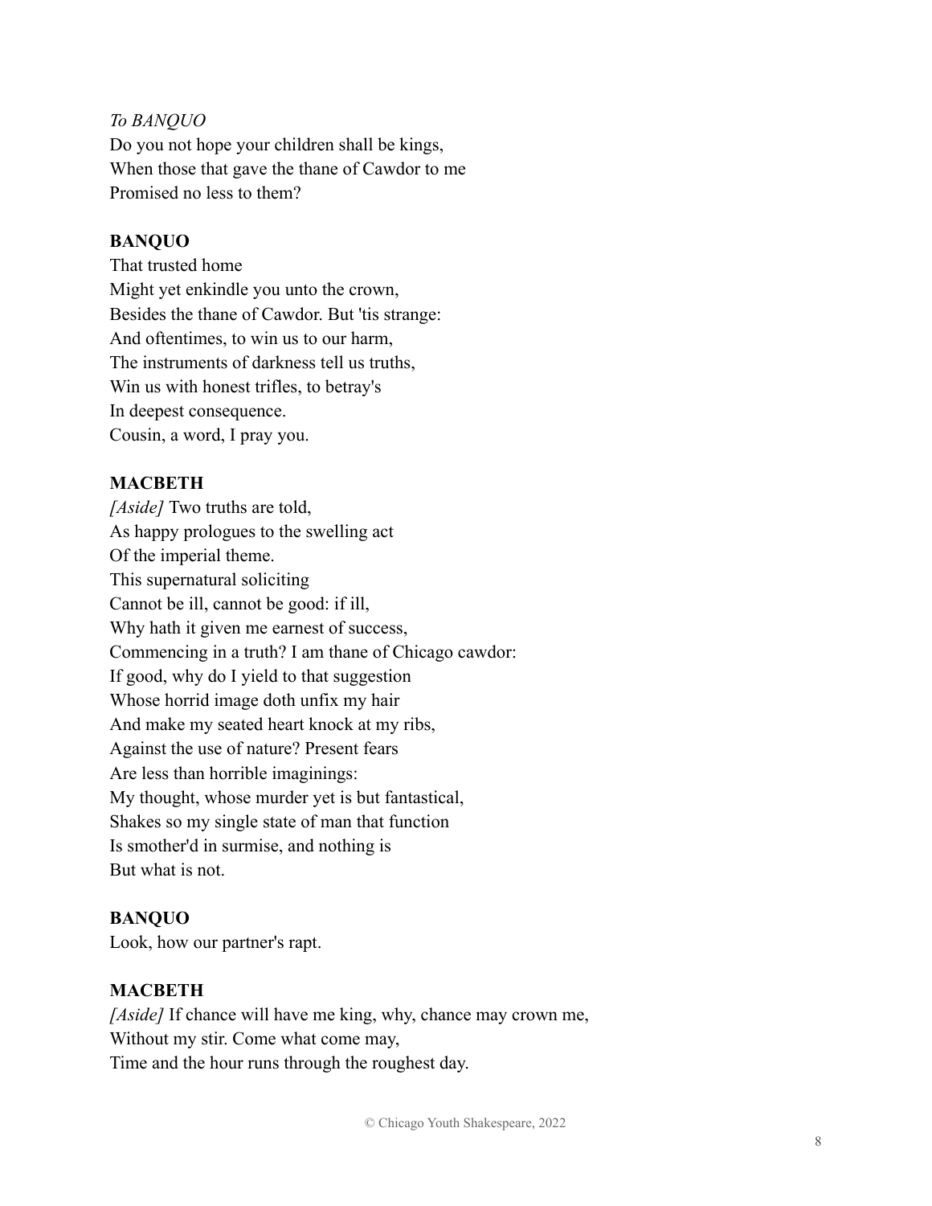*To BANQUO*
Do you not hope your children shall be kings,
When those that gave the thane of Cawdor to me
Promised no less to them?

**BANQUO**
That trusted home
Might yet enkindle you unto the crown,
Besides the thane of Cawdor. But 'tis strange:
And oftentimes, to win us to our harm,
The instruments of darkness tell us truths,
Win us with honest trifles, to betray's
In deepest consequence.
Cousin, a word, I pray you.

**MACBETH**
*[Aside]* Two truths are told,
As happy prologues to the swelling act
Of the imperial theme.
This supernatural soliciting
Cannot be ill, cannot be good: if ill,
Why hath it given me earnest of success,
Commencing in a truth? I am thane of Chicago cawdor:
If good, why do I yield to that suggestion
Whose horrid image doth unfix my hair
And make my seated heart knock at my ribs,
Against the use of nature? Present fears
Are less than horrible imaginings:
My thought, whose murder yet is but fantastical,
Shakes so my single state of man that function
Is smother'd in surmise, and nothing is
But what is not.

**BANQUO**
Look, how our partner's rapt.

**MACBETH**
*[Aside]* If chance will have me king, why, chance may crown me,
Without my stir. Come what come may,
Time and the hour runs through the roughest day.

© Chicago Youth Shakespeare, 2022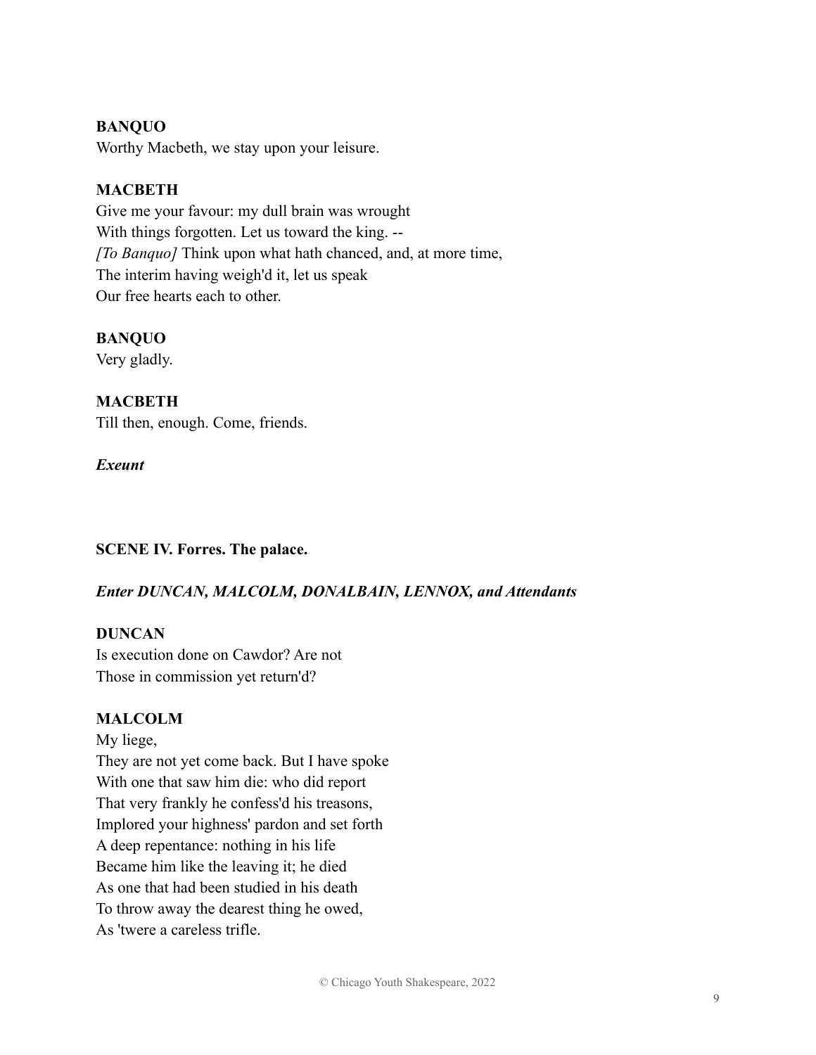**BANQUO**
Worthy Macbeth, we stay upon your leisure.

**MACBETH**
Give me your favour: my dull brain was wrought
With things forgotten. Let us toward the king. --
*[To Banquo]* Think upon what hath chanced, and, at more time,
The interim having weigh'd it, let us speak
Our free hearts each to other.

**BANQUO**
Very gladly.

**MACBETH**
Till then, enough. Come, friends.

***Exeunt***

**SCENE IV. Forres. The palace.**

***Enter DUNCAN, MALCOLM, DONALBAIN, LENNOX, and Attendants***

**DUNCAN**
Is execution done on Cawdor? Are not
Those in commission yet return'd?

**MALCOLM**
My liege,
They are not yet come back. But I have spoke
With one that saw him die: who did report
That very frankly he confess'd his treasons,
Implored your highness' pardon and set forth
A deep repentance: nothing in his life
Became him like the leaving it; he died
As one that had been studied in his death
To throw away the dearest thing he owed,
As 'twere a careless trifle.

© Chicago Youth Shakespeare, 2022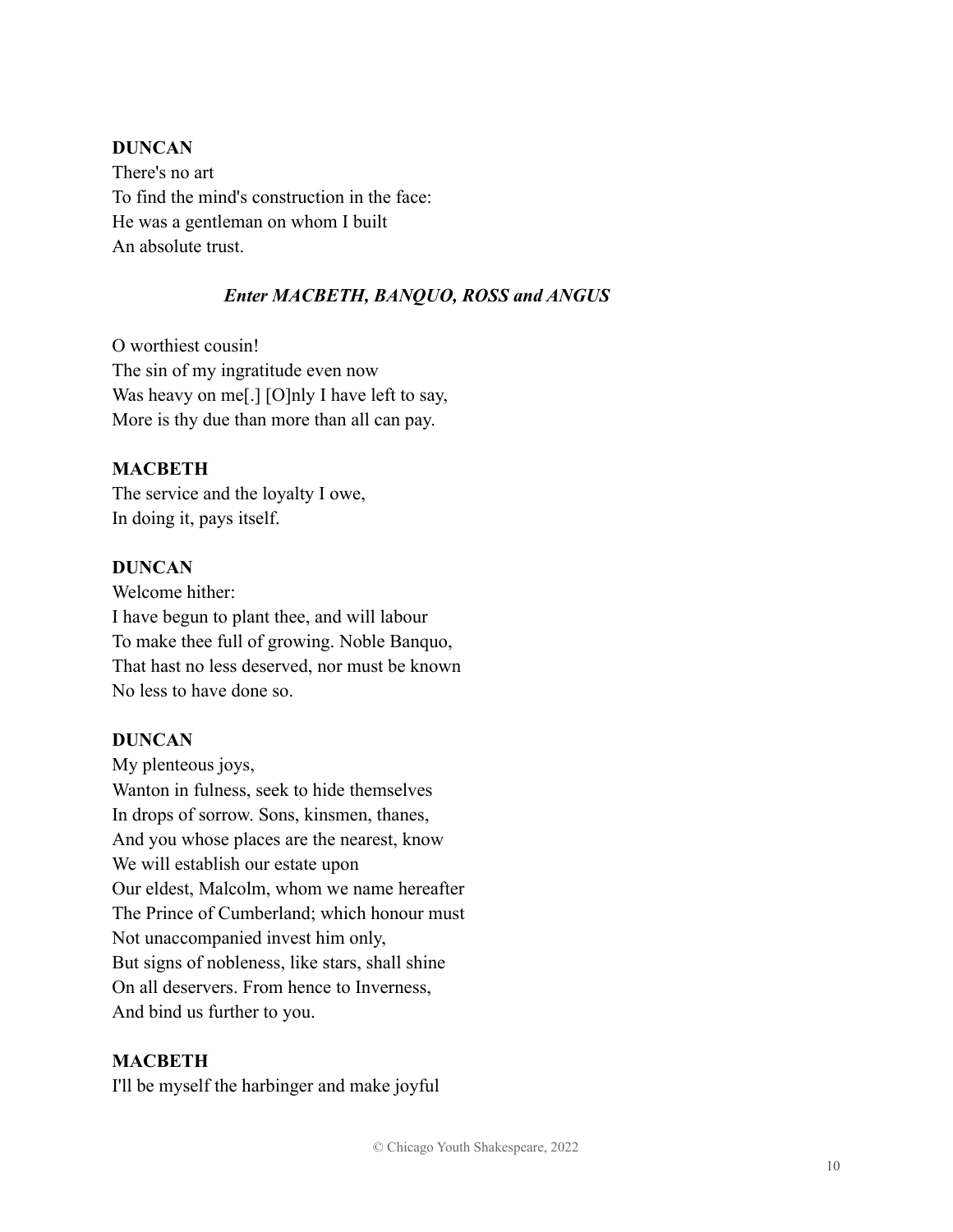**DUNCAN**

There's no art
To find the mind's construction in the face:
He was a gentleman on whom I built
An absolute trust.

***Enter MACBETH, BANQUO, ROSS and ANGUS***

O worthiest cousin!
The sin of my ingratitude even now
Was heavy on me[.] [O]nly I have left to say,
More is thy due than more than all can pay.

**MACBETH**

The service and the loyalty I owe,
In doing it, pays itself.

**DUNCAN**

Welcome hither:
I have begun to plant thee, and will labour
To make thee full of growing. Noble Banquo,
That hast no less deserved, nor must be known
No less to have done so.

**DUNCAN**

My plenteous joys,
Wanton in fulness, seek to hide themselves
In drops of sorrow. Sons, kinsmen, thanes,
And you whose places are the nearest, know
We will establish our estate upon
Our eldest, Malcolm, whom we name hereafter
The Prince of Cumberland; which honour must
Not unaccompanied invest him only,
But signs of nobleness, like stars, shall shine
On all deservers. From hence to Inverness,
And bind us further to you.

**MACBETH**

I'll be myself the harbinger and make joyful

© Chicago Youth Shakespeare, 2022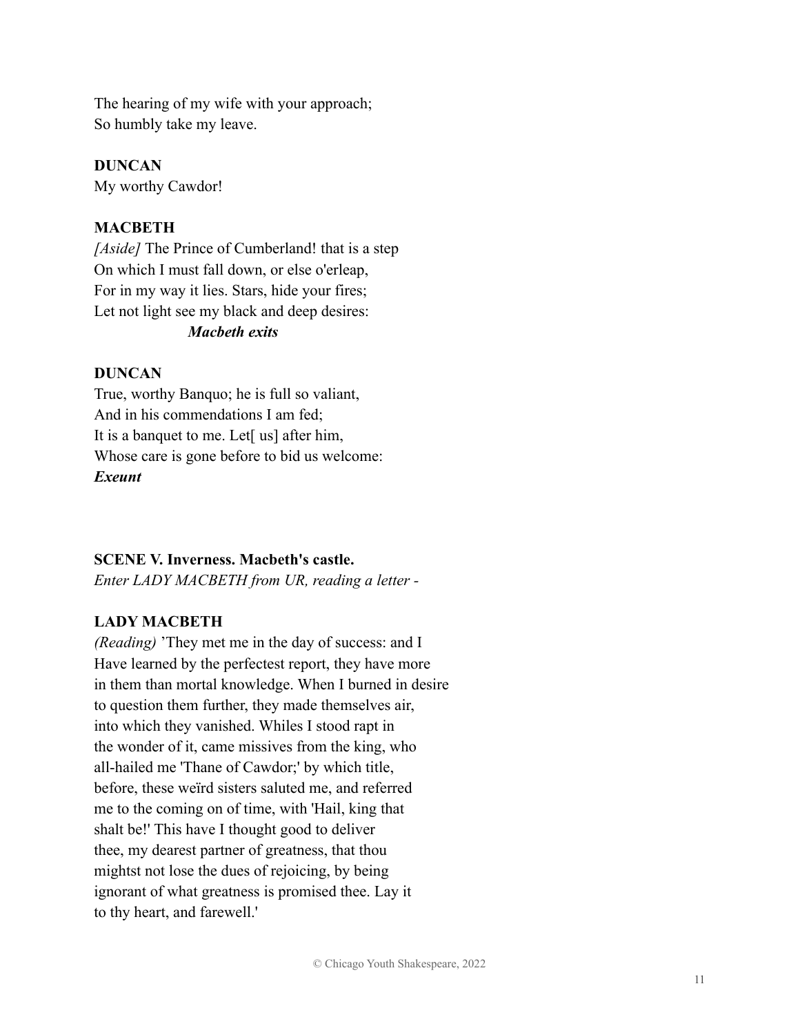The hearing of my wife with your approach;
So humbly take my leave.

**DUNCAN**
My worthy Cawdor!

**MACBETH**
*[Aside]* The Prince of Cumberland! that is a step
On which I must fall down, or else o'erleap,
For in my way it lies. Stars, hide your fires;
Let not light see my black and deep desires:
***Macbeth exits***

**DUNCAN**
True, worthy Banquo; he is full so valiant,
And in his commendations I am fed;
It is a banquet to me. Let[ us] after him,
Whose care is gone before to bid us welcome:
***Exeunt***

**SCENE V. Inverness. Macbeth's castle.**
*Enter LADY MACBETH from UR, reading a letter -*

**LADY MACBETH**
*(Reading)* 'They met me in the day of success: and I
Have learned by the perfectest report, they have more
in them than mortal knowledge. When I burned in desire
to question them further, they made themselves air,
into which they vanished. Whiles I stood rapt in
the wonder of it, came missives from the king, who
all-hailed me 'Thane of Cawdor;' by which title,
before, these weïrd sisters saluted me, and referred
me to the coming on of time, with 'Hail, king that
shalt be!' This have I thought good to deliver
thee, my dearest partner of greatness, that thou
mightst not lose the dues of rejoicing, by being
ignorant of what greatness is promised thee. Lay it
to thy heart, and farewell.'

© Chicago Youth Shakespeare, 2022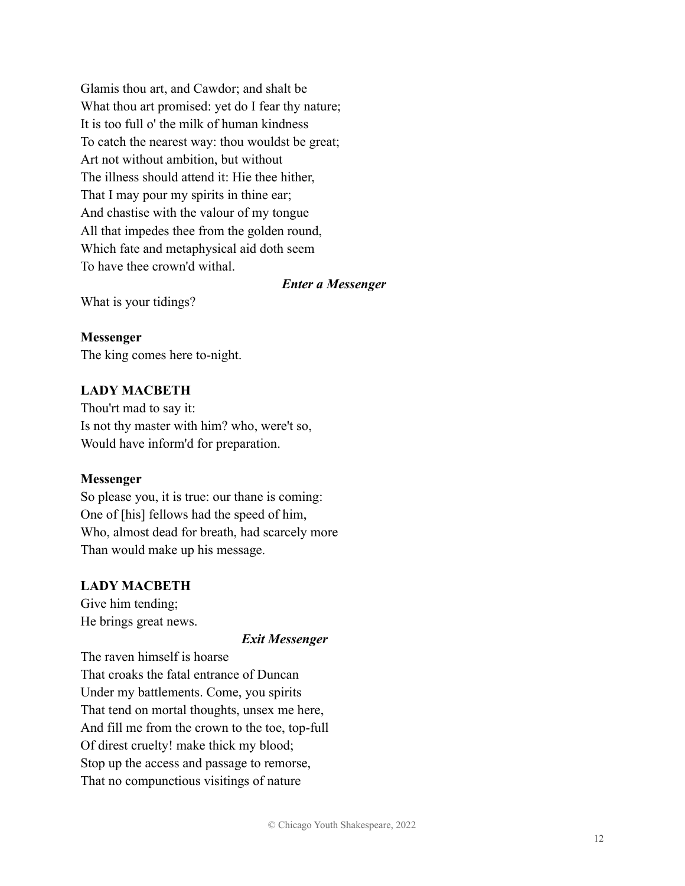Glamis thou art, and Cawdor; and shalt be
What thou art promised: yet do I fear thy nature;
It is too full o' the milk of human kindness
To catch the nearest way: thou wouldst be great;
Art not without ambition, but without
The illness should attend it: Hie thee hither,
That I may pour my spirits in thine ear;
And chastise with the valour of my tongue
All that impedes thee from the golden round,
Which fate and metaphysical aid doth seem
To have thee crown'd withal.

***Enter a Messenger***

What is your tidings?

**Messenger**
The king comes here to-night.

**LADY MACBETH**
Thou'rt mad to say it:
Is not thy master with him? who, were't so,
Would have inform'd for preparation.

**Messenger**
So please you, it is true: our thane is coming:
One of [his] fellows had the speed of him,
Who, almost dead for breath, had scarcely more
Than would make up his message.

**LADY MACBETH**
Give him tending;
He brings great news.

***Exit Messenger***

The raven himself is hoarse
That croaks the fatal entrance of Duncan
Under my battlements. Come, you spirits
That tend on mortal thoughts, unsex me here,
And fill me from the crown to the toe, top-full
Of direst cruelty! make thick my blood;
Stop up the access and passage to remorse,
That no compunctious visitings of nature

© Chicago Youth Shakespeare, 2022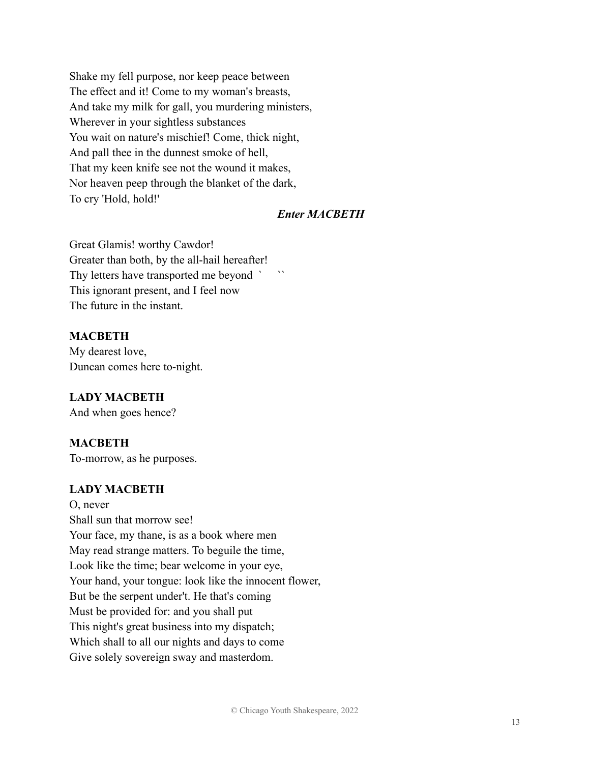Shake my fell purpose, nor keep peace between
The effect and it! Come to my woman's breasts,
And take my milk for gall, you murdering ministers,
Wherever in your sightless substances
You wait on nature's mischief! Come, thick night,
And pall thee in the dunnest smoke of hell,
That my keen knife see not the wound it makes,
Nor heaven peep through the blanket of the dark,
To cry 'Hold, hold!'

***Enter MACBETH***

Great Glamis! worthy Cawdor!
Greater than both, by the all-hail hereafter!
Thy letters have transported me beyond ` ``
This ignorant present, and I feel now
The future in the instant.

**MACBETH**
My dearest love,
Duncan comes here to-night.

**LADY MACBETH**
And when goes hence?

**MACBETH**
To-morrow, as he purposes.

**LADY MACBETH**
O, never
Shall sun that morrow see!
Your face, my thane, is as a book where men
May read strange matters. To beguile the time,
Look like the time; bear welcome in your eye,
Your hand, your tongue: look like the innocent flower,
But be the serpent under't. He that's coming
Must be provided for: and you shall put
This night's great business into my dispatch;
Which shall to all our nights and days to come
Give solely sovereign sway and masterdom.

© Chicago Youth Shakespeare, 2022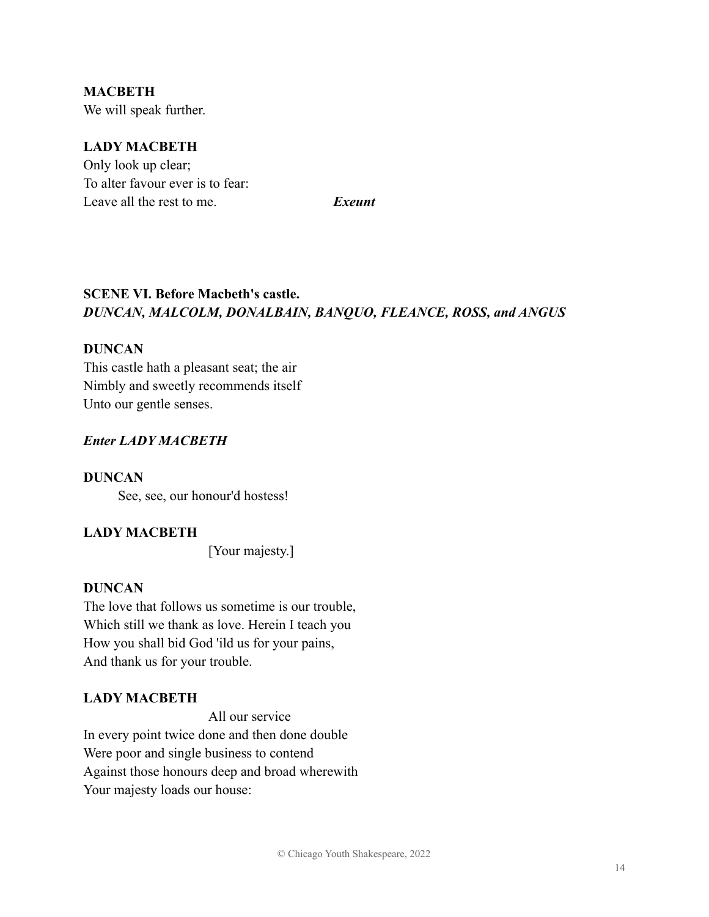**MACBETH**
We will speak further.

**LADY MACBETH**
Only look up clear;
To alter favour ever is to fear:
Leave all the rest to me. ***Exeunt***

**SCENE VI. Before Macbeth's castle.**
***DUNCAN, MALCOLM, DONALBAIN, BANQUO, FLEANCE, ROSS, and ANGUS***

**DUNCAN**
This castle hath a pleasant seat; the air
Nimbly and sweetly recommends itself
Unto our gentle senses.

***Enter LADY MACBETH***

**DUNCAN**
See, see, our honour'd hostess!

**LADY MACBETH**
[Your majesty.]

**DUNCAN**
The love that follows us sometime is our trouble,
Which still we thank as love. Herein I teach you
How you shall bid God 'ild us for your pains,
And thank us for your trouble.

**LADY MACBETH**
All our service
In every point twice done and then done double
Were poor and single business to contend
Against those honours deep and broad wherewith
Your majesty loads our house:

© Chicago Youth Shakespeare, 2022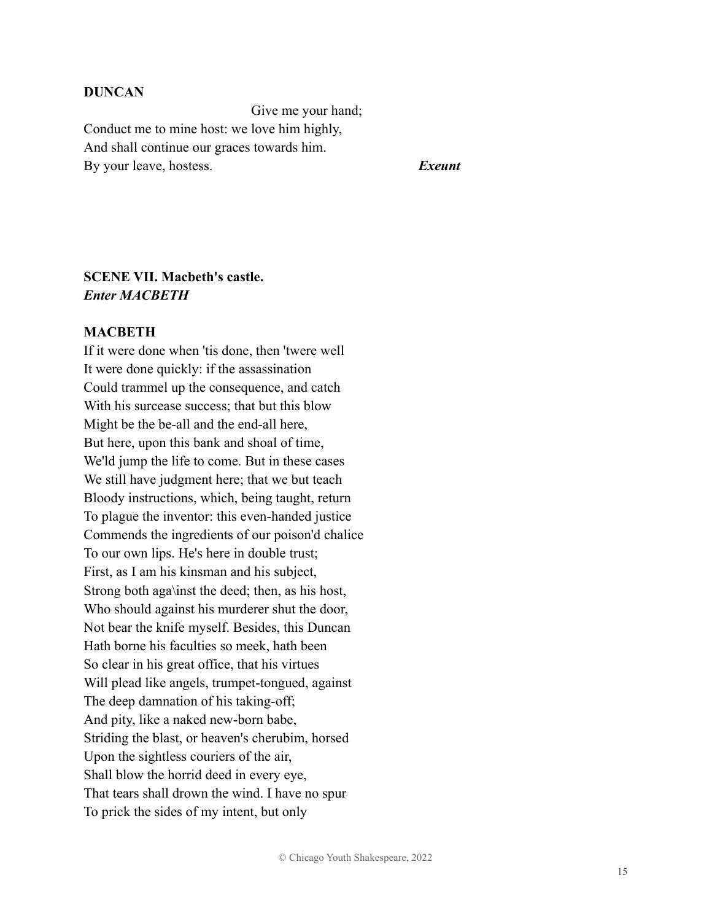**DUNCAN**

Give me your hand;
Conduct me to mine host: we love him highly,
And shall continue our graces towards him.
By your leave, hostess. ***Exeunt***

**SCENE VII. Macbeth's castle.**
***Enter MACBETH***

**MACBETH**
If it were done when 'tis done, then 'twere well
It were done quickly: if the assassination
Could trammel up the consequence, and catch
With his surcease success; that but this blow
Might be the be-all and the end-all here,
But here, upon this bank and shoal of time,
We'ld jump the life to come. But in these cases
We still have judgment here; that we but teach
Bloody instructions, which, being taught, return
To plague the inventor: this even-handed justice
Commends the ingredients of our poison'd chalice
To our own lips. He's here in double trust;
First, as I am his kinsman and his subject,
Strong both aga\inst the deed; then, as his host,
Who should against his murderer shut the door,
Not bear the knife myself. Besides, this Duncan
Hath borne his faculties so meek, hath been
So clear in his great office, that his virtues
Will plead like angels, trumpet-tongued, against
The deep damnation of his taking-off;
And pity, like a naked new-born babe,
Striding the blast, or heaven's cherubim, horsed
Upon the sightless couriers of the air,
Shall blow the horrid deed in every eye,
That tears shall drown the wind. I have no spur
To prick the sides of my intent, but only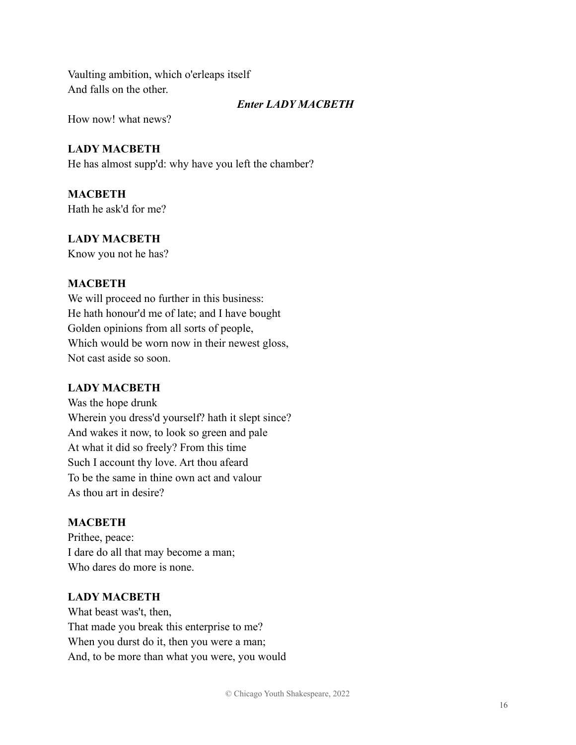Vaulting ambition, which o'erleaps itself
And falls on the other.

*Enter LADY MACBETH*

How now! what news?

**LADY MACBETH**
He has almost supp'd: why have you left the chamber?

**MACBETH**
Hath he ask'd for me?

**LADY MACBETH**
Know you not he has?

**MACBETH**
We will proceed no further in this business:
He hath honour'd me of late; and I have bought
Golden opinions from all sorts of people,
Which would be worn now in their newest gloss,
Not cast aside so soon.

**LADY MACBETH**
Was the hope drunk
Wherein you dress'd yourself? hath it slept since?
And wakes it now, to look so green and pale
At what it did so freely? From this time
Such I account thy love. Art thou afeard
To be the same in thine own act and valour
As thou art in desire?

**MACBETH**
Prithee, peace:
I dare do all that may become a man;
Who dares do more is none.

**LADY MACBETH**
What beast was't, then,
That made you break this enterprise to me?
When you durst do it, then you were a man;
And, to be more than what you were, you would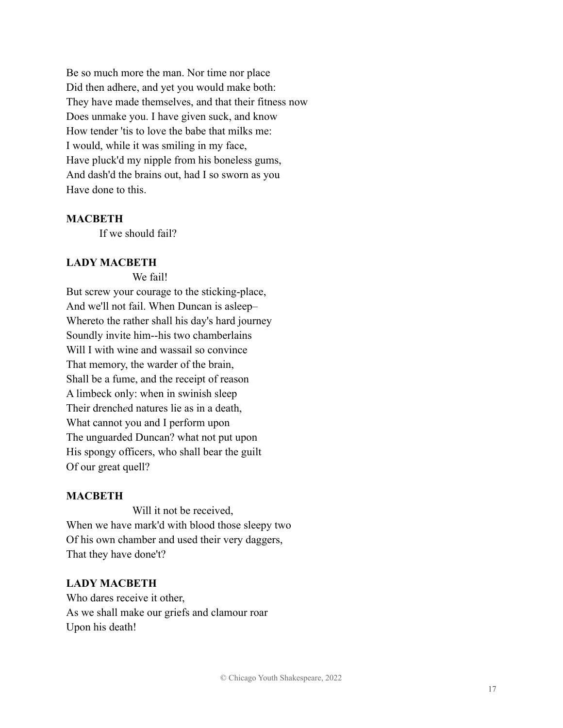Be so much more the man. Nor time nor place
Did then adhere, and yet you would make both:
They have made themselves, and that their fitness now
Does unmake you. I have given suck, and know
How tender 'tis to love the babe that milks me:
I would, while it was smiling in my face,
Have pluck'd my nipple from his boneless gums,
And dash'd the brains out, had I so sworn as you
Have done to this.

**MACBETH**

If we should fail?

**LADY MACBETH**

We fail!
But screw your courage to the sticking-place,
And we'll not fail. When Duncan is asleep–
Whereto the rather shall his day's hard journey
Soundly invite him--his two chamberlains
Will I with wine and wassail so convince
That memory, the warder of the brain,
Shall be a fume, and the receipt of reason
A limbeck only: when in swinish sleep
Their drench*e*d natures lie as in a death,
What cannot you and I perform upon
The unguarded Duncan? what not put upon
His spongy officers, who shall bear the guilt
Of our great quell?

**MACBETH**

Will it not be received,
When we have mark'd with blood those sleepy two
Of his own chamber and used their very daggers,
That they have done't?

**LADY MACBETH**

Who dares receive it other,
As we shall make our griefs and clamour roar
Upon his death!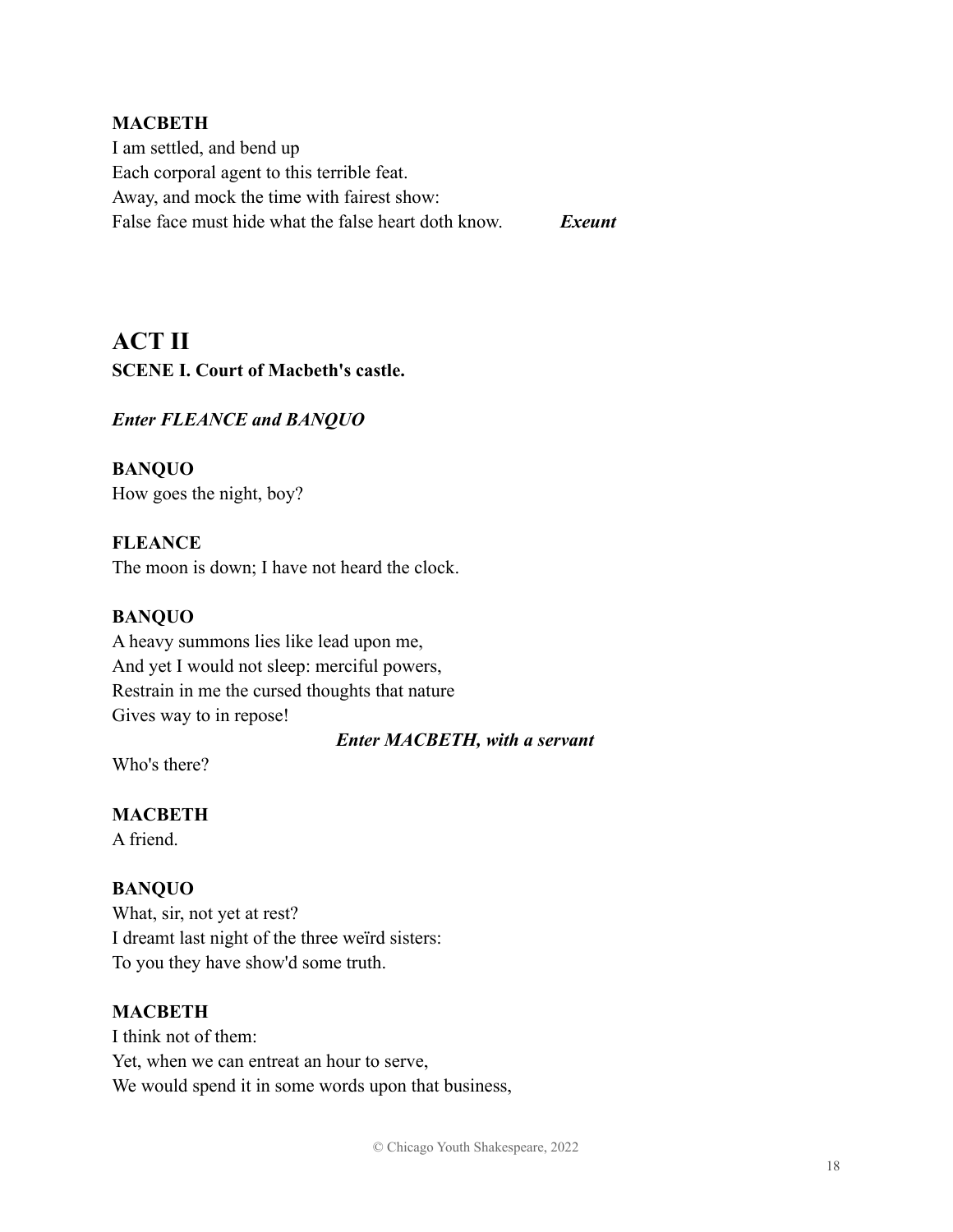**MACBETH**
I am settled, and bend up
Each corporal agent to this terrible feat.
Away, and mock the time with fairest show:
False face must hide what the false heart doth know. ***Exeunt***

## ACT II

**SCENE I. Court of Macbeth's castle.**

***Enter FLEANCE and BANQUO***

**BANQUO**
How goes the night, boy?

**FLEANCE**
The moon is down; I have not heard the clock.

**BANQUO**
A heavy summons lies like lead upon me,
And yet I would not sleep: merciful powers,
Restrain in me the cursed thoughts that nature
Gives way to in repose!

***Enter MACBETH, with a servant***

Who's there?

**MACBETH**
A friend.

**BANQUO**
What, sir, not yet at rest?
I dreamt last night of the three weïrd sisters:
To you they have show'd some truth.

**MACBETH**
I think not of them:
Yet, when we can entreat an hour to serve,
We would spend it in some words upon that business,

© Chicago Youth Shakespeare, 2022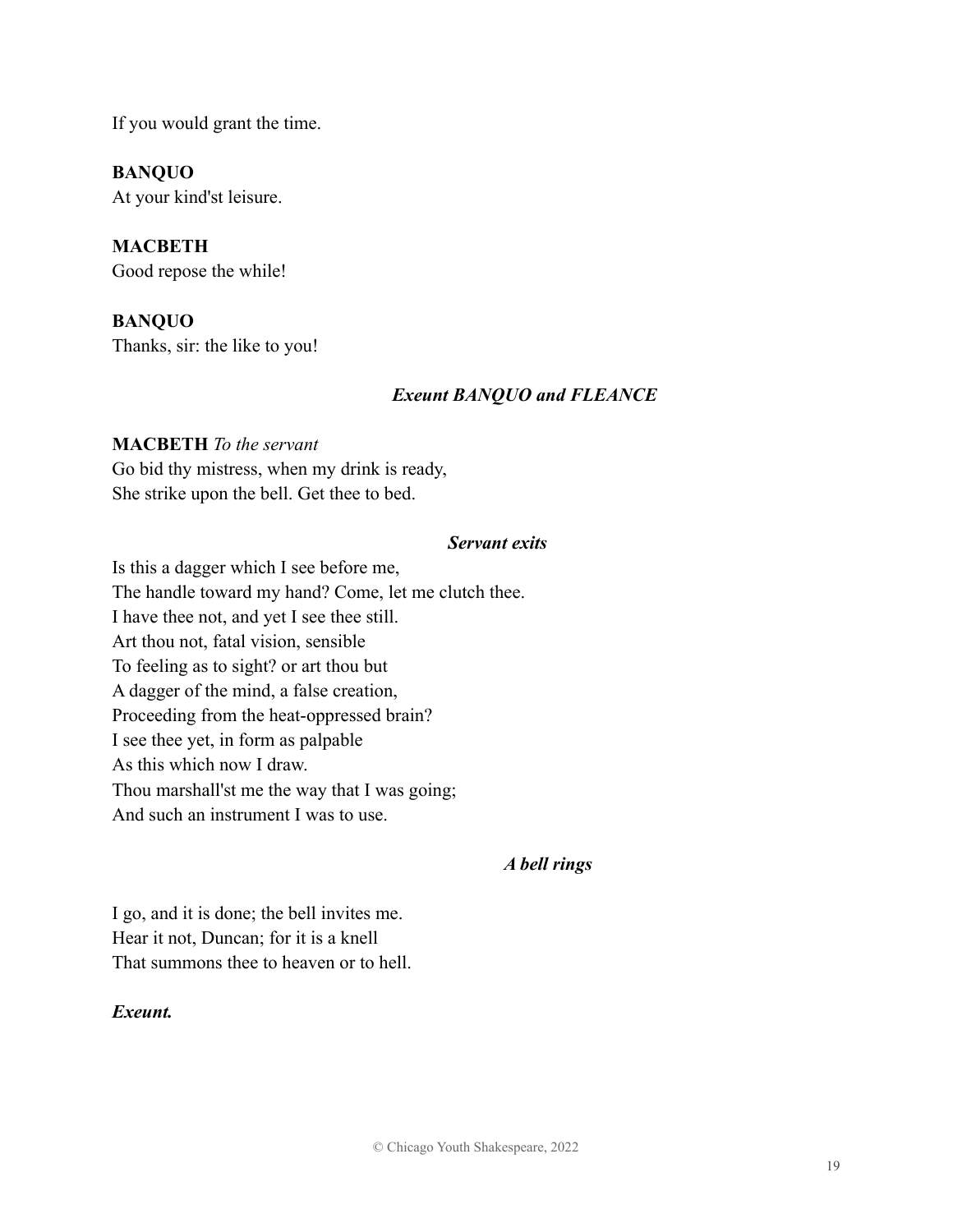If you would grant the time.

**BANQUO**
At your kind'st leisure.

**MACBETH**
Good repose the while!

**BANQUO**
Thanks, sir: the like to you!

***Exeunt BANQUO and FLEANCE***

**MACBETH** *To the servant*
Go bid thy mistress, when my drink is ready,
She strike upon the bell. Get thee to bed.

***Servant exits***

Is this a dagger which I see before me,
The handle toward my hand? Come, let me clutch thee.
I have thee not, and yet I see thee still.
Art thou not, fatal vision, sensible
To feeling as to sight? or art thou but
A dagger of the mind, a false creation,
Proceeding from the heat-oppressed brain?
I see thee yet, in form as palpable
As this which now I draw.
Thou marshall'st me the way that I was going;
And such an instrument I was to use.

***A bell rings***

I go, and it is done; the bell invites me.
Hear it not, Duncan; for it is a knell
That summons thee to heaven or to hell.

***Exeunt.***

© Chicago Youth Shakespeare, 2022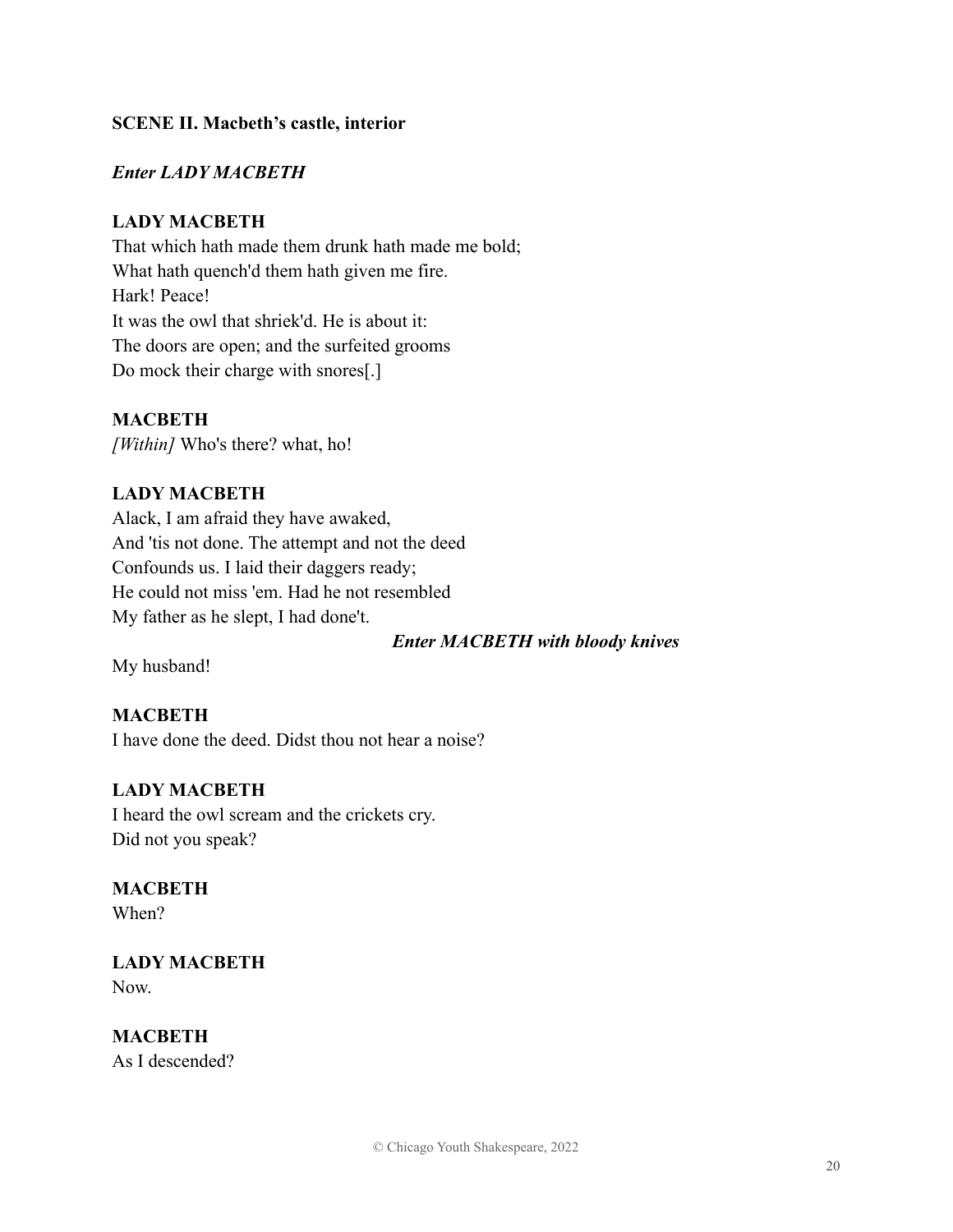**SCENE II. Macbeth's castle, interior**

***Enter LADY MACBETH***

**LADY MACBETH**
That which hath made them drunk hath made me bold;
What hath quench'd them hath given me fire.
Hark! Peace!
It was the owl that shriek'd. He is about it:
The doors are open; and the surfeited grooms
Do mock their charge with snores[.]

**MACBETH**
*[Within]* Who's there? what, ho!

**LADY MACBETH**
Alack, I am afraid they have awaked,
And 'tis not done. The attempt and not the deed
Confounds us. I laid their daggers ready;
He could not miss 'em. Had he not resembled
My father as he slept, I had done't.

***Enter MACBETH with bloody knives***

My husband!

**MACBETH**
I have done the deed. Didst thou not hear a noise?

**LADY MACBETH**
I heard the owl scream and the crickets cry.
Did not you speak?

**MACBETH**
When?

**LADY MACBETH**
Now.

**MACBETH**
As I descended?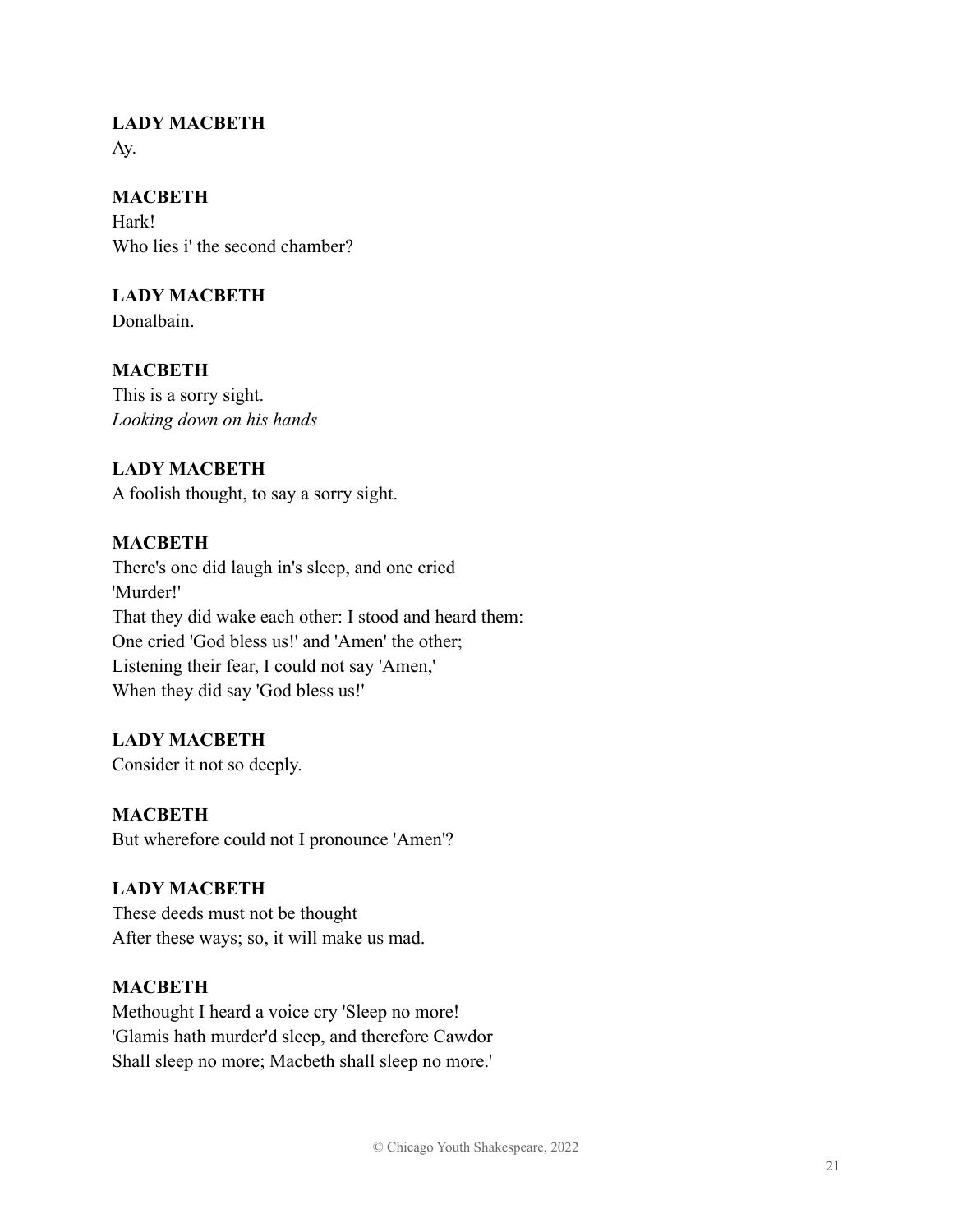**LADY MACBETH**
Ay.

**MACBETH**
Hark!
Who lies i' the second chamber?

**LADY MACBETH**
Donalbain.

**MACBETH**
This is a sorry sight.
*Looking down on his hands*

**LADY MACBETH**
A foolish thought, to say a sorry sight.

**MACBETH**
There's one did laugh in's sleep, and one cried
'Murder!'
That they did wake each other: I stood and heard them:
One cried 'God bless us!' and 'Amen' the other;
Listening their fear, I could not say 'Amen,'
When they did say 'God bless us!'

**LADY MACBETH**
Consider it not so deeply.

**MACBETH**
But wherefore could not I pronounce 'Amen'?

**LADY MACBETH**
These deeds must not be thought
After these ways; so, it will make us mad.

**MACBETH**
Methought I heard a voice cry 'Sleep no more!
'Glamis hath murder'd sleep, and therefore Cawdor
Shall sleep no more; Macbeth shall sleep no more.'

© Chicago Youth Shakespeare, 2022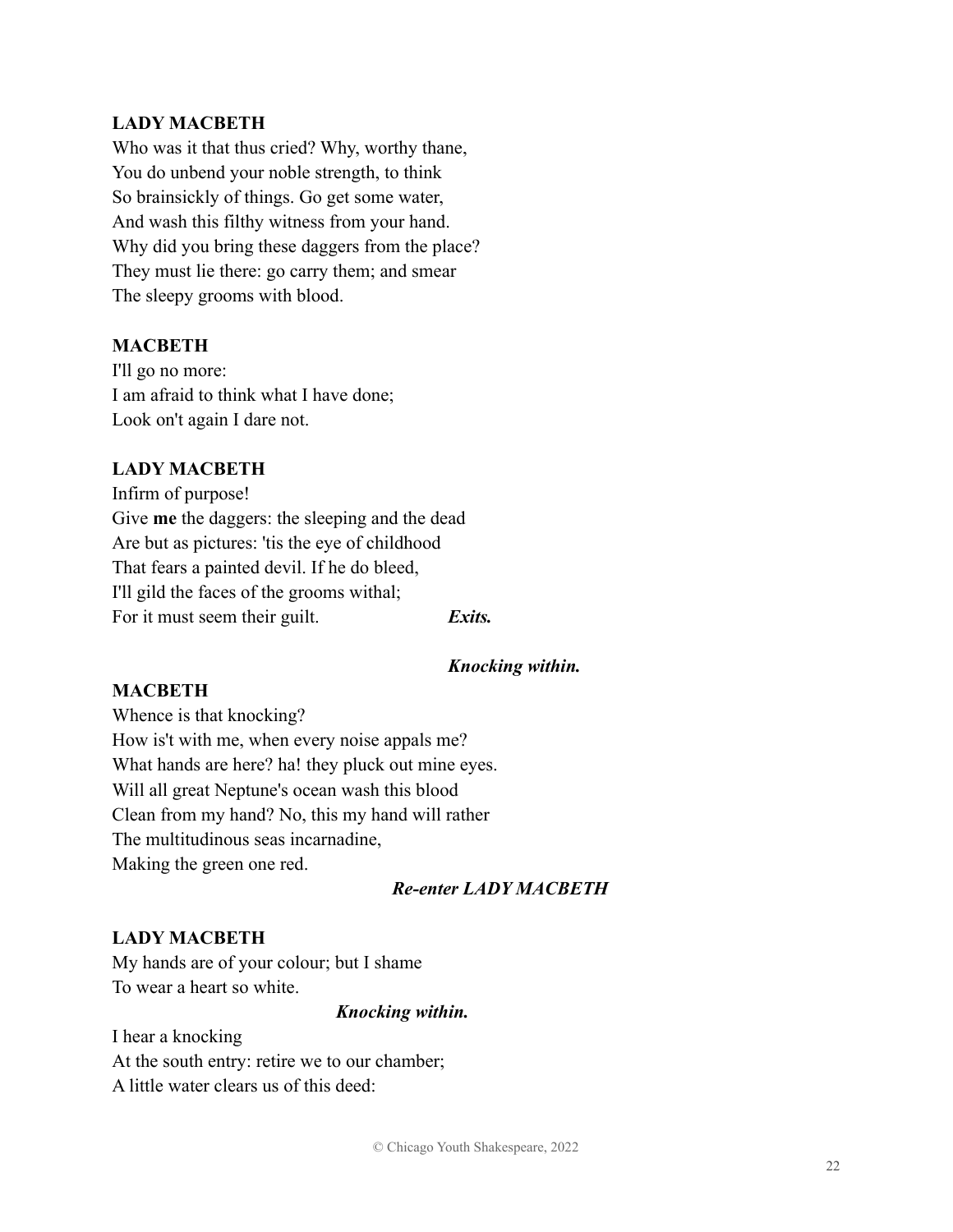**LADY MACBETH**
Who was it that thus cried? Why, worthy thane,
You do unbend your noble strength, to think
So brainsickly of things. Go get some water,
And wash this filthy witness from your hand.
Why did you bring these daggers from the place?
They must lie there: go carry them; and smear
The sleepy grooms with blood.

**MACBETH**
I'll go no more:
I am afraid to think what I have done;
Look on't again I dare not.

**LADY MACBETH**
Infirm of purpose!
Give **me** the daggers: the sleeping and the dead
Are but as pictures: 'tis the eye of childhood
That fears a painted devil. If he do bleed,
I'll gild the faces of the grooms withal;
For it must seem their guilt. ***Exits.***

***Knocking within.***

**MACBETH**
Whence is that knocking?
How is't with me, when every noise appals me?
What hands are here? ha! they pluck out mine eyes.
Will all great Neptune's ocean wash this blood
Clean from my hand? No, this my hand will rather
The multitudinous seas incarnadine,
Making the green one red.

***Re-enter LADY MACBETH***

**LADY MACBETH**
My hands are of your colour; but I shame
To wear a heart so white.

***Knocking within.***

I hear a knocking
At the south entry: retire we to our chamber;
A little water clears us of this deed:

© Chicago Youth Shakespeare, 2022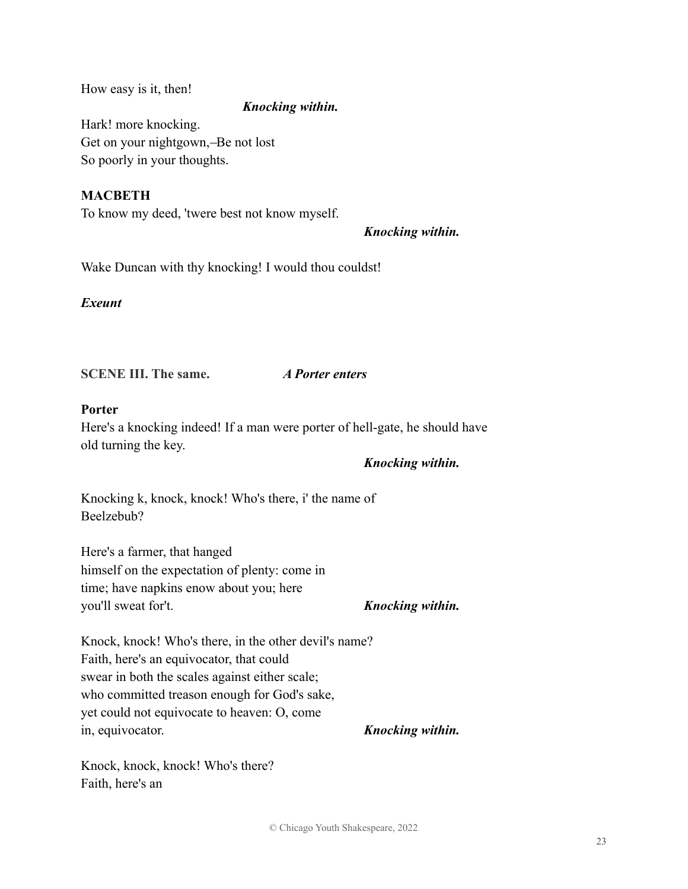How easy is it, then!

***Knocking within.***

Hark! more knocking.
Get on your nightgown,–Be not lost
So poorly in your thoughts.

**MACBETH**
To know my deed, 'twere best not know myself.

***Knocking within.***

Wake Duncan with thy knocking! I would thou couldst!

***Exeunt***

**SCENE III. The same.** ***A Porter enters***

**Porter**
Here's a knocking indeed! If a man were porter of hell-gate, he should have old turning the key.

***Knocking within.***

Knocking k, knock, knock! Who's there, i' the name of Beelzebub?

Here's a farmer, that hanged
himself on the expectation of plenty: come in
time; have napkins enow about you; here
you'll sweat for't. ***Knocking within.***

Knock, knock! Who's there, in the other devil's name?
Faith, here's an equivocator, that could
swear in both the scales against either scale;
who committed treason enough for God's sake,
yet could not equivocate to heaven: O, come
in, equivocator. ***Knocking within.***

Knock, knock, knock! Who's there?
Faith, here's an

© Chicago Youth Shakespeare, 2022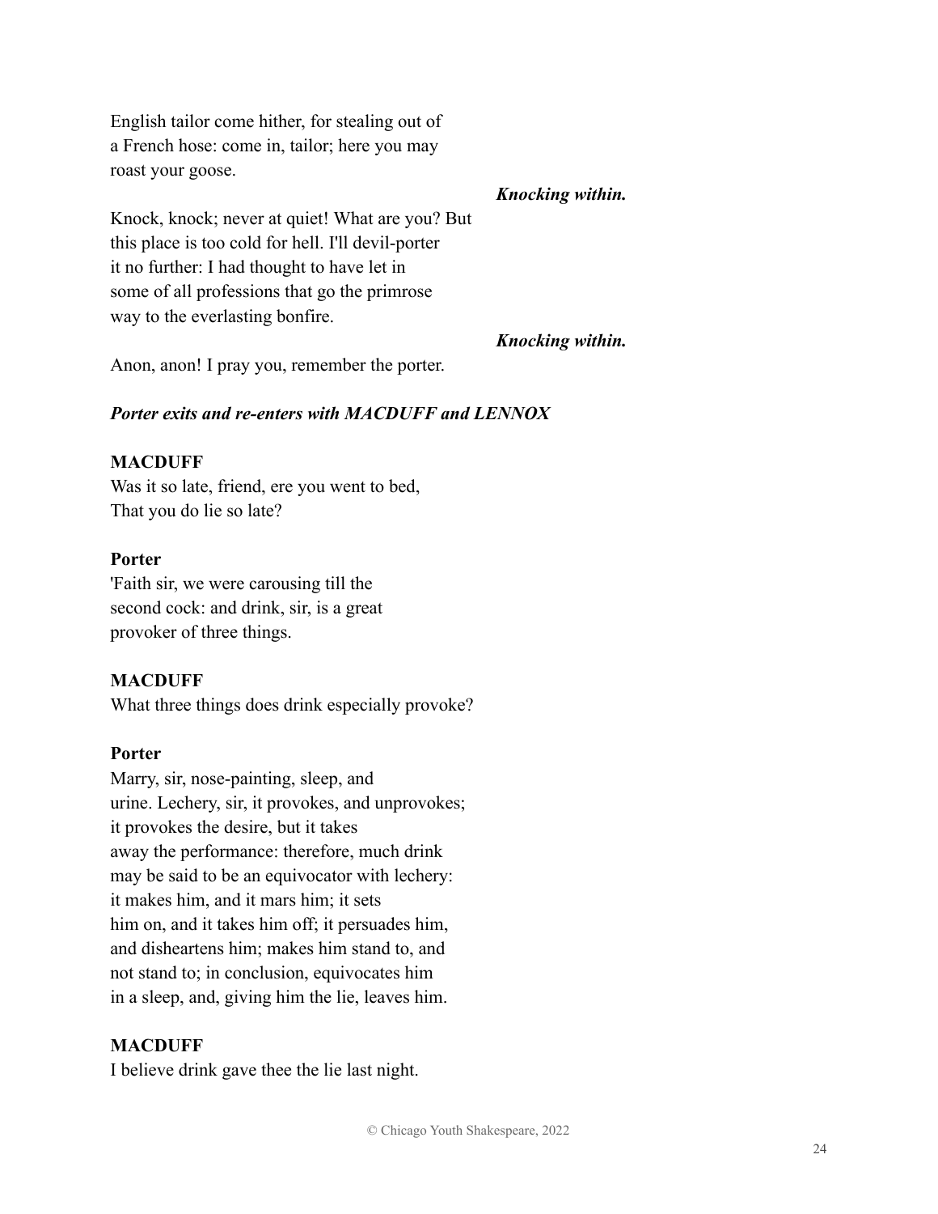English tailor come hither, for stealing out of
a French hose: come in, tailor; here you may
roast your goose.

***Knocking within.***

Knock, knock; never at quiet! What are you? But
this place is too cold for hell. I'll devil-porter
it no further: I had thought to have let in
some of all professions that go the primrose
way to the everlasting bonfire.

***Knocking within.***

Anon, anon! I pray you, remember the porter.

***Porter exits and re-enters with MACDUFF and LENNOX***

**MACDUFF**
Was it so late, friend, ere you went to bed,
That you do lie so late?

**Porter**
'Faith sir, we were carousing till the
second cock: and drink, sir, is a great
provoker of three things.

**MACDUFF**
What three things does drink especially provoke?

**Porter**
Marry, sir, nose-painting, sleep, and
urine. Lechery, sir, it provokes, and unprovokes;
it provokes the desire, but it takes
away the performance: therefore, much drink
may be said to be an equivocator with lechery:
it makes him, and it mars him; it sets
him on, and it takes him off; it persuades him,
and disheartens him; makes him stand to, and
not stand to; in conclusion, equivocates him
in a sleep, and, giving him the lie, leaves him.

**MACDUFF**
I believe drink gave thee the lie last night.

© Chicago Youth Shakespeare, 2022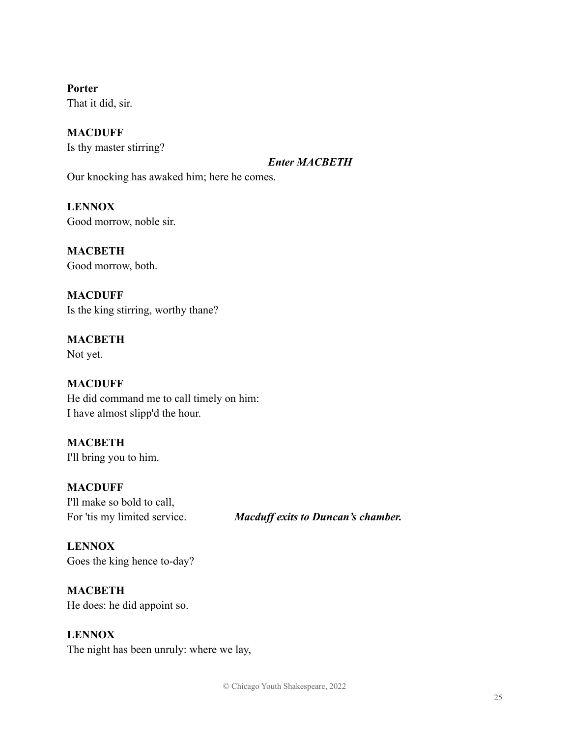**Porter**
That it did, sir.

**MACDUFF**
Is thy master stirring?

***Enter MACBETH***

Our knocking has awaked him; here he comes.

**LENNOX**
Good morrow, noble sir.

**MACBETH**
Good morrow, both.

**MACDUFF**
Is the king stirring, worthy thane?

**MACBETH**
Not yet.

**MACDUFF**
He did command me to call timely on him:
I have almost slipp'd the hour.

**MACBETH**
I'll bring you to him.

**MACDUFF**
I'll make so bold to call,
For 'tis my limited service. ***Macduff exits to Duncan's chamber.***

**LENNOX**
Goes the king hence to-day?

**MACBETH**
He does: he did appoint so.

**LENNOX**
The night has been unruly: where we lay,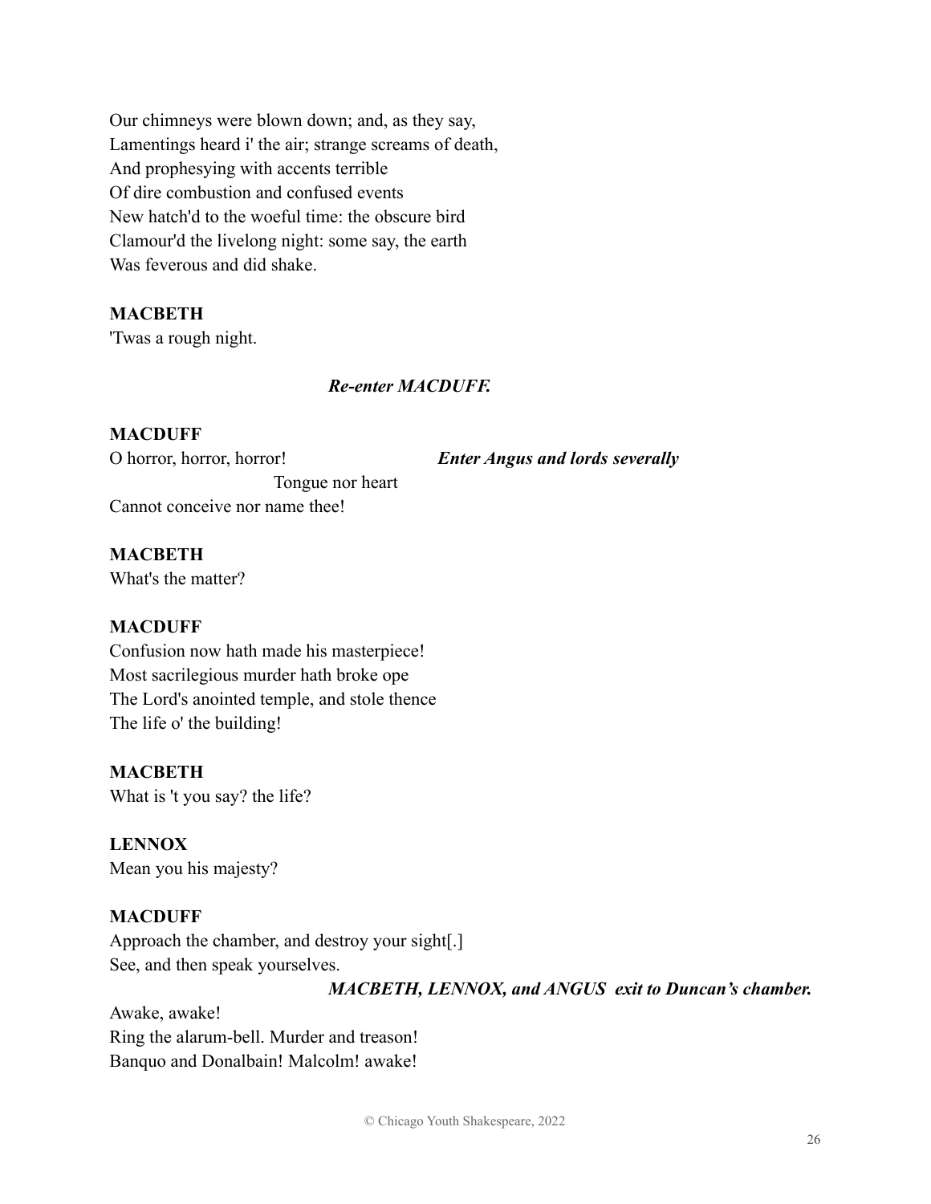Our chimneys were blown down; and, as they say,
Lamentings heard i' the air; strange screams of death,
And prophesying with accents terrible
Of dire combustion and confused events
New hatch'd to the woeful time: the obscure bird
Clamour'd the livelong night: some say, the earth
Was feverous and did shake.

**MACBETH**
'Twas a rough night.

***Re-enter MACDUFF.***

**MACDUFF**
O horror, horror, horror! ***Enter Angus and lords severally***
Tongue nor heart
Cannot conceive nor name thee!

**MACBETH**
What's the matter?

**MACDUFF**
Confusion now hath made his masterpiece!
Most sacrilegious murder hath broke ope
The Lord's anointed temple, and stole thence
The life o' the building!

**MACBETH**
What is 't you say? the life?

**LENNOX**
Mean you his majesty?

**MACDUFF**
Approach the chamber, and destroy your sight[.]
See, and then speak yourselves.

***MACBETH, LENNOX, and ANGUS exit to Duncan's chamber.***

Awake, awake!
Ring the alarum-bell. Murder and treason!
Banquo and Donalbain! Malcolm! awake!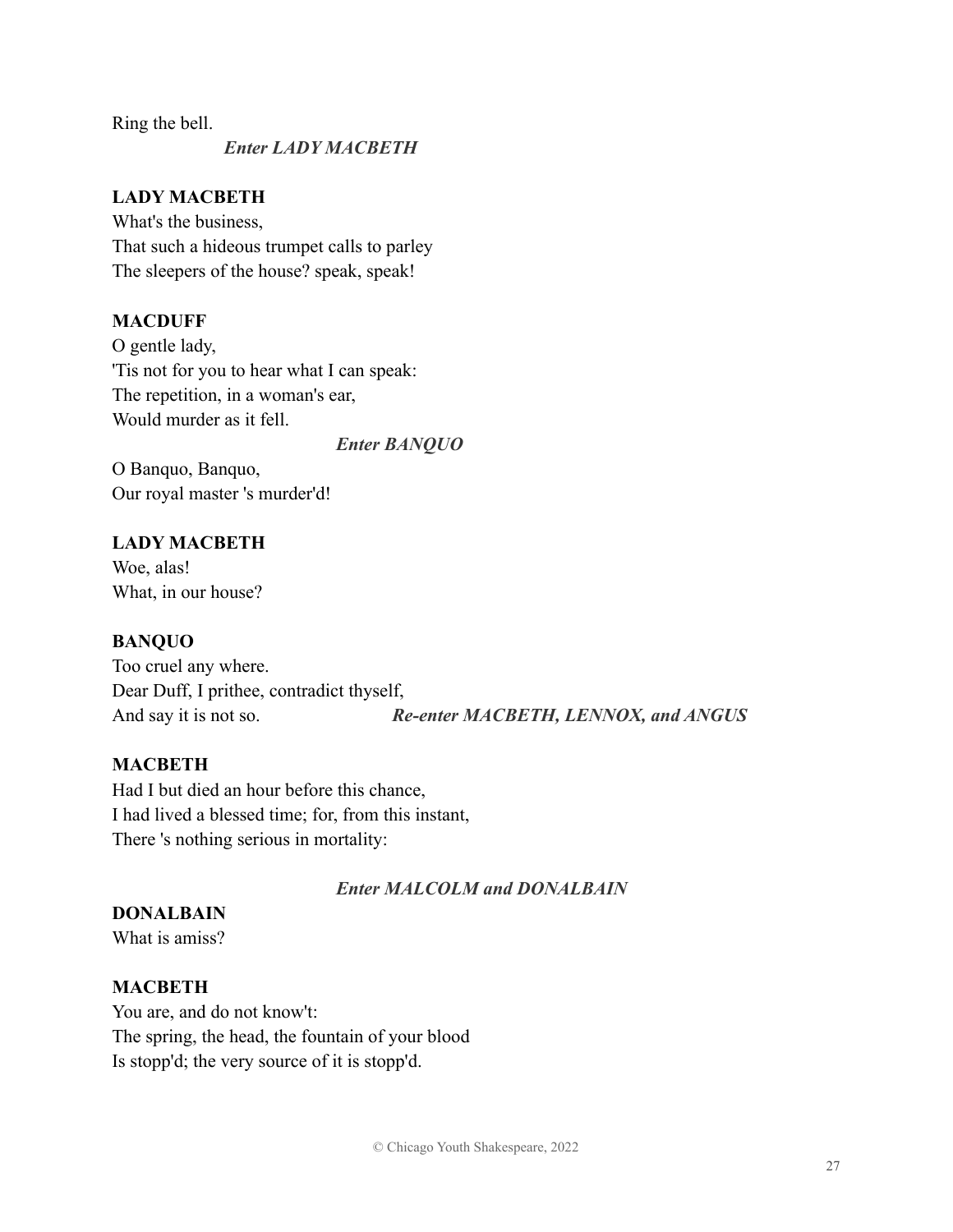Ring the bell.

*Enter LADY MACBETH*

**LADY MACBETH**
What's the business,
That such a hideous trumpet calls to parley
The sleepers of the house? speak, speak!

**MACDUFF**
O gentle lady,
'Tis not for you to hear what I can speak:
The repetition, in a woman's ear,
Would murder as it fell.

*Enter BANQUO*

O Banquo, Banquo,
Our royal master 's murder'd!

**LADY MACBETH**
Woe, alas!
What, in our house?

**BANQUO**
Too cruel any where.
Dear Duff, I prithee, contradict thyself,
And say it is not so.

*Re-enter MACBETH, LENNOX, and ANGUS*

**MACBETH**
Had I but died an hour before this chance,
I had lived a blessed time; for, from this instant,
There 's nothing serious in mortality:

*Enter MALCOLM and DONALBAIN*

**DONALBAIN**
What is amiss?

**MACBETH**
You are, and do not know't:
The spring, the head, the fountain of your blood
Is stopp'd; the very source of it is stopp'd.

© Chicago Youth Shakespeare, 2022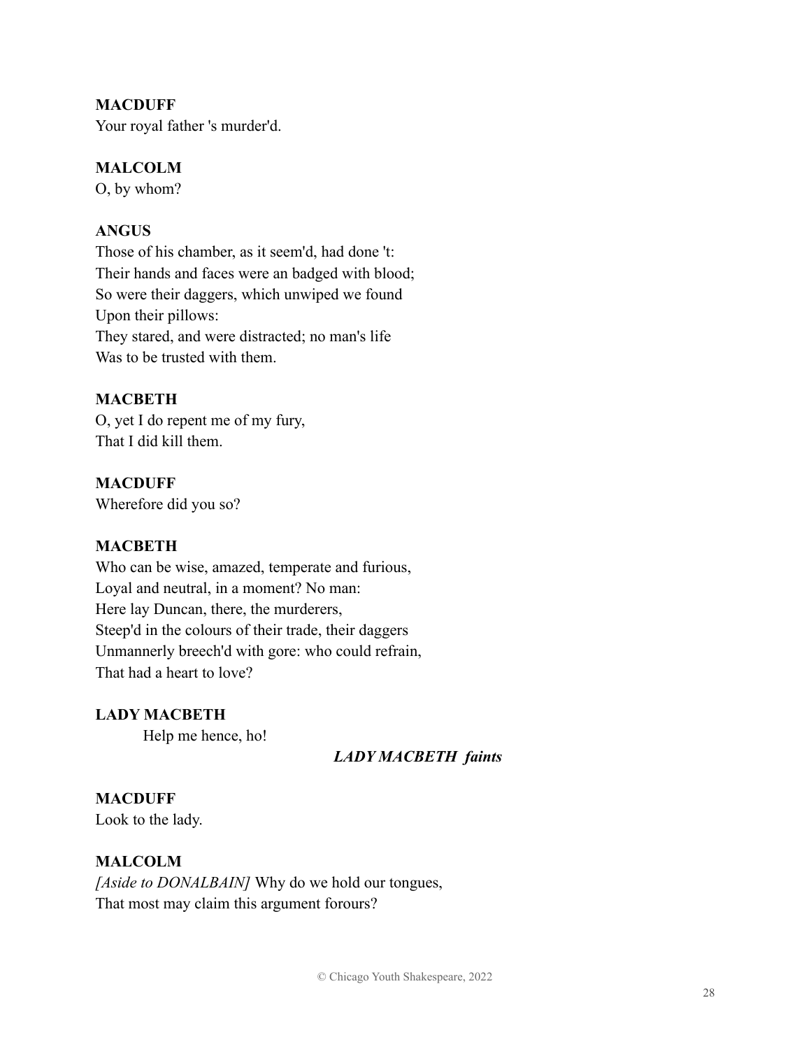**MACDUFF**
Your royal father 's murder'd.

**MALCOLM**
O, by whom?

**ANGUS**
Those of his chamber, as it seem'd, had done 't:
Their hands and faces were an badged with blood;
So were their daggers, which unwiped we found
Upon their pillows:
They stared, and were distracted; no man's life
Was to be trusted with them.

**MACBETH**
O, yet I do repent me of my fury,
That I did kill them.

**MACDUFF**
Wherefore did you so?

**MACBETH**
Who can be wise, amazed, temperate and furious,
Loyal and neutral, in a moment? No man:
Here lay Duncan, there, the murderers,
Steep'd in the colours of their trade, their daggers
Unmannerly breech'd with gore: who could refrain,
That had a heart to love?

**LADY MACBETH**
Help me hence, ho!

***LADY MACBETH faints***

**MACDUFF**
Look to the lady.

**MALCOLM**
*[Aside to DONALBAIN]* Why do we hold our tongues,
That most may claim this argument forours?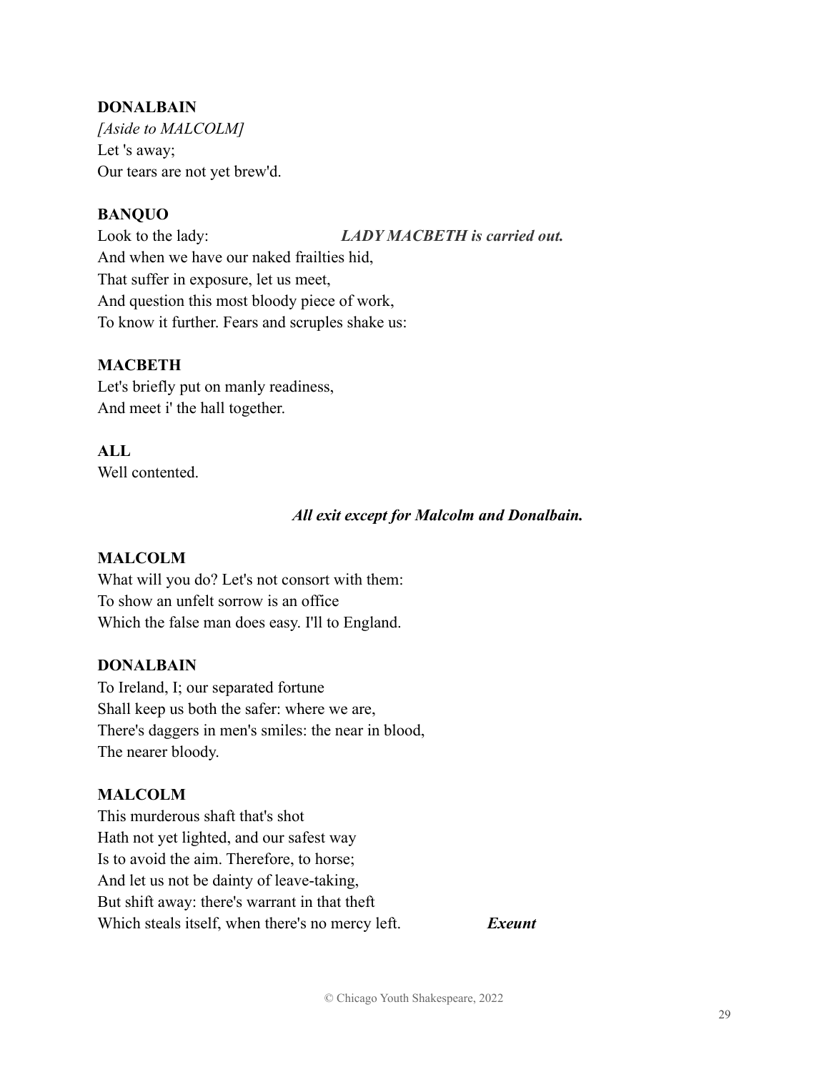**DONALBAIN**
*[Aside to MALCOLM]*
Let 's away;
Our tears are not yet brew'd.

**BANQUO**
Look to the lady: ***LADY MACBETH is carried out.***
And when we have our naked frailties hid,
That suffer in exposure, let us meet,
And question this most bloody piece of work,
To know it further. Fears and scruples shake us:

**MACBETH**
Let's briefly put on manly readiness,
And meet i' the hall together.

**ALL**
Well contented.

***All exit except for Malcolm and Donalbain.***

**MALCOLM**
What will you do? Let's not consort with them:
To show an unfelt sorrow is an office
Which the false man does easy. I'll to England.

**DONALBAIN**
To Ireland, I; our separated fortune
Shall keep us both the safer: where we are,
There's daggers in men's smiles: the near in blood,
The nearer bloody.

**MALCOLM**
This murderous shaft that's shot
Hath not yet lighted, and our safest way
Is to avoid the aim. Therefore, to horse;
And let us not be dainty of leave-taking,
But shift away: there's warrant in that theft
Which steals itself, when there's no mercy left. ***Exeunt***

© Chicago Youth Shakespeare, 2022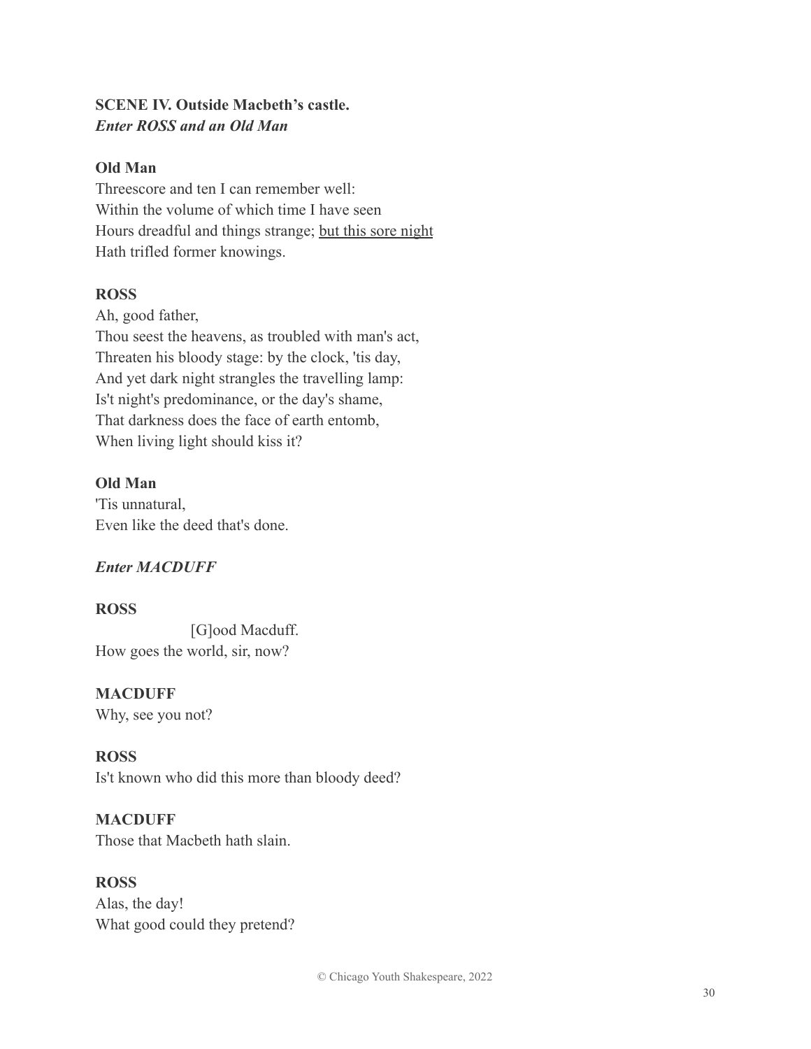**SCENE IV. Outside Macbeth's castle.**
***Enter ROSS and an Old Man***

**Old Man**
Threescore and ten I can remember well:
Within the volume of which time I have seen
Hours dreadful and things strange; <u>but this sore night</u>
Hath trifled former knowings.

**ROSS**
Ah, good father,
Thou seest the heavens, as troubled with man's act,
Threaten his bloody stage: by the clock, 'tis day,
And yet dark night strangles the travelling lamp:
Is't night's predominance, or the day's shame,
That darkness does the face of earth entomb,
When living light should kiss it?

**Old Man**
'Tis unnatural,
Even like the deed that's done.

***Enter MACDUFF***

**ROSS**
[G]ood Macduff.
How goes the world, sir, now?

**MACDUFF**
Why, see you not?

**ROSS**
Is't known who did this more than bloody deed?

**MACDUFF**
Those that Macbeth hath slain.

**ROSS**
Alas, the day!
What good could they pretend?

© Chicago Youth Shakespeare, 2022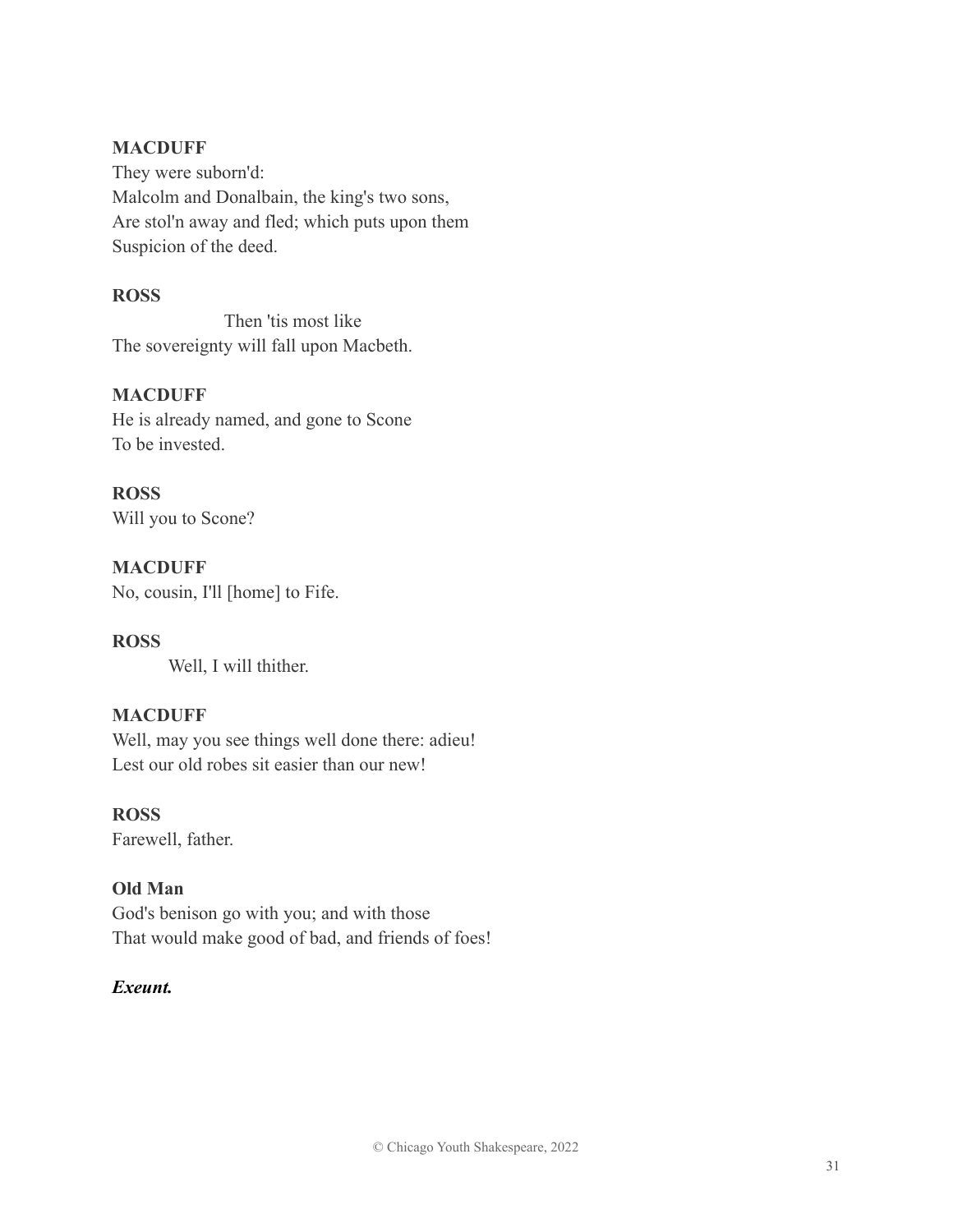**MACDUFF**
They were suborn'd:
Malcolm and Donalbain, the king's two sons,
Are stol'n away and fled; which puts upon them
Suspicion of the deed.

**ROSS**
Then 'tis most like
The sovereignty will fall upon Macbeth.

**MACDUFF**
He is already named, and gone to Scone
To be invested.

**ROSS**
Will you to Scone?

**MACDUFF**
No, cousin, I'll [home] to Fife.

**ROSS**
Well, I will thither.

**MACDUFF**
Well, may you see things well done there: adieu!
Lest our old robes sit easier than our new!

**ROSS**
Farewell, father.

**Old Man**
God's benison go with you; and with those
That would make good of bad, and friends of foes!

***Exeunt.***

© Chicago Youth Shakespeare, 2022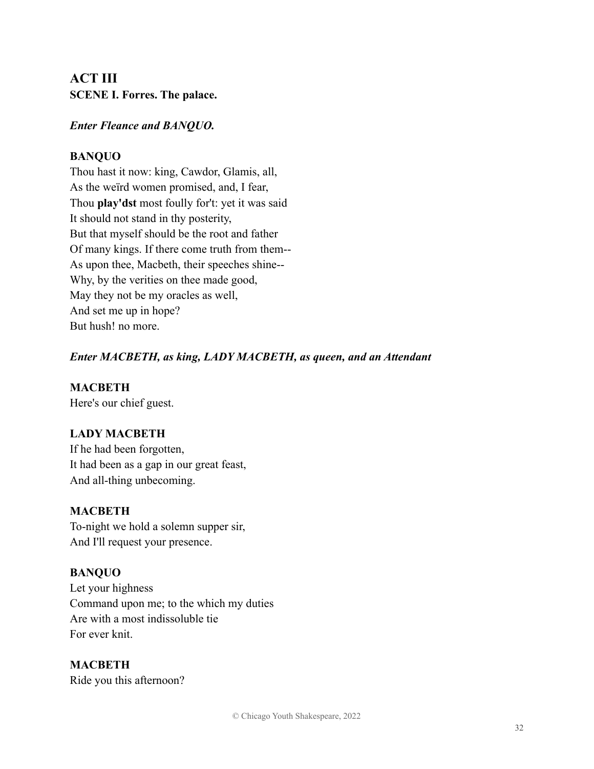## ACT III
**SCENE I. Forres. The palace.**

***Enter Fleance and BANQUO.***

**BANQUO**
Thou hast it now: king, Cawdor, Glamis, all,
As the weïrd women promised, and, I fear,
Thou **play'dst** most foully for't: yet it was said
It should not stand in thy posterity,
But that myself should be the root and father
Of many kings. If there come truth from them--
As upon thee, Macbeth, their speeches shine--
Why, by the verities on thee made good,
May they not be my oracles as well,
And set me up in hope?
But hush! no more.

***Enter MACBETH, as king, LADY MACBETH, as queen, and an Attendant***

**MACBETH**
Here's our chief guest.

**LADY MACBETH**
If he had been forgotten,
It had been as a gap in our great feast,
And all-thing unbecoming.

**MACBETH**
To-night we hold a solemn supper sir,
And I'll request your presence.

**BANQUO**
Let your highness
Command upon me; to the which my duties
Are with a most indissoluble tie
For ever knit.

**MACBETH**
Ride you this afternoon?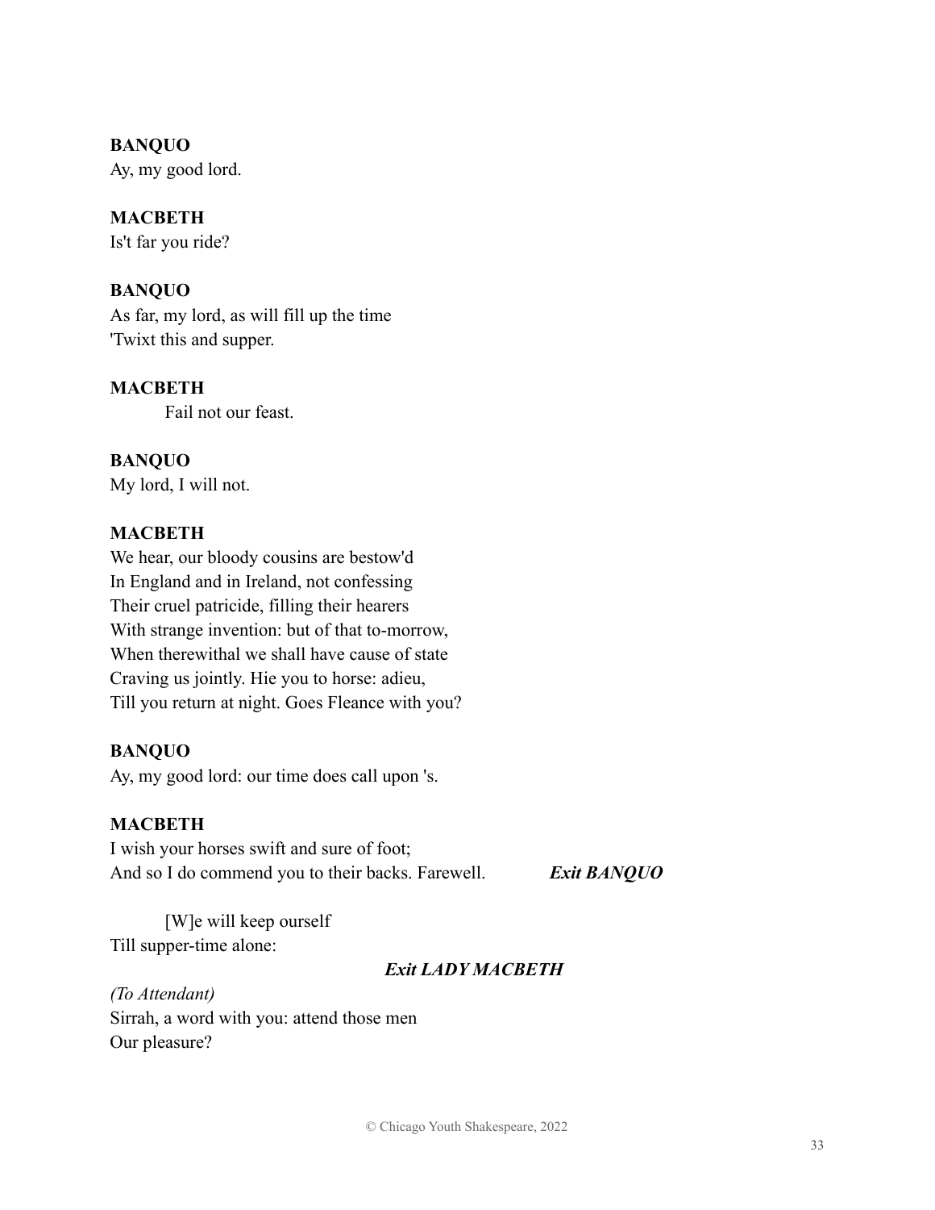**BANQUO**
Ay, my good lord.

**MACBETH**
Is't far you ride?

**BANQUO**
As far, my lord, as will fill up the time
'Twixt this and supper.

**MACBETH**
Fail not our feast.

**BANQUO**
My lord, I will not.

**MACBETH**
We hear, our bloody cousins are bestow'd
In England and in Ireland, not confessing
Their cruel patricide, filling their hearers
With strange invention: but of that to-morrow,
When therewithal we shall have cause of state
Craving us jointly. Hie you to horse: adieu,
Till you return at night. Goes Fleance with you?

**BANQUO**
Ay, my good lord: our time does call upon 's.

**MACBETH**
I wish your horses swift and sure of foot;
And so I do commend you to their backs. Farewell. ***Exit BANQUO***

[W]e will keep ourself
Till supper-time alone:

***Exit LADY MACBETH***

*(To Attendant)*
Sirrah, a word with you: attend those men
Our pleasure?

© Chicago Youth Shakespeare, 2022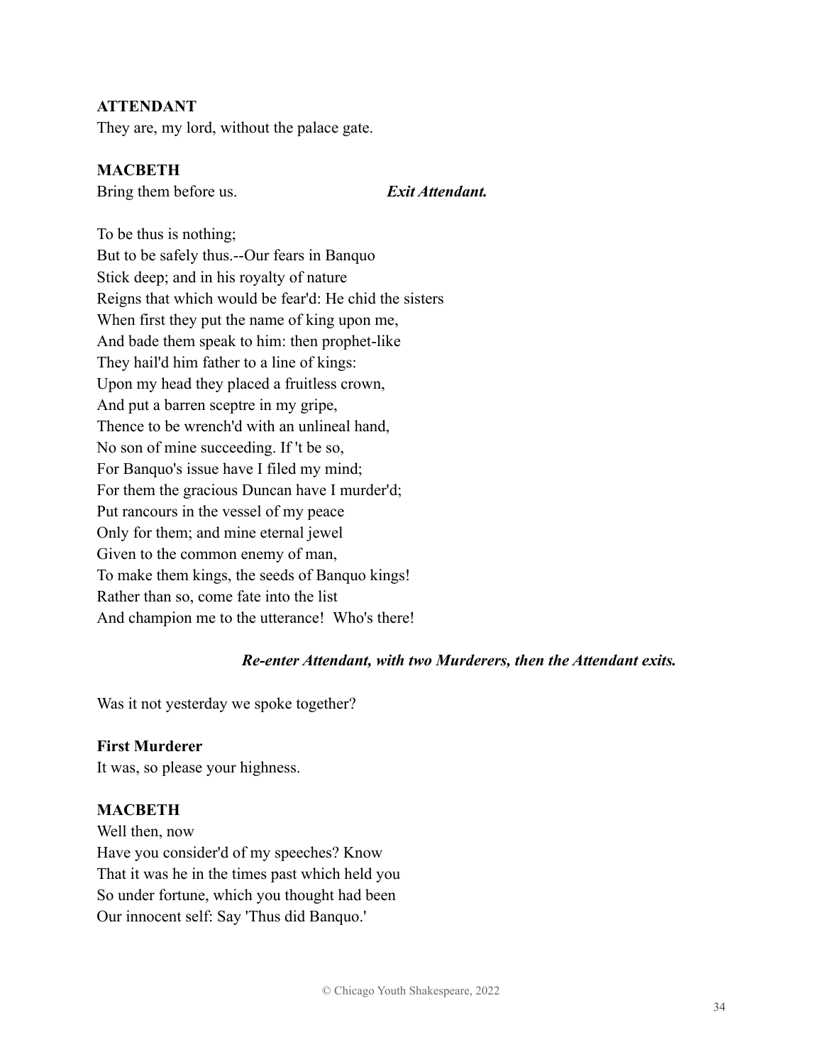**ATTENDANT**
They are, my lord, without the palace gate.

**MACBETH**
Bring them before us. ***Exit Attendant.***

To be thus is nothing;
But to be safely thus.--Our fears in Banquo
Stick deep; and in his royalty of nature
Reigns that which would be fear'd: He chid the sisters
When first they put the name of king upon me,
And bade them speak to him: then prophet-like
They hail'd him father to a line of kings:
Upon my head they placed a fruitless crown,
And put a barren sceptre in my gripe,
Thence to be wrench'd with an unlineal hand,
No son of mine succeeding. If 't be so,
For Banquo's issue have I filed my mind;
For them the gracious Duncan have I murder'd;
Put rancours in the vessel of my peace
Only for them; and mine eternal jewel
Given to the common enemy of man,
To make them kings, the seeds of Banquo kings!
Rather than so, come fate into the list
And champion me to the utterance! Who's there!

***Re-enter Attendant, with two Murderers, then the Attendant exits.***

Was it not yesterday we spoke together?

**First Murderer**
It was, so please your highness.

**MACBETH**
Well then, now
Have you consider'd of my speeches? Know
That it was he in the times past which held you
So under fortune, which you thought had been
Our innocent self: Say 'Thus did Banquo.'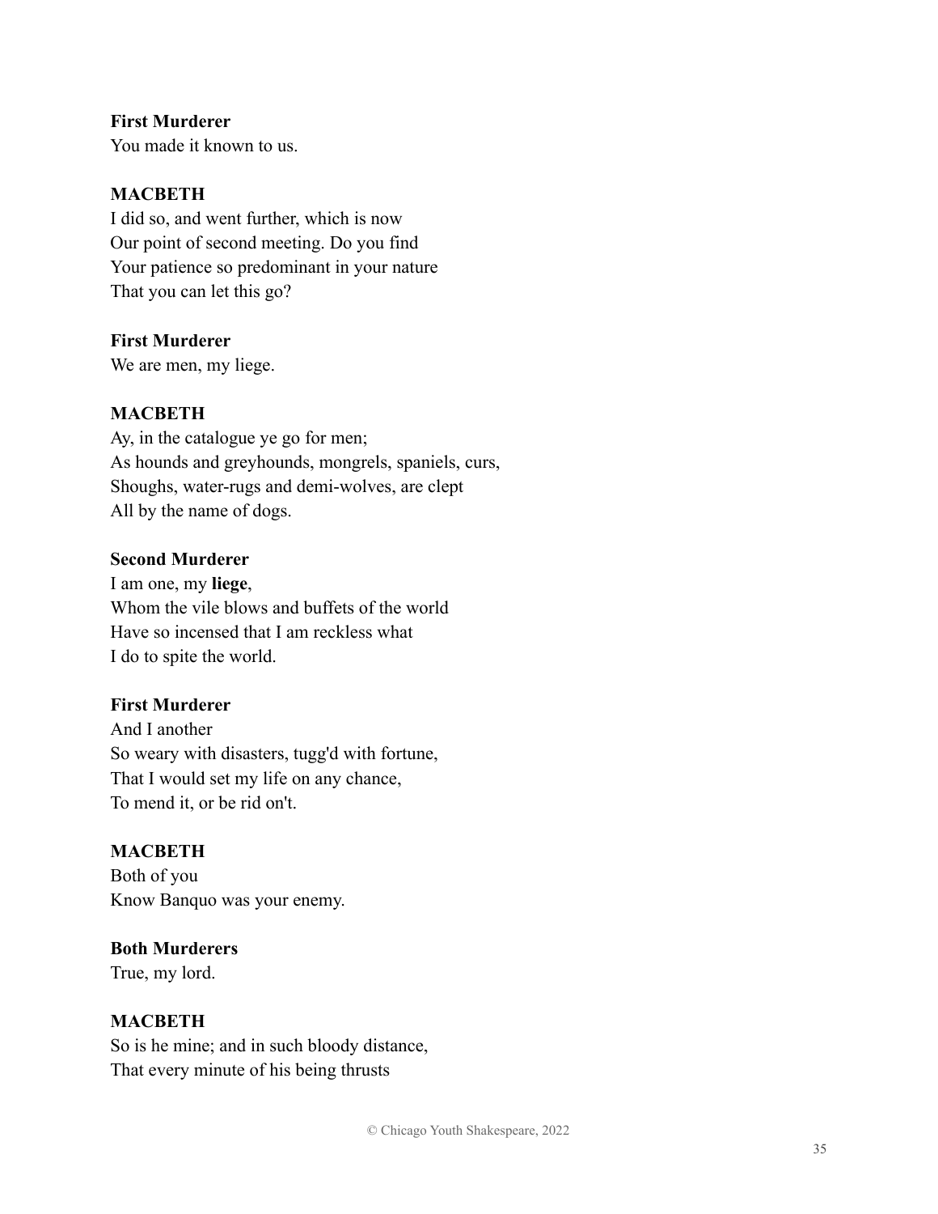**First Murderer**
You made it known to us.

**MACBETH**
I did so, and went further, which is now
Our point of second meeting. Do you find
Your patience so predominant in your nature
That you can let this go?

**First Murderer**
We are men, my liege.

**MACBETH**
Ay, in the catalogue ye go for men;
As hounds and greyhounds, mongrels, spaniels, curs,
Shoughs, water-rugs and demi-wolves, are clept
All by the name of dogs.

**Second Murderer**
I am one, my **liege**,
Whom the vile blows and buffets of the world
Have so incensed that I am reckless what
I do to spite the world.

**First Murderer**
And I another
So weary with disasters, tugg'd with fortune,
That I would set my life on any chance,
To mend it, or be rid on't.

**MACBETH**
Both of you
Know Banquo was your enemy.

**Both Murderers**
True, my lord.

**MACBETH**
So is he mine; and in such bloody distance,
That every minute of his being thrusts

© Chicago Youth Shakespeare, 2022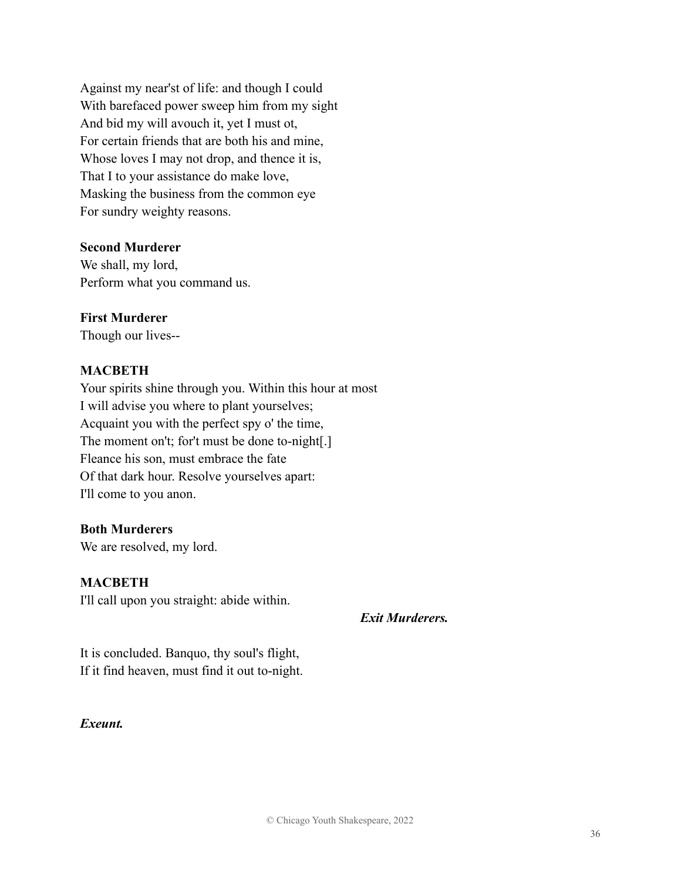Against my near'st of life: and though I could
With barefaced power sweep him from my sight
And bid my will avouch it, yet I must ot,
For certain friends that are both his and mine,
Whose loves I may not drop, and thence it is,
That I to your assistance do make love,
Masking the business from the common eye
For sundry weighty reasons.

**Second Murderer**
We shall, my lord,
Perform what you command us.

**First Murderer**
Though our lives--

**MACBETH**
Your spirits shine through you. Within this hour at most
I will advise you where to plant yourselves;
Acquaint you with the perfect spy o' the time,
The moment on't; for't must be done to-night[.]
Fleance his son, must embrace the fate
Of that dark hour. Resolve yourselves apart:
I'll come to you anon.

**Both Murderers**
We are resolved, my lord.

**MACBETH**
I'll call upon you straight: abide within.

***Exit Murderers.***

It is concluded. Banquo, thy soul's flight,
If it find heaven, must find it out to-night.

***Exeunt.***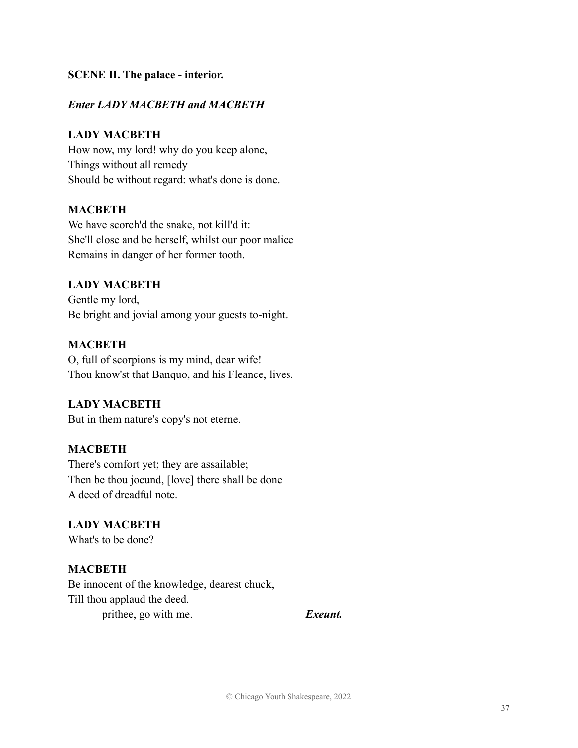**SCENE II. The palace - interior.**

***Enter LADY MACBETH and MACBETH***

**LADY MACBETH**
How now, my lord! why do you keep alone,
Things without all remedy
Should be without regard: what's done is done.

**MACBETH**
We have scorch'd the snake, not kill'd it:
She'll close and be herself, whilst our poor malice
Remains in danger of her former tooth.

**LADY MACBETH**
Gentle my lord,
Be bright and jovial among your guests to-night.

**MACBETH**
O, full of scorpions is my mind, dear wife!
Thou know'st that Banquo, and his Fleance, lives.

**LADY MACBETH**
But in them nature's copy's not eterne.

**MACBETH**
There's comfort yet; they are assailable;
Then be thou jocund, [love] there shall be done
A deed of dreadful note.

**LADY MACBETH**
What's to be done?

**MACBETH**
Be innocent of the knowledge, dearest chuck,
Till thou applaud the deed.
prithee, go with me. ***Exeunt.***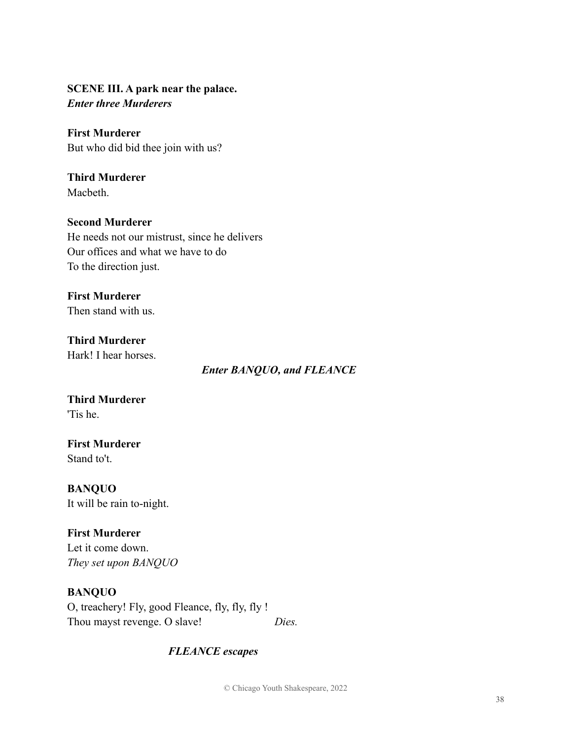**SCENE III. A park near the palace.**
***Enter three Murderers***

**First Murderer**
But who did bid thee join with us?

**Third Murderer**
Macbeth.

**Second Murderer**
He needs not our mistrust, since he delivers
Our offices and what we have to do
To the direction just.

**First Murderer**
Then stand with us.

**Third Murderer**
Hark! I hear horses.

***Enter BANQUO, and FLEANCE***

**Third Murderer**
'Tis he.

**First Murderer**
Stand to't.

**BANQUO**
It will be rain to-night.

**First Murderer**
Let it come down.
*They set upon BANQUO*

**BANQUO**
O, treachery! Fly, good Fleance, fly, fly, fly !
Thou mayst revenge. O slave! *Dies.*

***FLEANCE escapes***

© Chicago Youth Shakespeare, 2022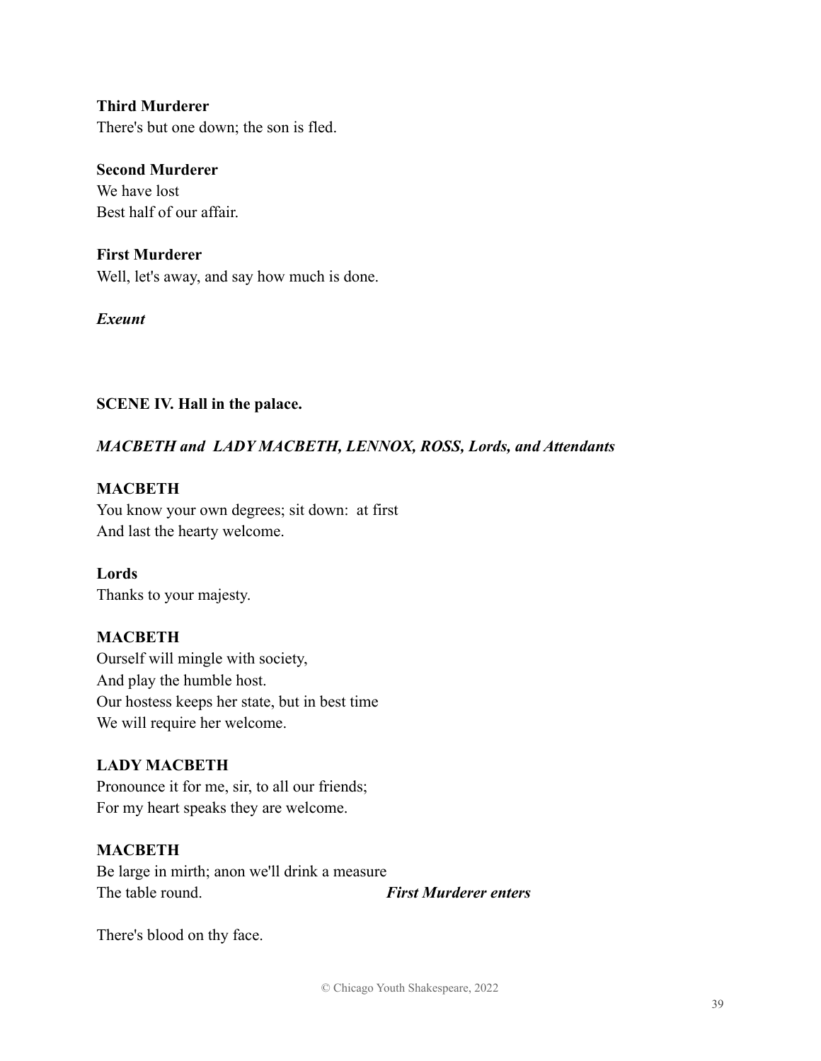**Third Murderer**
There's but one down; the son is fled.

**Second Murderer**
We have lost
Best half of our affair.

**First Murderer**
Well, let's away, and say how much is done.

***Exeunt***

**SCENE IV. Hall in the palace.**

***MACBETH and LADY MACBETH, LENNOX, ROSS, Lords, and Attendants***

**MACBETH**
You know your own degrees; sit down: at first
And last the hearty welcome.

**Lords**
Thanks to your majesty.

**MACBETH**
Ourself will mingle with society,
And play the humble host.
Our hostess keeps her state, but in best time
We will require her welcome.

**LADY MACBETH**
Pronounce it for me, sir, to all our friends;
For my heart speaks they are welcome.

**MACBETH**
Be large in mirth; anon we'll drink a measure
The table round. ***First Murderer enters***

There's blood on thy face.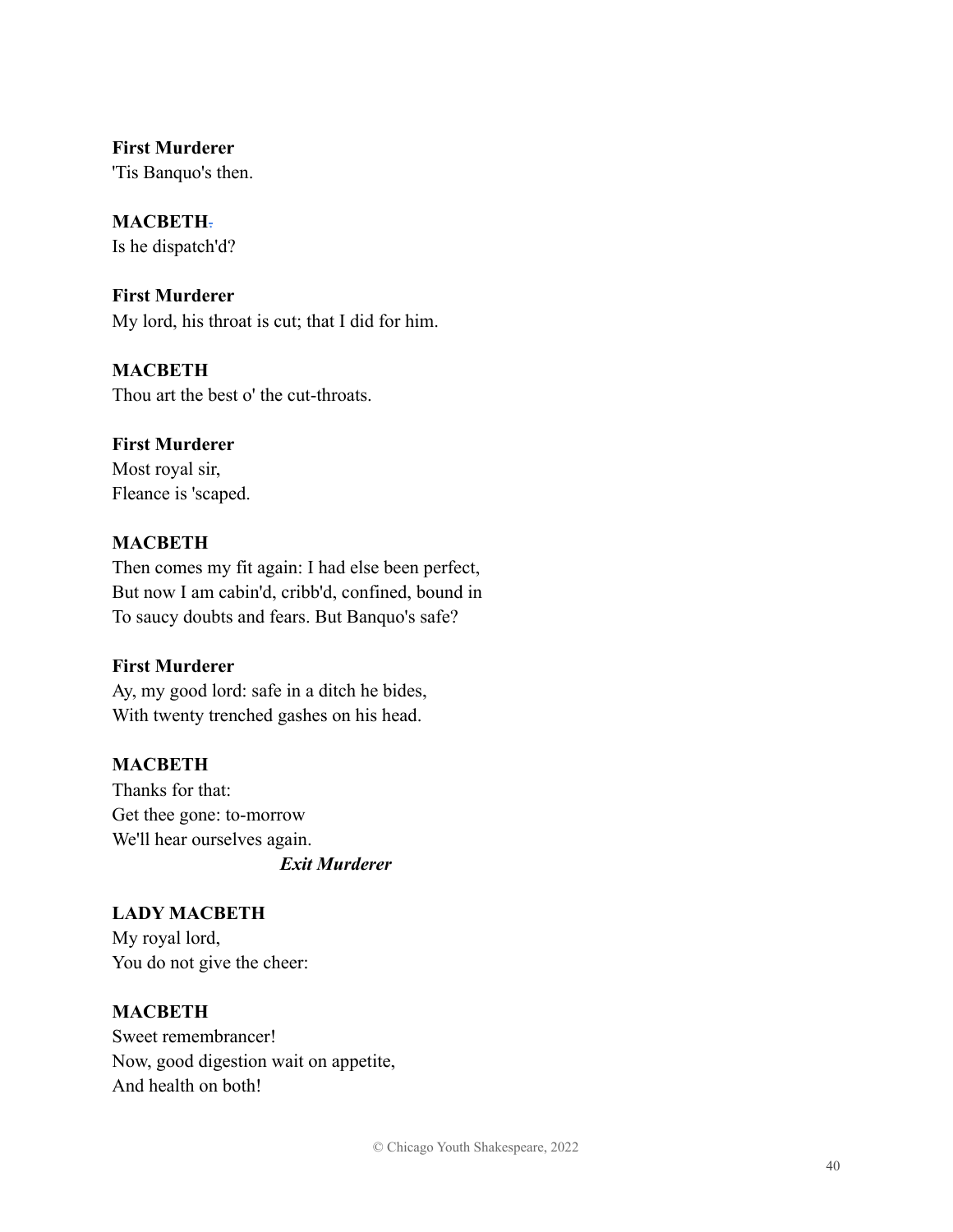**First Murderer**
'Tis Banquo's then.

**MACBETH**
Is he dispatch'd?

**First Murderer**
My lord, his throat is cut; that I did for him.

**MACBETH**
Thou art the best o' the cut-throats.

**First Murderer**
Most royal sir,
Fleance is 'scaped.

**MACBETH**
Then comes my fit again: I had else been perfect,
But now I am cabin'd, cribb'd, confined, bound in
To saucy doubts and fears. But Banquo's safe?

**First Murderer**
Ay, my good lord: safe in a ditch he bides,
With twenty trenched gashes on his head.

**MACBETH**
Thanks for that:
Get thee gone: to-morrow
We'll hear ourselves again.

***Exit Murderer***

**LADY MACBETH**
My royal lord,
You do not give the cheer:

**MACBETH**
Sweet remembrancer!
Now, good digestion wait on appetite,
And health on both!

© Chicago Youth Shakespeare, 2022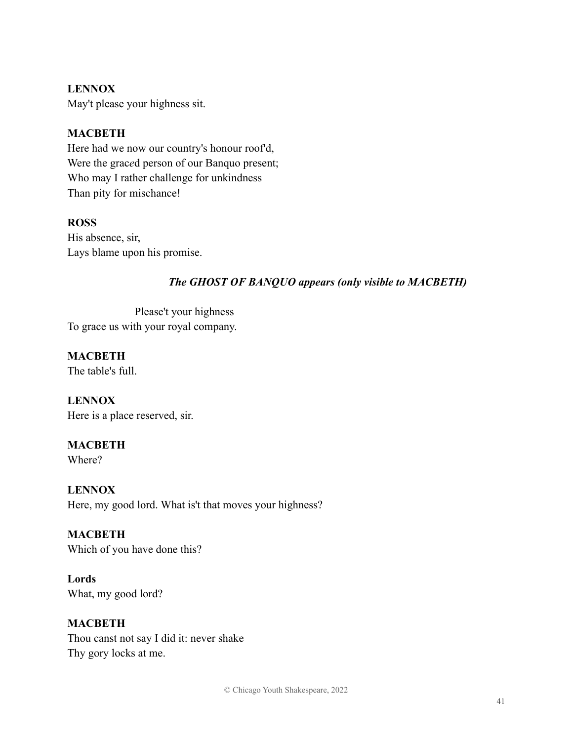**LENNOX**
May't please your highness sit.

**MACBETH**
Here had we now our country's honour roof'd,
Were the graced person of our Banquo present;
Who may I rather challenge for unkindness
Than pity for mischance!

**ROSS**
His absence, sir,
Lays blame upon his promise.

***The GHOST OF BANQUO appears (only visible to MACBETH)***

Please't your highness
To grace us with your royal company.

**MACBETH**
The table's full.

**LENNOX**
Here is a place reserved, sir.

**MACBETH**
Where?

**LENNOX**
Here, my good lord. What is't that moves your highness?

**MACBETH**
Which of you have done this?

**Lords**
What, my good lord?

**MACBETH**
Thou canst not say I did it: never shake
Thy gory locks at me.

© Chicago Youth Shakespeare, 2022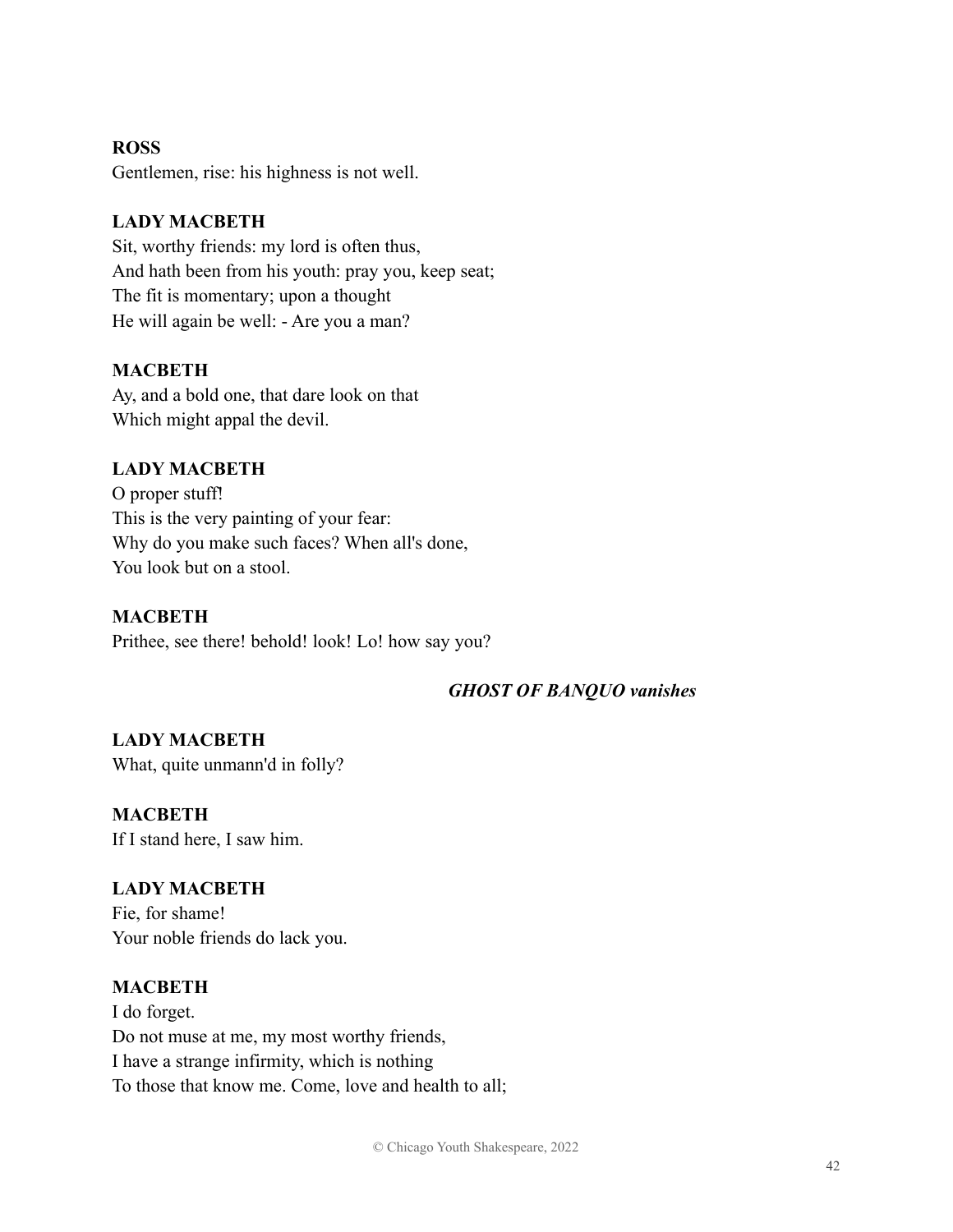**ROSS**
Gentlemen, rise: his highness is not well.

**LADY MACBETH**
Sit, worthy friends: my lord is often thus,
And hath been from his youth: pray you, keep seat;
The fit is momentary; upon a thought
He will again be well: - Are you a man?

**MACBETH**
Ay, and a bold one, that dare look on that
Which might appal the devil.

**LADY MACBETH**
O proper stuff!
This is the very painting of your fear:
Why do you make such faces? When all's done,
You look but on a stool.

**MACBETH**
Prithee, see there! behold! look! Lo! how say you?

***GHOST OF BANQUO vanishes***

**LADY MACBETH**
What, quite unmann'd in folly?

**MACBETH**
If I stand here, I saw him.

**LADY MACBETH**
Fie, for shame!
Your noble friends do lack you.

**MACBETH**
I do forget.
Do not muse at me, my most worthy friends,
I have a strange infirmity, which is nothing
To those that know me. Come, love and health to all;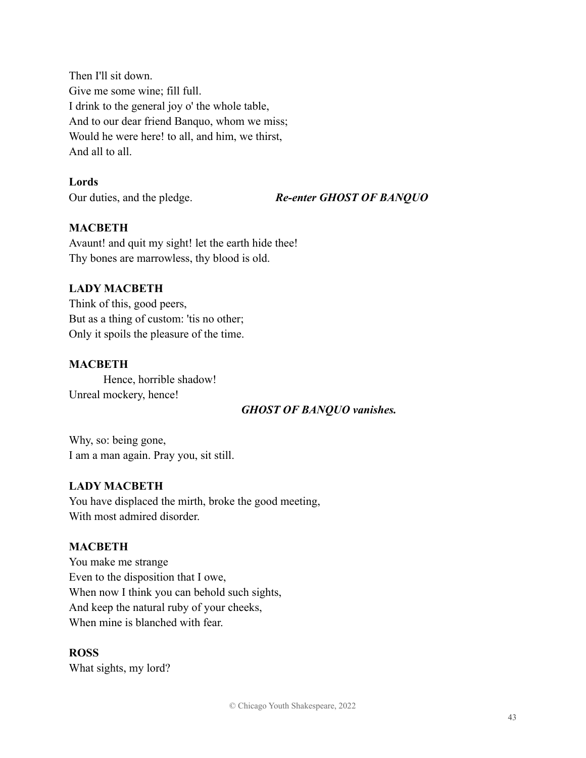Then I'll sit down.
Give me some wine; fill full.
I drink to the general joy o' the whole table,
And to our dear friend Banquo, whom we miss;
Would he were here! to all, and him, we thirst,
And all to all.

**Lords**
Our duties, and the pledge. ***Re-enter GHOST OF BANQUO***

**MACBETH**
Avaunt! and quit my sight! let the earth hide thee!
Thy bones are marrowless, thy blood is old.

**LADY MACBETH**
Think of this, good peers,
But as a thing of custom: 'tis no other;
Only it spoils the pleasure of the time.

**MACBETH**
Hence, horrible shadow!
Unreal mockery, hence!

***GHOST OF BANQUO vanishes.***

Why, so: being gone,
I am a man again. Pray you, sit still.

**LADY MACBETH**
You have displaced the mirth, broke the good meeting,
With most admired disorder.

**MACBETH**
You make me strange
Even to the disposition that I owe,
When now I think you can behold such sights,
And keep the natural ruby of your cheeks,
When mine is blanched with fear.

**ROSS**
What sights, my lord?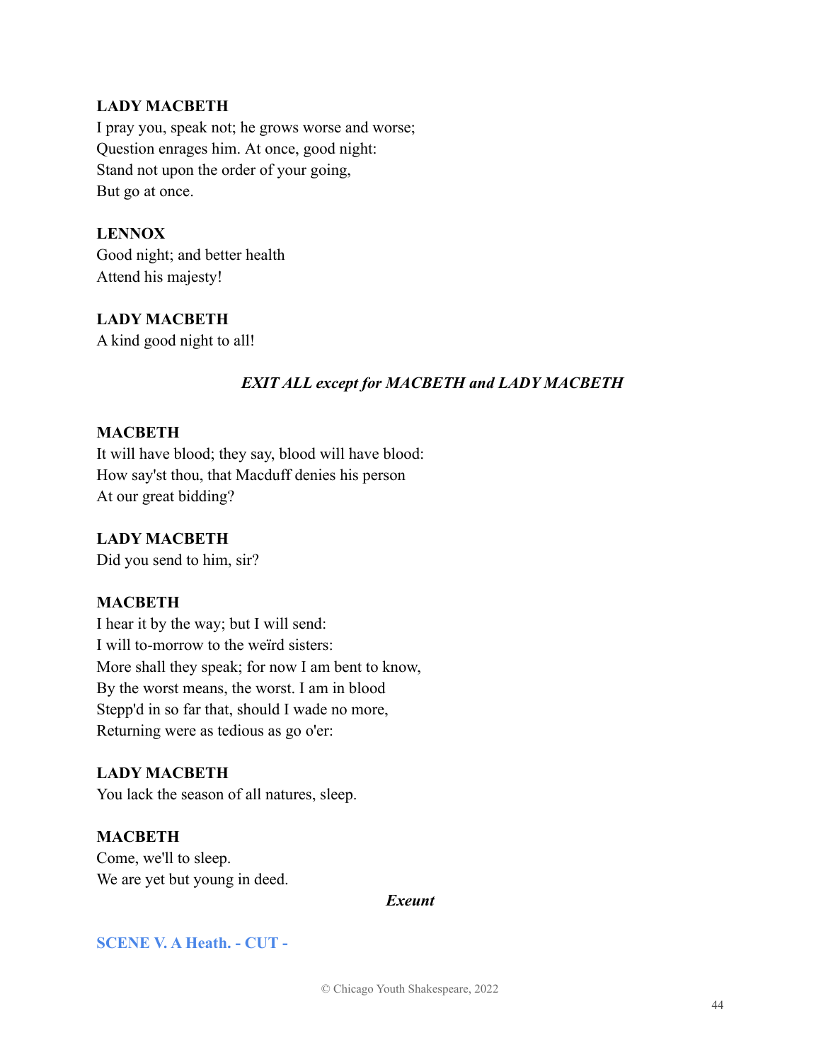**LADY MACBETH**
I pray you, speak not; he grows worse and worse;
Question enrages him. At once, good night:
Stand not upon the order of your going,
But go at once.

**LENNOX**
Good night; and better health
Attend his majesty!

**LADY MACBETH**
A kind good night to all!

***EXIT ALL except for MACBETH and LADY MACBETH***

**MACBETH**
It will have blood; they say, blood will have blood:
How say'st thou, that Macduff denies his person
At our great bidding?

**LADY MACBETH**
Did you send to him, sir?

**MACBETH**
I hear it by the way; but I will send:
I will to-morrow to the weïrd sisters:
More shall they speak; for now I am bent to know,
By the worst means, the worst. I am in blood
Stepp'd in so far that, should I wade no more,
Returning were as tedious as go o'er:

**LADY MACBETH**
You lack the season of all natures, sleep.

**MACBETH**
Come, we'll to sleep.
We are yet but young in deed.

***Exeunt***

**SCENE V. A Heath. - CUT -**

© Chicago Youth Shakespeare, 2022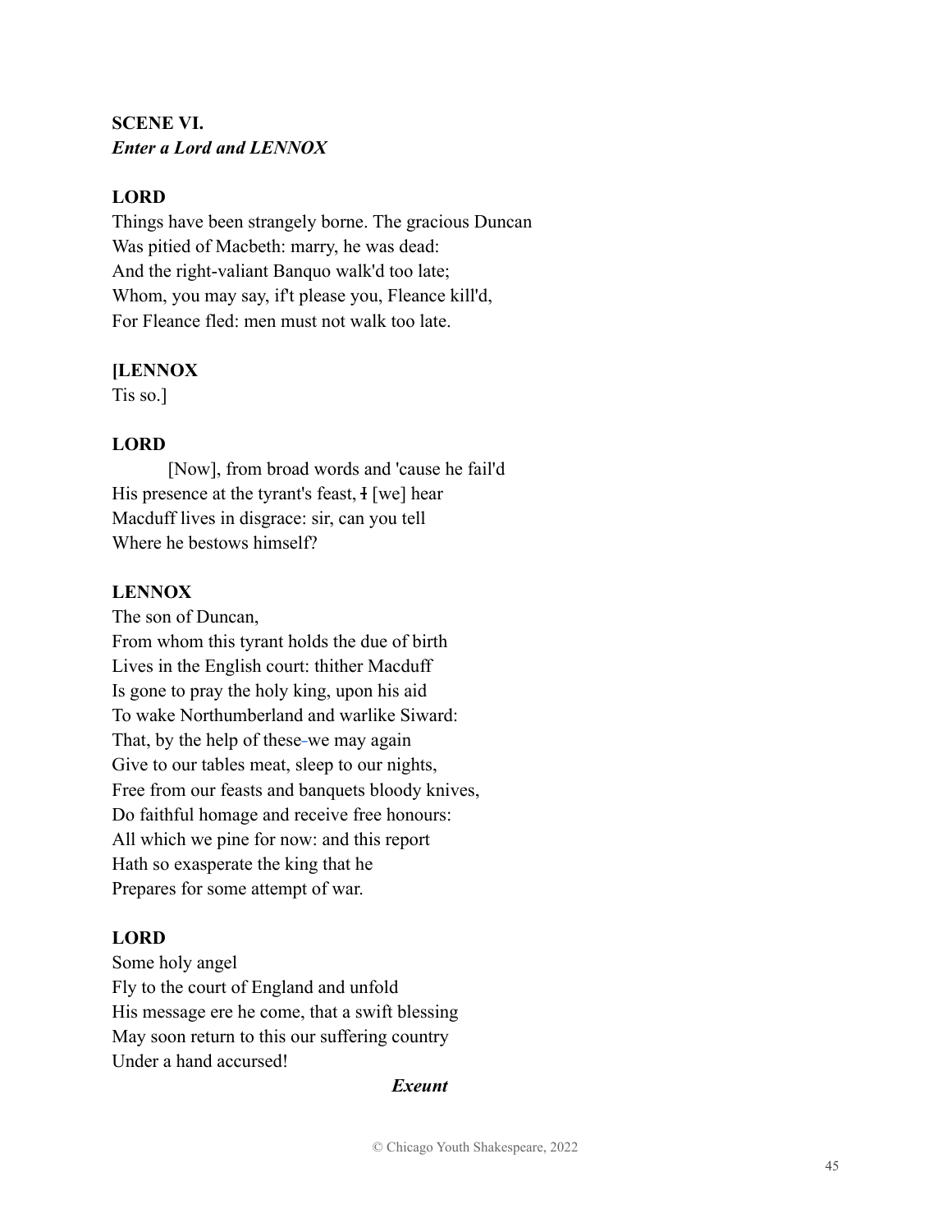**SCENE VI.**
***Enter a Lord and LENNOX***

**LORD**
Things have been strangely borne. The gracious Duncan
Was pitied of Macbeth: marry, he was dead:
And the right-valiant Banquo walk'd too late;
Whom, you may say, if't please you, Fleance kill'd,
For Fleance fled: men must not walk too late.

**[LENNOX**
Tis so.]

**LORD**
[Now], from broad words and 'cause he fail'd
His presence at the tyrant's feast, ~~I~~ [we] hear
Macduff lives in disgrace: sir, can you tell
Where he bestows himself?

**LENNOX**
The son of Duncan,
From whom this tyrant holds the due of birth
Lives in the English court: thither Macduff
Is gone to pray the holy king, upon his aid
To wake Northumberland and warlike Siward:
That, by the help of these we may again
Give to our tables meat, sleep to our nights,
Free from our feasts and banquets bloody knives,
Do faithful homage and receive free honours:
All which we pine for now: and this report
Hath so exasperate the king that he
Prepares for some attempt of war.

**LORD**
Some holy angel
Fly to the court of England and unfold
His message ere he come, that a swift blessing
May soon return to this our suffering country
Under a hand accursed!

***Exeunt***

© Chicago Youth Shakespeare, 2022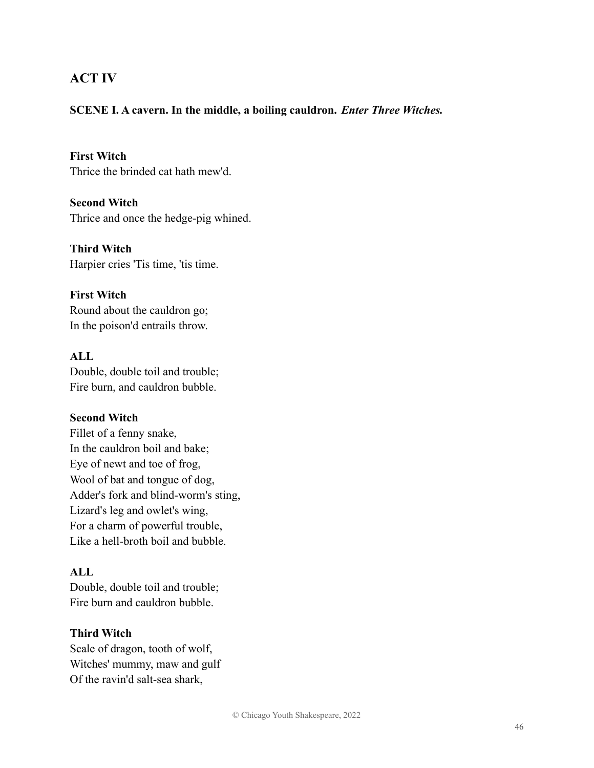## ACT IV

**SCENE I. A cavern. In the middle, a boiling cauldron.** ***Enter Three Witches.***

**First Witch**
Thrice the brinded cat hath mew'd.

**Second Witch**
Thrice and once the hedge-pig whined.

**Third Witch**
Harpier cries 'Tis time, 'tis time.

**First Witch**
Round about the cauldron go;
In the poison'd entrails throw.

**ALL**
Double, double toil and trouble;
Fire burn, and cauldron bubble.

**Second Witch**
Fillet of a fenny snake,
In the cauldron boil and bake;
Eye of newt and toe of frog,
Wool of bat and tongue of dog,
Adder's fork and blind-worm's sting,
Lizard's leg and owlet's wing,
For a charm of powerful trouble,
Like a hell-broth boil and bubble.

**ALL**
Double, double toil and trouble;
Fire burn and cauldron bubble.

**Third Witch**
Scale of dragon, tooth of wolf,
Witches' mummy, maw and gulf
Of the ravin'd salt-sea shark,

© Chicago Youth Shakespeare, 2022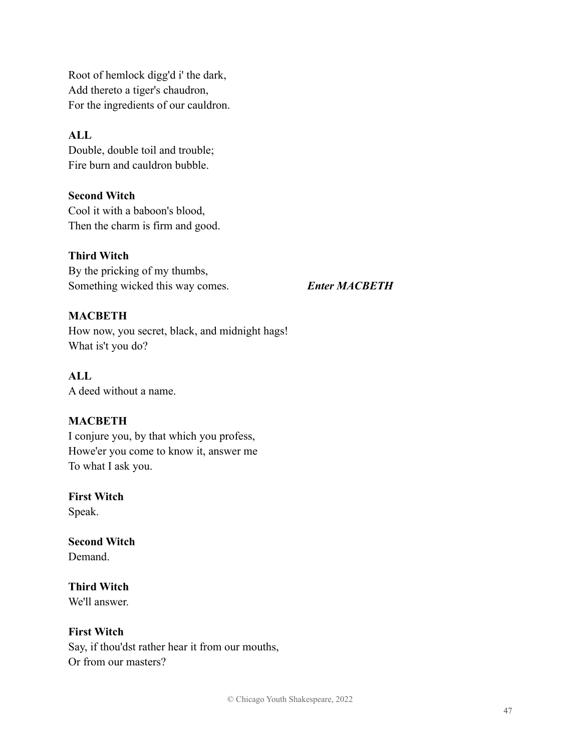Root of hemlock digg'd i' the dark,
Add thereto a tiger's chaudron,
For the ingredients of our cauldron.

**ALL**
Double, double toil and trouble;
Fire burn and cauldron bubble.

**Second Witch**
Cool it with a baboon's blood,
Then the charm is firm and good.

**Third Witch**
By the pricking of my thumbs,
Something wicked this way comes. ***Enter MACBETH***

**MACBETH**
How now, you secret, black, and midnight hags!
What is't you do?

**ALL**
A deed without a name.

**MACBETH**
I conjure you, by that which you profess,
Howe'er you come to know it, answer me
To what I ask you.

**First Witch**
Speak.

**Second Witch**
Demand.

**Third Witch**
We'll answer.

**First Witch**
Say, if thou'dst rather hear it from our mouths,
Or from our masters?

© Chicago Youth Shakespeare, 2022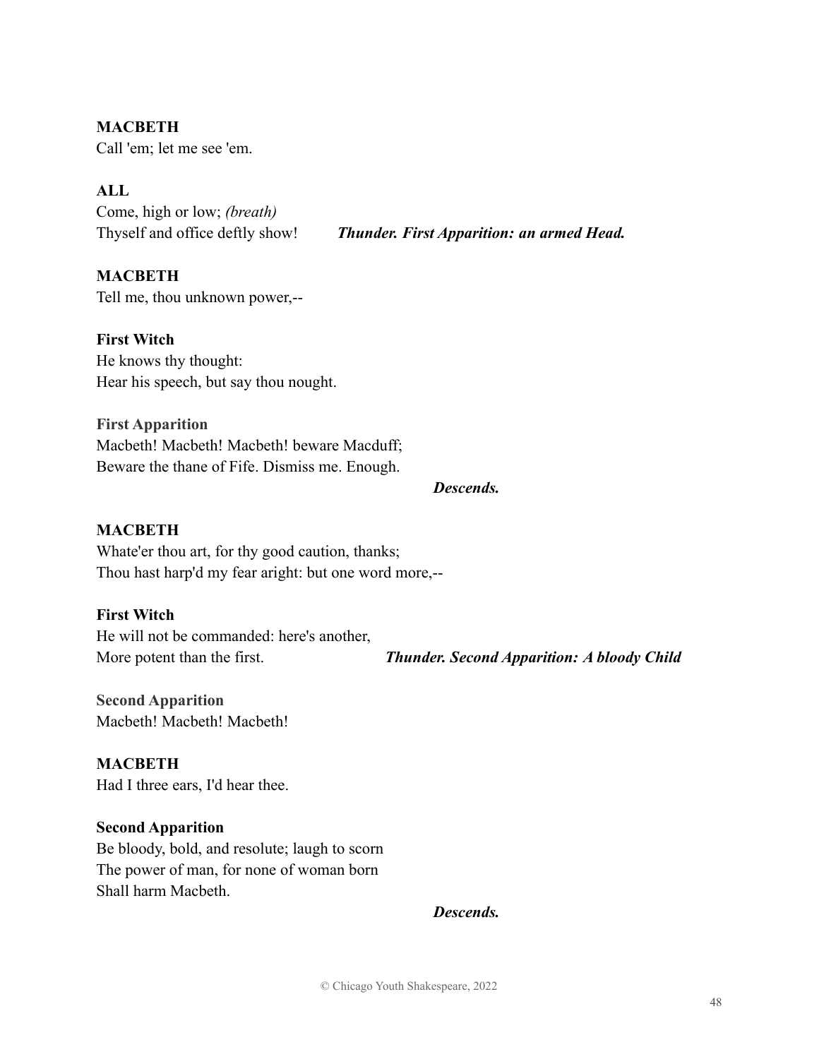**MACBETH**
Call 'em; let me see 'em.

**ALL**
Come, high or low; *(breath)*
Thyself and office deftly show! ***Thunder. First Apparition: an armed Head.***

**MACBETH**
Tell me, thou unknown power,--

**First Witch**
He knows thy thought:
Hear his speech, but say thou nought.

**First Apparition**
Macbeth! Macbeth! Macbeth! beware Macduff;
Beware the thane of Fife. Dismiss me. Enough.

***Descends.***

**MACBETH**
Whate'er thou art, for thy good caution, thanks;
Thou hast harp'd my fear aright: but one word more,--

**First Witch**
He will not be commanded: here's another,
More potent than the first. ***Thunder. Second Apparition: A bloody Child***

**Second Apparition**
Macbeth! Macbeth! Macbeth!

**MACBETH**
Had I three ears, I'd hear thee.

**Second Apparition**
Be bloody, bold, and resolute; laugh to scorn
The power of man, for none of woman born
Shall harm Macbeth.

***Descends.***

© Chicago Youth Shakespeare, 2022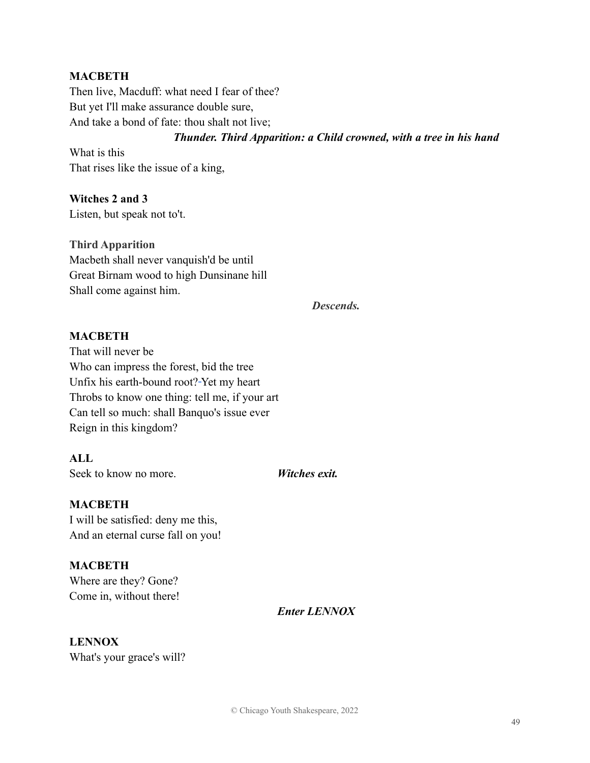**MACBETH**
Then live, Macduff: what need I fear of thee?
But yet I'll make assurance double sure,
And take a bond of fate: thou shalt not live;

***Thunder. Third Apparition: a Child crowned, with a tree in his hand***

What is this
That rises like the issue of a king,

**Witches 2 and 3**
Listen, but speak not to't.

**Third Apparition**
Macbeth shall never vanquish'd be until
Great Birnam wood to high Dunsinane hill
Shall come against him.

***Descends.***

**MACBETH**
That will never be
Who can impress the forest, bid the tree
Unfix his earth-bound root?-Yet my heart
Throbs to know one thing: tell me, if your art
Can tell so much: shall Banquo's issue ever
Reign in this kingdom?

**ALL**
Seek to know no more. ***Witches exit.***

**MACBETH**
I will be satisfied: deny me this,
And an eternal curse fall on you!

**MACBETH**
Where are they? Gone?
Come in, without there!

***Enter LENNOX***

**LENNOX**
What's your grace's will?

© Chicago Youth Shakespeare, 2022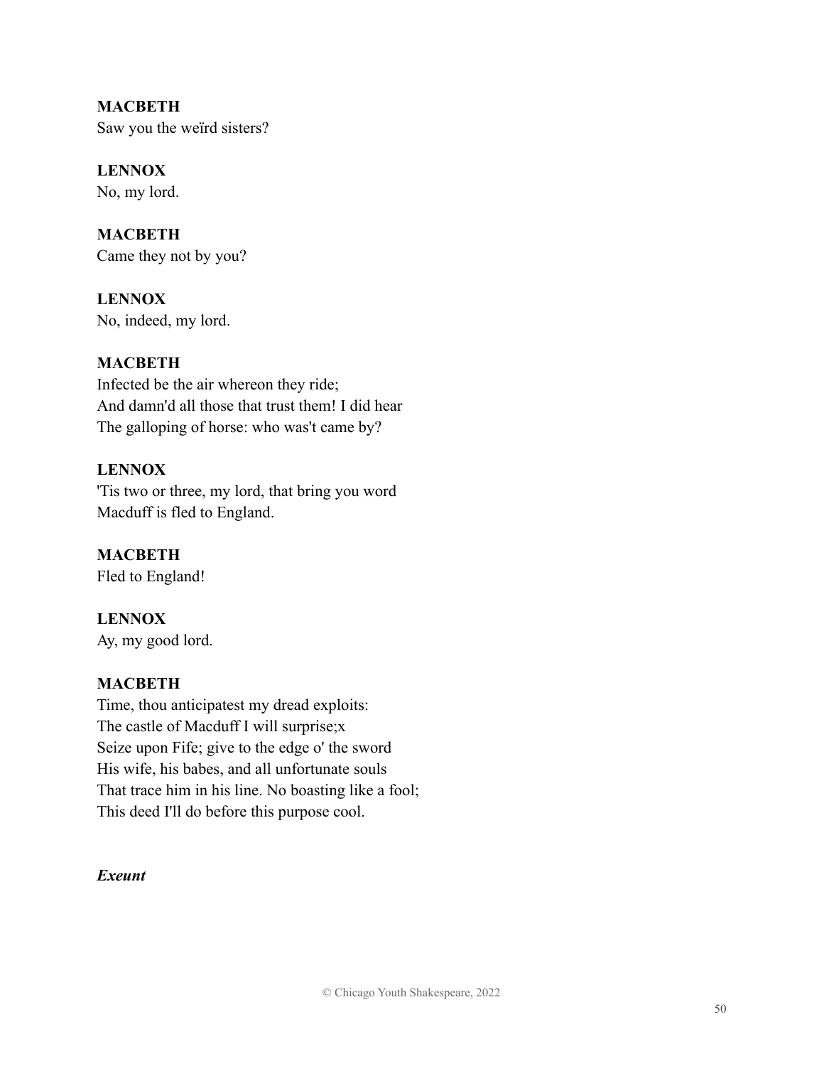**MACBETH**
Saw you the weïrd sisters?

**LENNOX**
No, my lord.

**MACBETH**
Came they not by you?

**LENNOX**
No, indeed, my lord.

**MACBETH**
Infected be the air whereon they ride;
And damn'd all those that trust them! I did hear
The galloping of horse: who was't came by?

**LENNOX**
'Tis two or three, my lord, that bring you word
Macduff is fled to England.

**MACBETH**
Fled to England!

**LENNOX**
Ay, my good lord.

**MACBETH**
Time, thou anticipatest my dread exploits:
The castle of Macduff I will surprise;x
Seize upon Fife; give to the edge o' the sword
His wife, his babes, and all unfortunate souls
That trace him in his line. No boasting like a fool;
This deed I'll do before this purpose cool.

***Exeunt***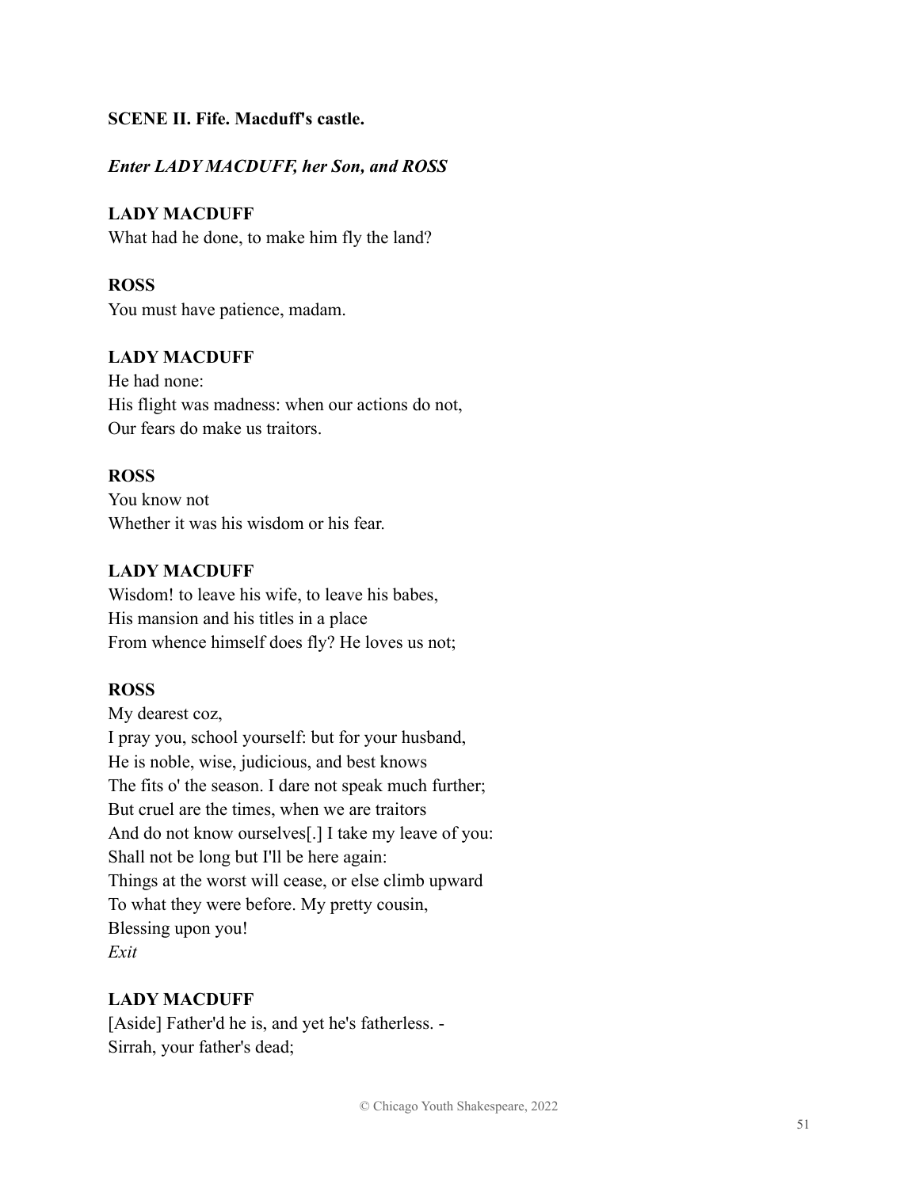**SCENE II. Fife. Macduff's castle.**

***Enter LADY MACDUFF, her Son, and ROSS***

**LADY MACDUFF**
What had he done, to make him fly the land?

**ROSS**
You must have patience, madam.

**LADY MACDUFF**
He had none:
His flight was madness: when our actions do not,
Our fears do make us traitors.

**ROSS**
You know not
Whether it was his wisdom or his fear.

**LADY MACDUFF**
Wisdom! to leave his wife, to leave his babes,
His mansion and his titles in a place
From whence himself does fly? He loves us not;

**ROSS**
My dearest coz,
I pray you, school yourself: but for your husband,
He is noble, wise, judicious, and best knows
The fits o' the season. I dare not speak much further;
But cruel are the times, when we are traitors
And do not know ourselves[.] I take my leave of you:
Shall not be long but I'll be here again:
Things at the worst will cease, or else climb upward
To what they were before. My pretty cousin,
Blessing upon you!
*Exit*

**LADY MACDUFF**
[Aside] Father'd he is, and yet he's fatherless. -
Sirrah, your father's dead;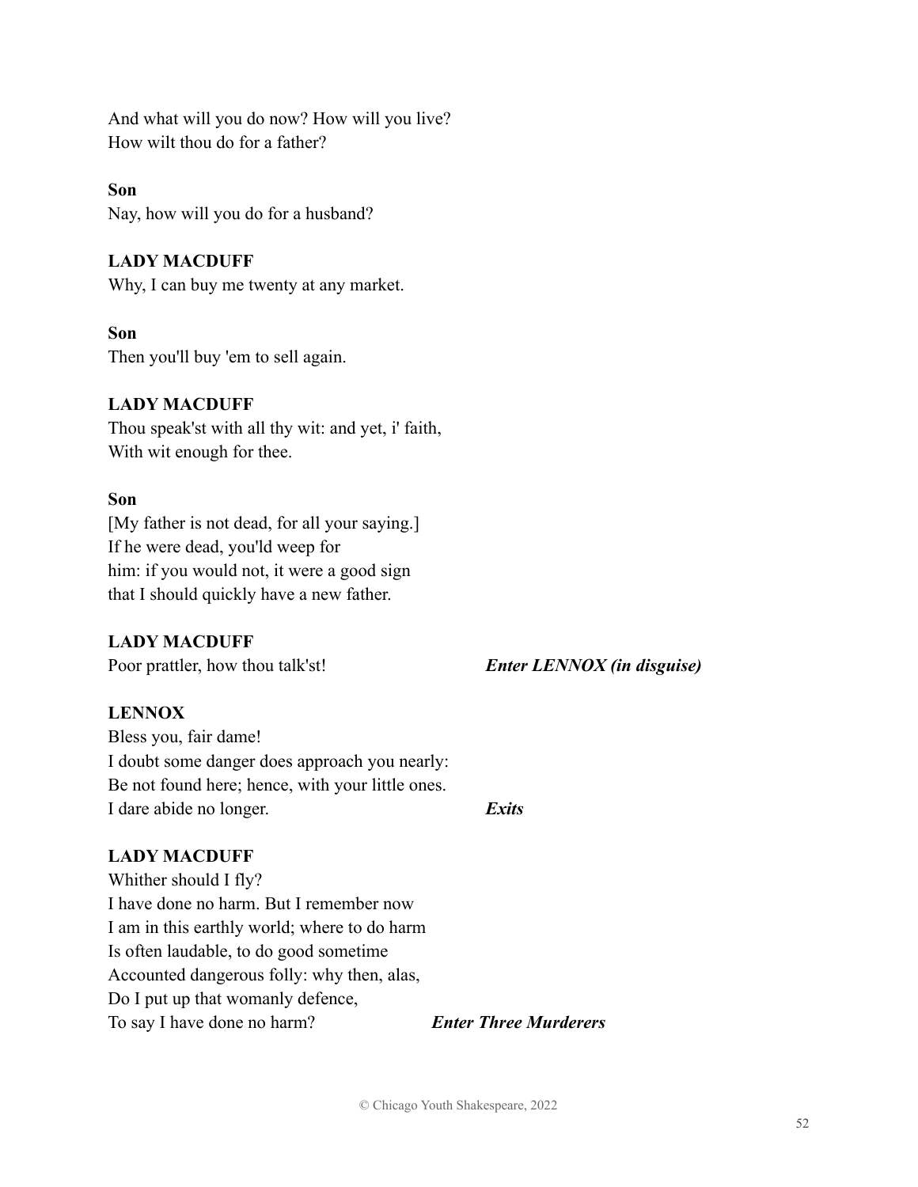And what will you do now? How will you live?
How wilt thou do for a father?

**Son**
Nay, how will you do for a husband?

**LADY MACDUFF**
Why, I can buy me twenty at any market.

**Son**
Then you'll buy 'em to sell again.

**LADY MACDUFF**
Thou speak'st with all thy wit: and yet, i' faith,
With wit enough for thee.

**Son**
[My father is not dead, for all your saying.]
If he were dead, you'ld weep for
him: if you would not, it were a good sign
that I should quickly have a new father.

**LADY MACDUFF**
Poor prattler, how thou talk'st! ***Enter LENNOX (in disguise)***

**LENNOX**
Bless you, fair dame!
I doubt some danger does approach you nearly:
Be not found here; hence, with your little ones.
I dare abide no longer. ***Exits***

**LADY MACDUFF**
Whither should I fly?
I have done no harm. But I remember now
I am in this earthly world; where to do harm
Is often laudable, to do good sometime
Accounted dangerous folly: why then, alas,
Do I put up that womanly defence,
To say I have done no harm? ***Enter Three Murderers***

© Chicago Youth Shakespeare, 2022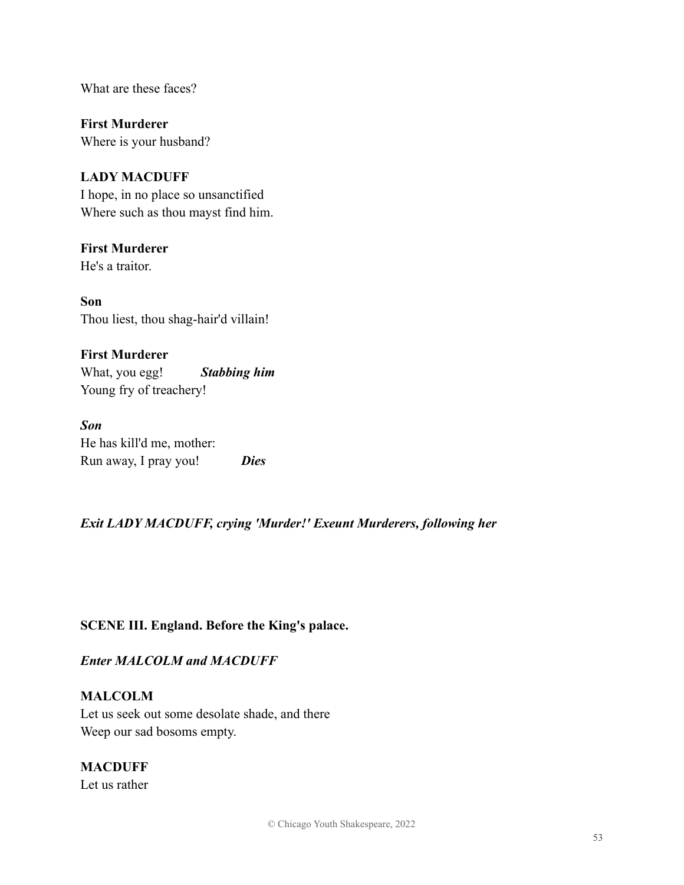What are these faces?

**First Murderer**
Where is your husband?

**LADY MACDUFF**
I hope, in no place so unsanctified
Where such as thou mayst find him.

**First Murderer**
He's a traitor.

**Son**
Thou liest, thou shag-hair'd villain!

**First Murderer**
What, you egg! ***Stabbing him***
Young fry of treachery!

***Son***
He has kill'd me, mother:
Run away, I pray you! ***Dies***

***Exit LADY MACDUFF, crying 'Murder!' Exeunt Murderers, following her***

**SCENE III. England. Before the King's palace.**

***Enter MALCOLM and MACDUFF***

**MALCOLM**
Let us seek out some desolate shade, and there
Weep our sad bosoms empty.

**MACDUFF**
Let us rather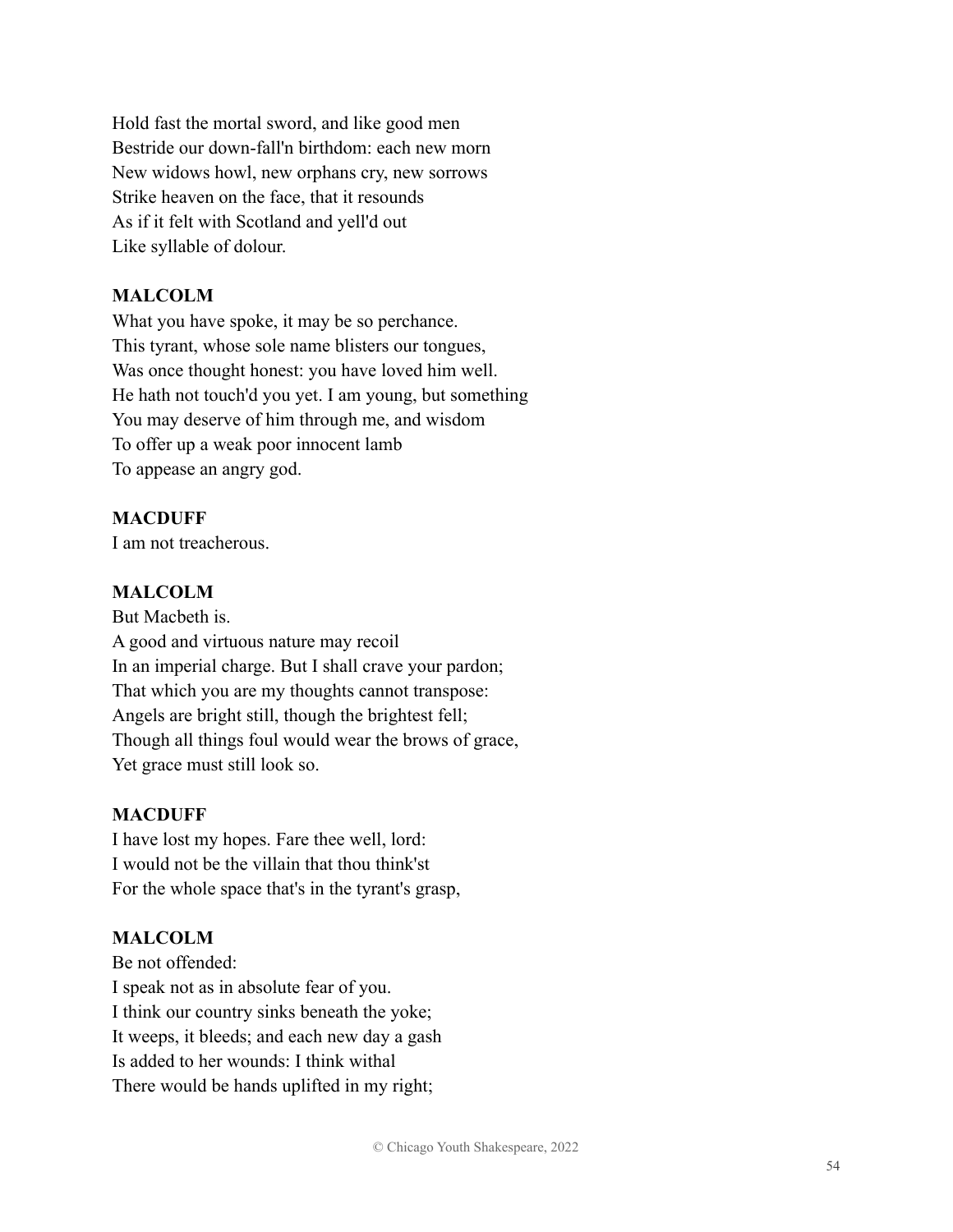Hold fast the mortal sword, and like good men
Bestride our down-fall'n birthdom: each new morn
New widows howl, new orphans cry, new sorrows
Strike heaven on the face, that it resounds
As if it felt with Scotland and yell'd out
Like syllable of dolour.

**MALCOLM**
What you have spoke, it may be so perchance.
This tyrant, whose sole name blisters our tongues,
Was once thought honest: you have loved him well.
He hath not touch'd you yet. I am young, but something
You may deserve of him through me, and wisdom
To offer up a weak poor innocent lamb
To appease an angry god.

**MACDUFF**
I am not treacherous.

**MALCOLM**
But Macbeth is.
A good and virtuous nature may recoil
In an imperial charge. But I shall crave your pardon;
That which you are my thoughts cannot transpose:
Angels are bright still, though the brightest fell;
Though all things foul would wear the brows of grace,
Yet grace must still look so.

**MACDUFF**
I have lost my hopes. Fare thee well, lord:
I would not be the villain that thou think'st
For the whole space that's in the tyrant's grasp,

**MALCOLM**
Be not offended:
I speak not as in absolute fear of you.
I think our country sinks beneath the yoke;
It weeps, it bleeds; and each new day a gash
Is added to her wounds: I think withal
There would be hands uplifted in my right;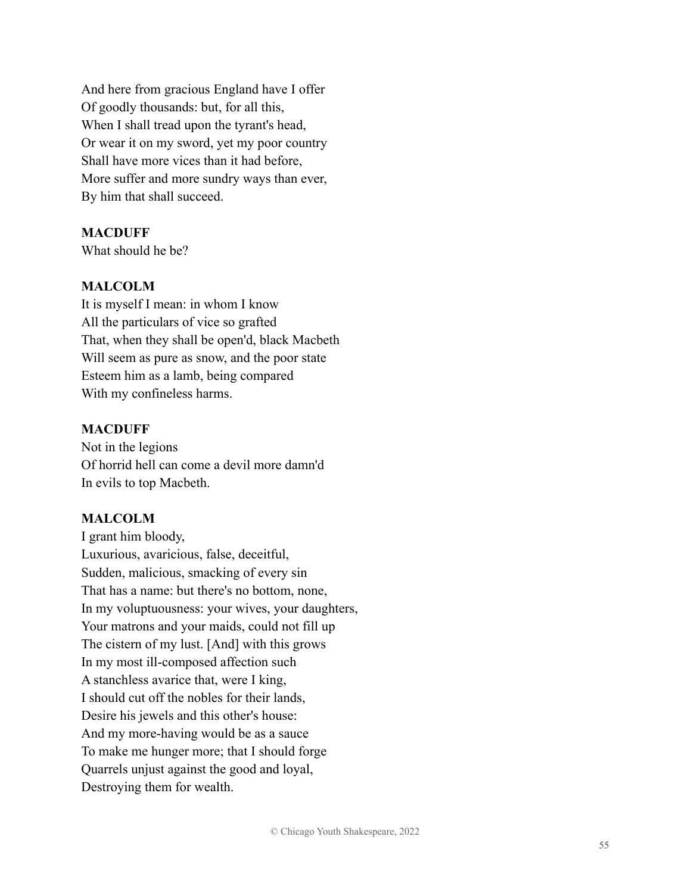And here from gracious England have I offer
Of goodly thousands: but, for all this,
When I shall tread upon the tyrant's head,
Or wear it on my sword, yet my poor country
Shall have more vices than it had before,
More suffer and more sundry ways than ever,
By him that shall succeed.

**MACDUFF**
What should he be?

**MALCOLM**
It is myself I mean: in whom I know
All the particulars of vice so grafted
That, when they shall be open'd, black Macbeth
Will seem as pure as snow, and the poor state
Esteem him as a lamb, being compared
With my confineless harms.

**MACDUFF**
Not in the legions
Of horrid hell can come a devil more damn'd
In evils to top Macbeth.

**MALCOLM**
I grant him bloody,
Luxurious, avaricious, false, deceitful,
Sudden, malicious, smacking of every sin
That has a name: but there's no bottom, none,
In my voluptuousness: your wives, your daughters,
Your matrons and your maids, could not fill up
The cistern of my lust. [And] with this grows
In my most ill-composed affection such
A stanchless avarice that, were I king,
I should cut off the nobles for their lands,
Desire his jewels and this other's house:
And my more-having would be as a sauce
To make me hunger more; that I should forge
Quarrels unjust against the good and loyal,
Destroying them for wealth.

© Chicago Youth Shakespeare, 2022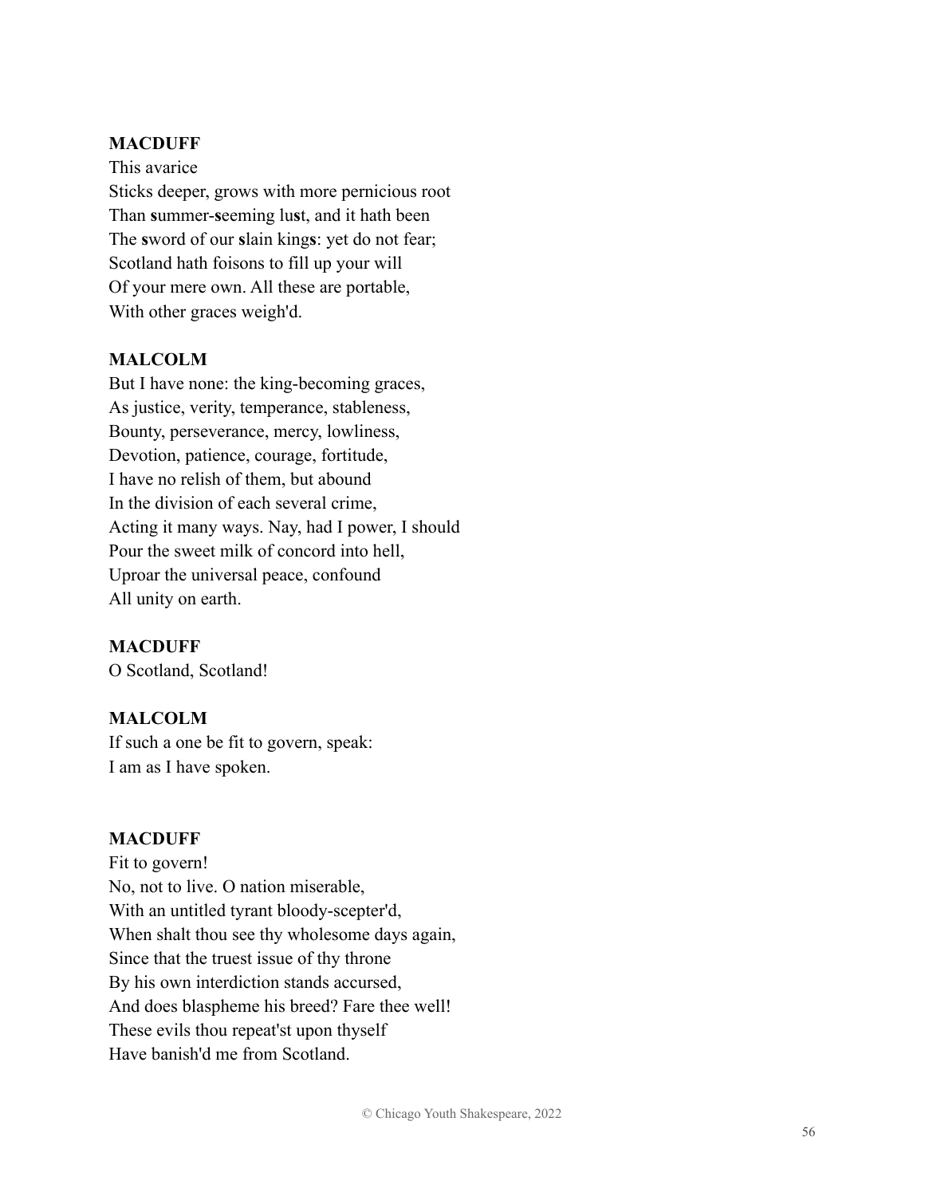**MACDUFF**
This avarice
Sticks deeper, grows with more pernicious root
Than **s**ummer-**s**eeming lu**s**t, and it hath been
The **s**word of our **s**lain king**s**: yet do not fear;
Scotland hath foisons to fill up your will
Of your mere own. All these are portable,
With other graces weigh'd.

**MALCOLM**
But I have none: the king-becoming graces,
As justice, verity, temperance, stableness,
Bounty, perseverance, mercy, lowliness,
Devotion, patience, courage, fortitude,
I have no relish of them, but abound
In the division of each several crime,
Acting it many ways. Nay, had I power, I should
Pour the sweet milk of concord into hell,
Uproar the universal peace, confound
All unity on earth.

**MACDUFF**
O Scotland, Scotland!

**MALCOLM**
If such a one be fit to govern, speak:
I am as I have spoken.

**MACDUFF**
Fit to govern!
No, not to live. O nation miserable,
With an untitled tyrant bloody-scepter'd,
When shalt thou see thy wholesome days again,
Since that the truest issue of thy throne
By his own interdiction stands accursed,
And does blaspheme his breed? Fare thee well!
These evils thou repeat'st upon thyself
Have banish'd me from Scotland.

© Chicago Youth Shakespeare, 2022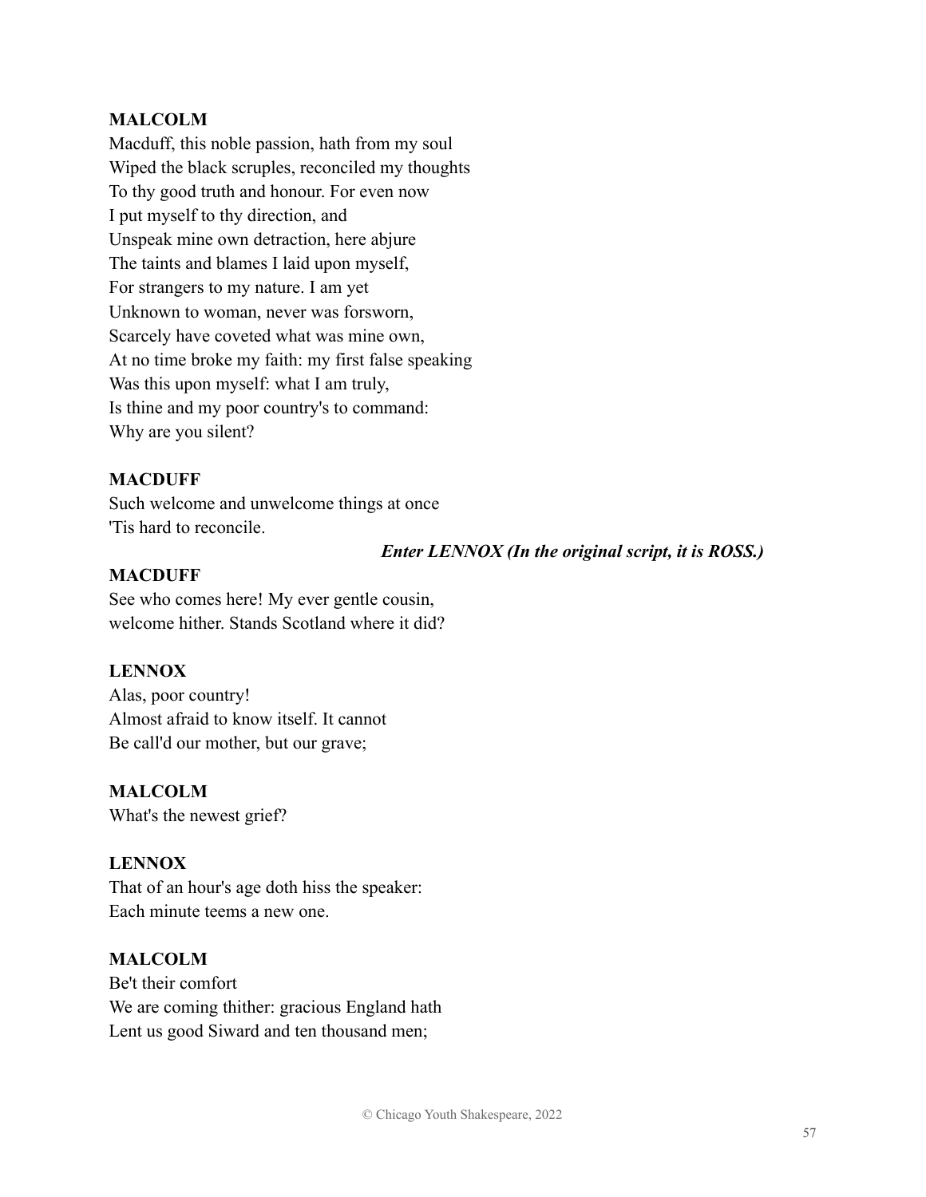**MALCOLM**
Macduff, this noble passion, hath from my soul
Wiped the black scruples, reconciled my thoughts
To thy good truth and honour. For even now
I put myself to thy direction, and
Unspeak mine own detraction, here abjure
The taints and blames I laid upon myself,
For strangers to my nature. I am yet
Unknown to woman, never was forsworn,
Scarcely have coveted what was mine own,
At no time broke my faith: my first false speaking
Was this upon myself: what I am truly,
Is thine and my poor country's to command:
Why are you silent?

**MACDUFF**
Such welcome and unwelcome things at once
'Tis hard to reconcile.

***Enter LENNOX (In the original script, it is ROSS.)***

**MACDUFF**
See who comes here! My ever gentle cousin,
welcome hither. Stands Scotland where it did?

**LENNOX**
Alas, poor country!
Almost afraid to know itself. It cannot
Be call'd our mother, but our grave;

**MALCOLM**
What's the newest grief?

**LENNOX**
That of an hour's age doth hiss the speaker:
Each minute teems a new one.

**MALCOLM**
Be't their comfort
We are coming thither: gracious England hath
Lent us good Siward and ten thousand men;

© Chicago Youth Shakespeare, 2022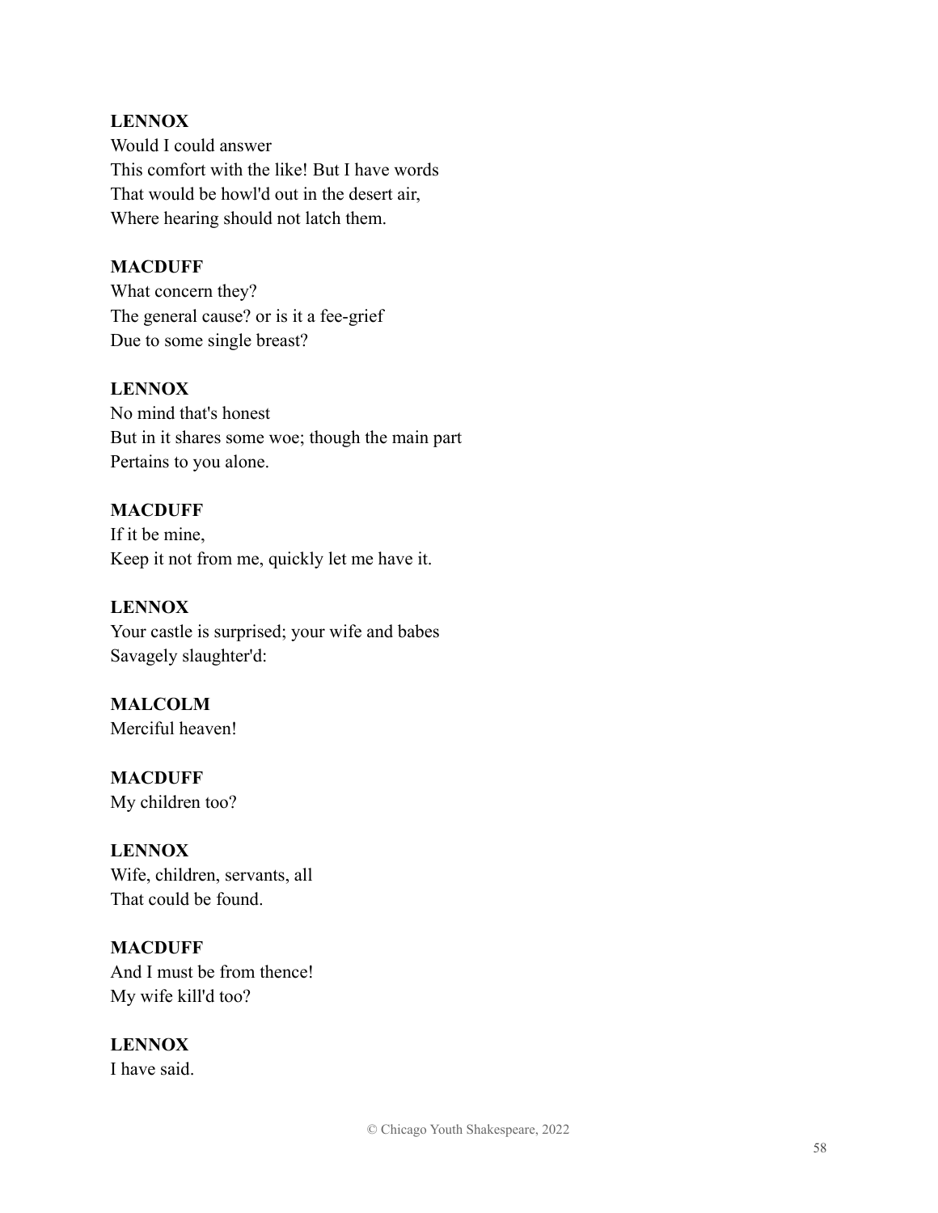**LENNOX**
Would I could answer
This comfort with the like! But I have words
That would be howl'd out in the desert air,
Where hearing should not latch them.

**MACDUFF**
What concern they?
The general cause? or is it a fee-grief
Due to some single breast?

**LENNOX**
No mind that's honest
But in it shares some woe; though the main part
Pertains to you alone.

**MACDUFF**
If it be mine,
Keep it not from me, quickly let me have it.

**LENNOX**
Your castle is surprised; your wife and babes
Savagely slaughter'd:

**MALCOLM**
Merciful heaven!

**MACDUFF**
My children too?

**LENNOX**
Wife, children, servants, all
That could be found.

**MACDUFF**
And I must be from thence!
My wife kill'd too?

**LENNOX**
I have said.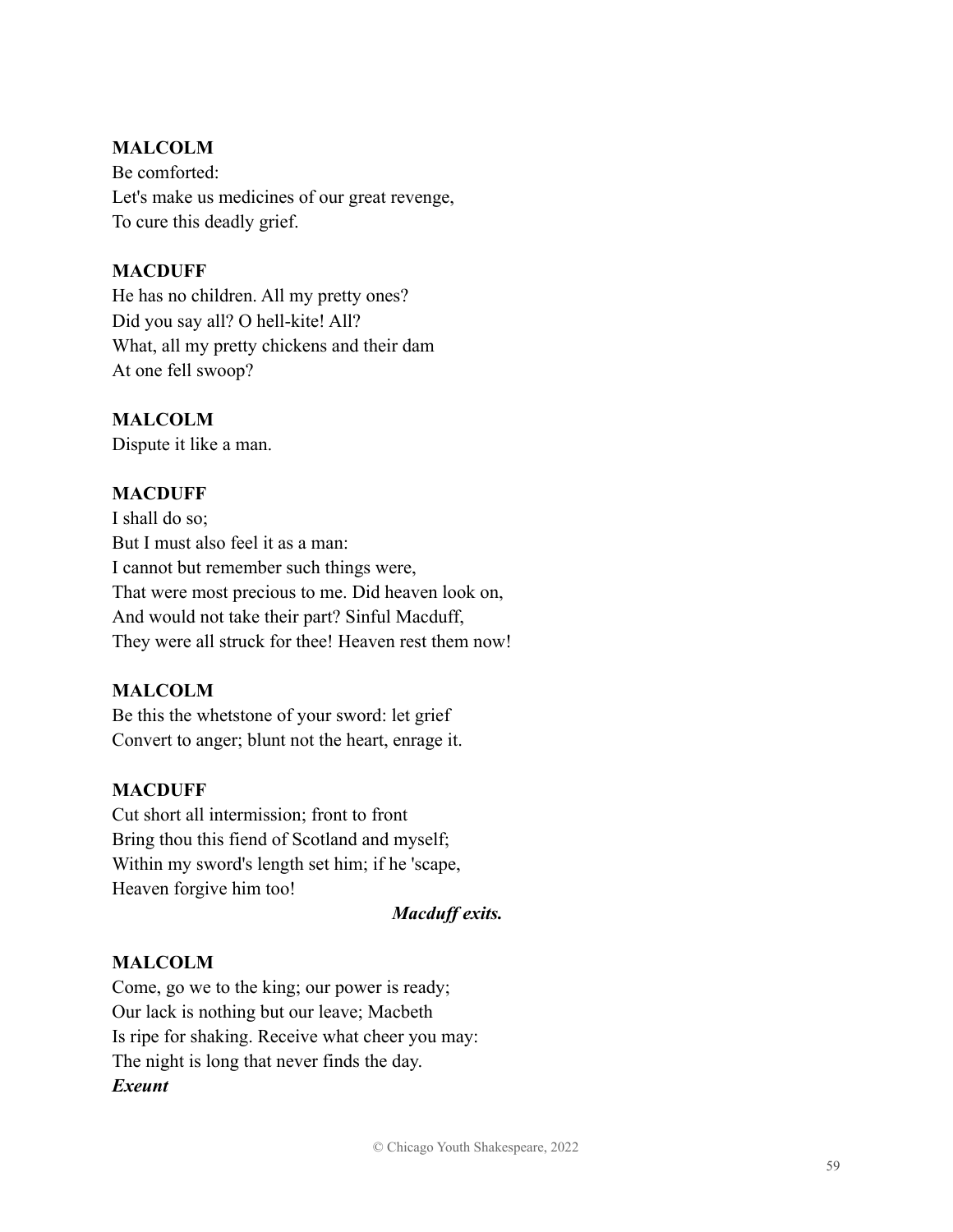**MALCOLM**
Be comforted:
Let's make us medicines of our great revenge,
To cure this deadly grief.

**MACDUFF**
He has no children. All my pretty ones?
Did you say all? O hell-kite! All?
What, all my pretty chickens and their dam
At one fell swoop?

**MALCOLM**
Dispute it like a man.

**MACDUFF**
I shall do so;
But I must also feel it as a man:
I cannot but remember such things were,
That were most precious to me. Did heaven look on,
And would not take their part? Sinful Macduff,
They were all struck for thee! Heaven rest them now!

**MALCOLM**
Be this the whetstone of your sword: let grief
Convert to anger; blunt not the heart, enrage it.

**MACDUFF**
Cut short all intermission; front to front
Bring thou this fiend of Scotland and myself;
Within my sword's length set him; if he 'scape,
Heaven forgive him too!

***Macduff exits.***

**MALCOLM**
Come, go we to the king; our power is ready;
Our lack is nothing but our leave; Macbeth
Is ripe for shaking. Receive what cheer you may:
The night is long that never finds the day.
***Exeunt***

© Chicago Youth Shakespeare, 2022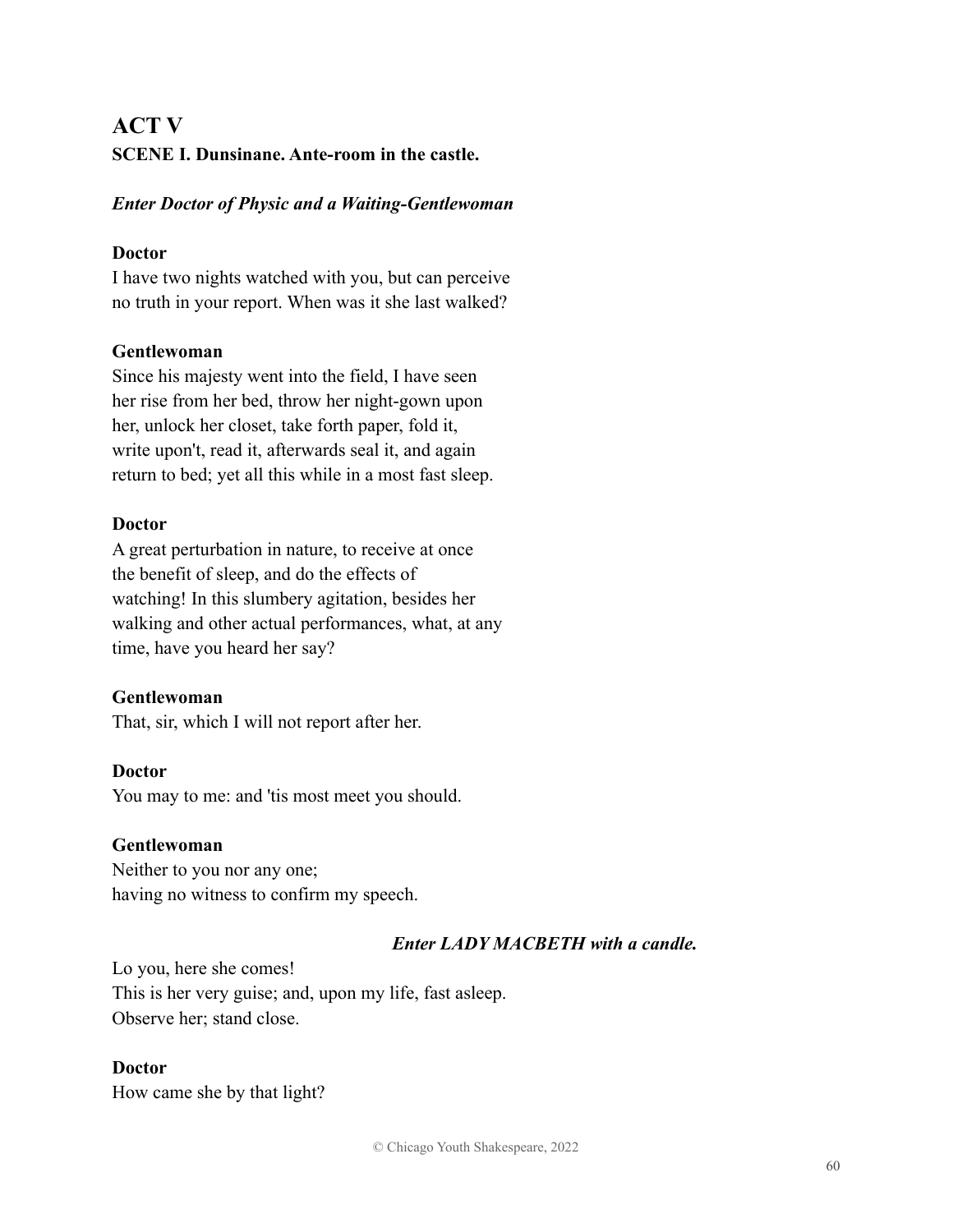## ACT V

**SCENE I. Dunsinane. Ante-room in the castle.**

***Enter Doctor of Physic and a Waiting-Gentlewoman***

**Doctor**
I have two nights watched with you, but can perceive
no truth in your report. When was it she last walked?

**Gentlewoman**
Since his majesty went into the field, I have seen
her rise from her bed, throw her night-gown upon
her, unlock her closet, take forth paper, fold it,
write upon't, read it, afterwards seal it, and again
return to bed; yet all this while in a most fast sleep.

**Doctor**
A great perturbation in nature, to receive at once
the benefit of sleep, and do the effects of
watching! In this slumbery agitation, besides her
walking and other actual performances, what, at any
time, have you heard her say?

**Gentlewoman**
That, sir, which I will not report after her.

**Doctor**
You may to me: and 'tis most meet you should.

**Gentlewoman**
Neither to you nor any one;
having no witness to confirm my speech.

***Enter LADY MACBETH with a candle.***

Lo you, here she comes!
This is her very guise; and, upon my life, fast asleep.
Observe her; stand close.

**Doctor**
How came she by that light?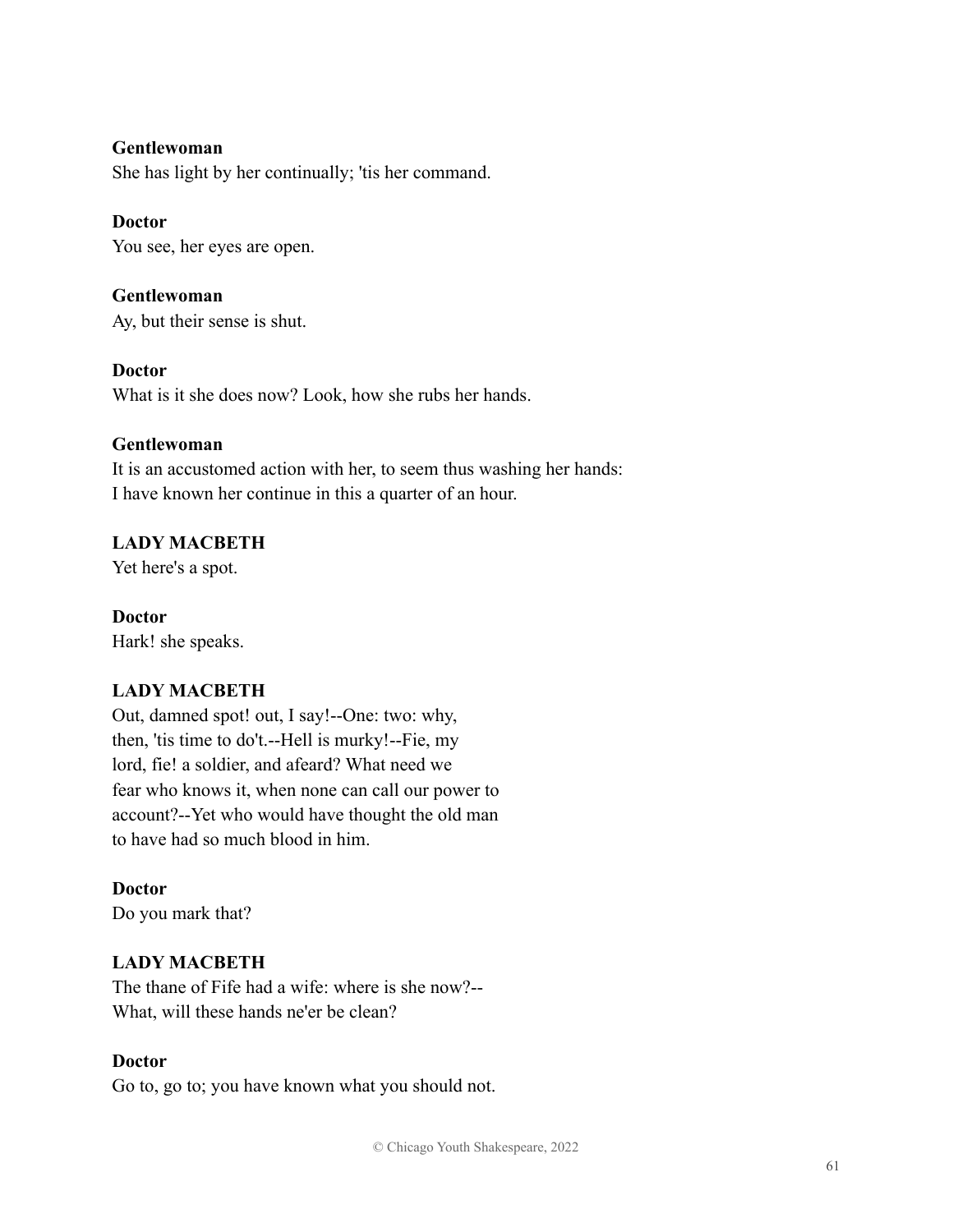**Gentlewoman**
She has light by her continually; 'tis her command.

**Doctor**
You see, her eyes are open.

**Gentlewoman**
Ay, but their sense is shut.

**Doctor**
What is it she does now? Look, how she rubs her hands.

**Gentlewoman**
It is an accustomed action with her, to seem thus washing her hands:
I have known her continue in this a quarter of an hour.

**LADY MACBETH**
Yet here's a spot.

**Doctor**
Hark! she speaks.

**LADY MACBETH**
Out, damned spot! out, I say!--One: two: why,
then, 'tis time to do't.--Hell is murky!--Fie, my
lord, fie! a soldier, and afeard? What need we
fear who knows it, when none can call our power to
account?--Yet who would have thought the old man
to have had so much blood in him.

**Doctor**
Do you mark that?

**LADY MACBETH**
The thane of Fife had a wife: where is she now?--
What, will these hands ne'er be clean?

**Doctor**
Go to, go to; you have known what you should not.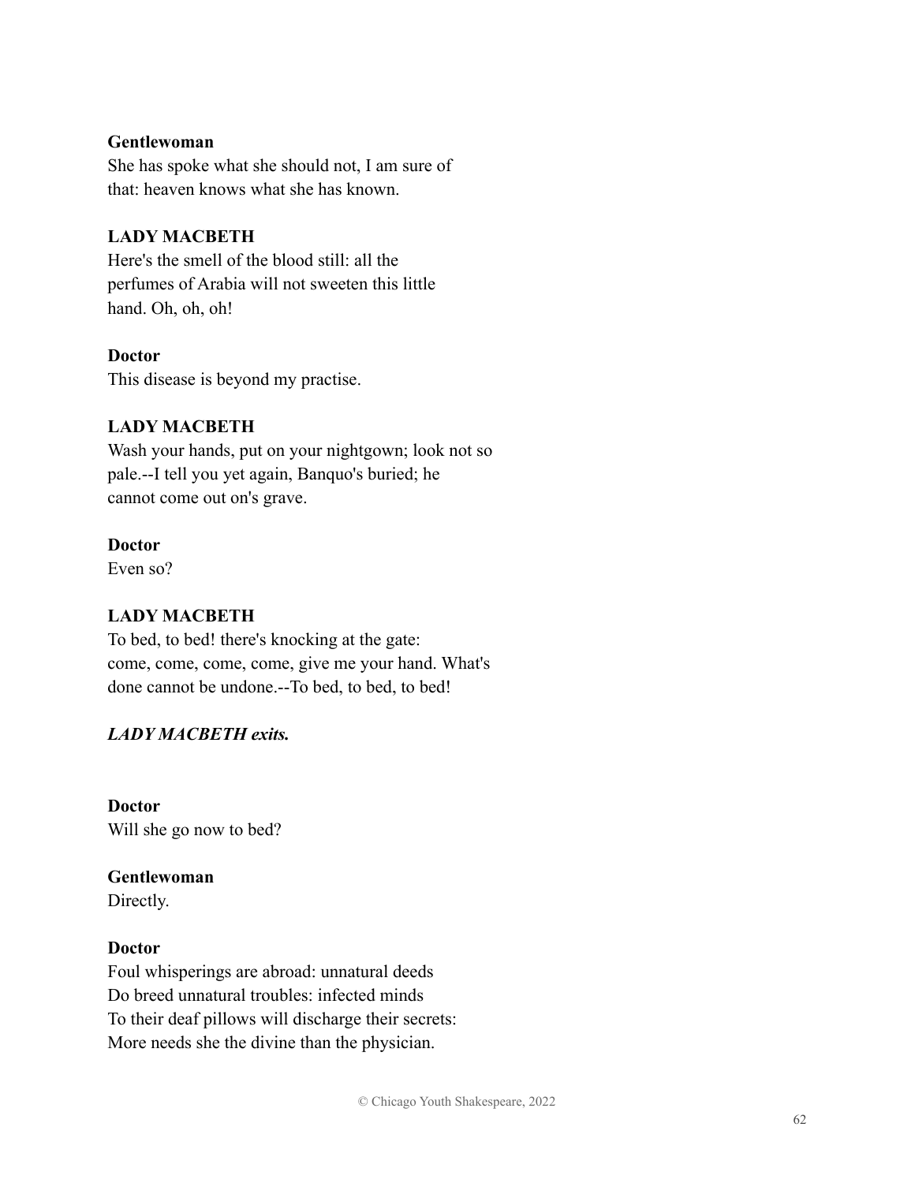**Gentlewoman**
She has spoke what she should not, I am sure of
that: heaven knows what she has known.

**LADY MACBETH**
Here's the smell of the blood still: all the
perfumes of Arabia will not sweeten this little
hand. Oh, oh, oh!

**Doctor**
This disease is beyond my practise.

**LADY MACBETH**
Wash your hands, put on your nightgown; look not so
pale.--I tell you yet again, Banquo's buried; he
cannot come out on's grave.

**Doctor**
Even so?

**LADY MACBETH**
To bed, to bed! there's knocking at the gate:
come, come, come, come, give me your hand. What's
done cannot be undone.--To bed, to bed, to bed!

***LADY MACBETH exits.***

**Doctor**
Will she go now to bed?

**Gentlewoman**
Directly.

**Doctor**
Foul whisperings are abroad: unnatural deeds
Do breed unnatural troubles: infected minds
To their deaf pillows will discharge their secrets:
More needs she the divine than the physician.

© Chicago Youth Shakespeare, 2022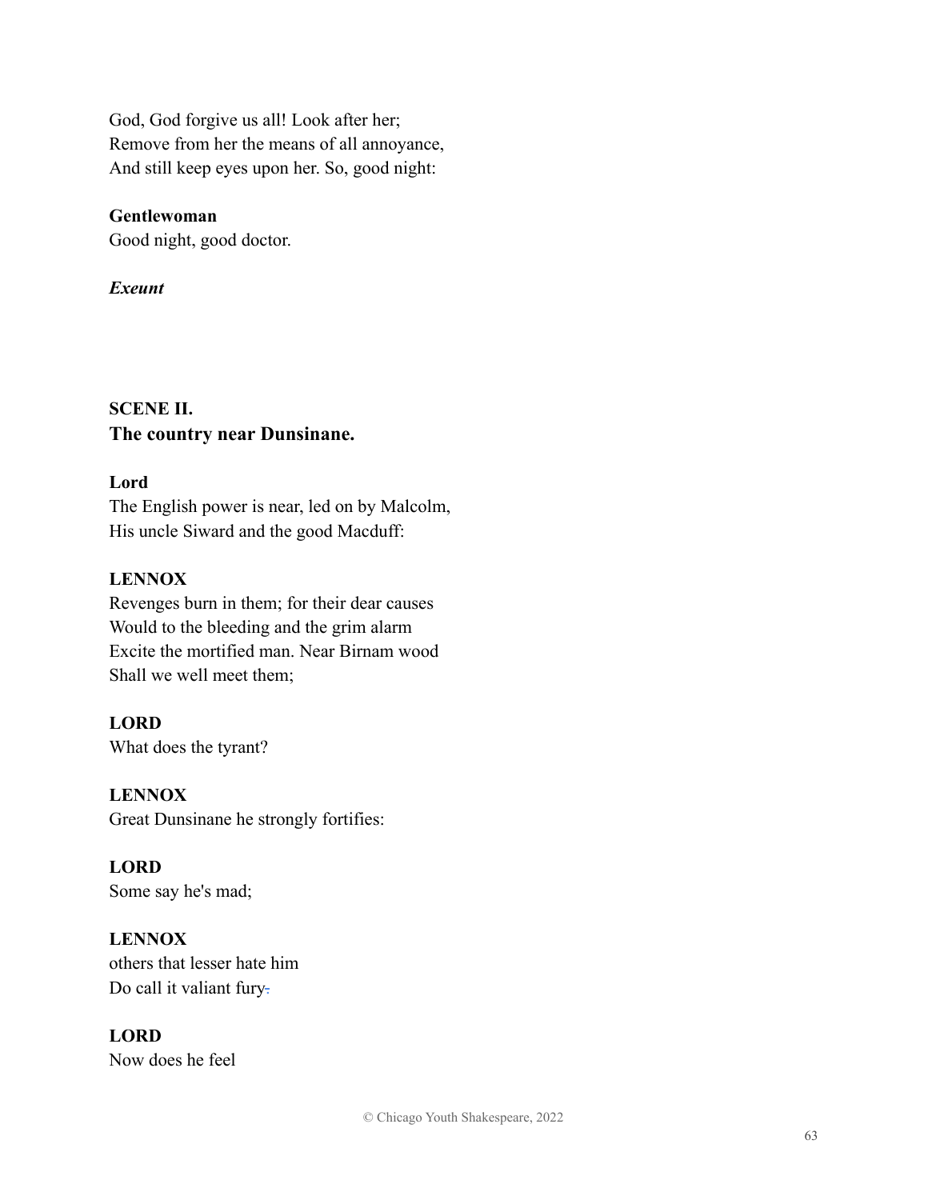God, God forgive us all! Look after her;
Remove from her the means of all annoyance,
And still keep eyes upon her. So, good night:

**Gentlewoman**
Good night, good doctor.

***Exeunt***

## SCENE II.
## The country near Dunsinane.

**Lord**
The English power is near, led on by Malcolm,
His uncle Siward and the good Macduff:

**LENNOX**
Revenges burn in them; for their dear causes
Would to the bleeding and the grim alarm
Excite the mortified man. Near Birnam wood
Shall we well meet them;

**LORD**
What does the tyrant?

**LENNOX**
Great Dunsinane he strongly fortifies:

**LORD**
Some say he's mad;

**LENNOX**
others that lesser hate him
Do call it valiant fury.

**LORD**
Now does he feel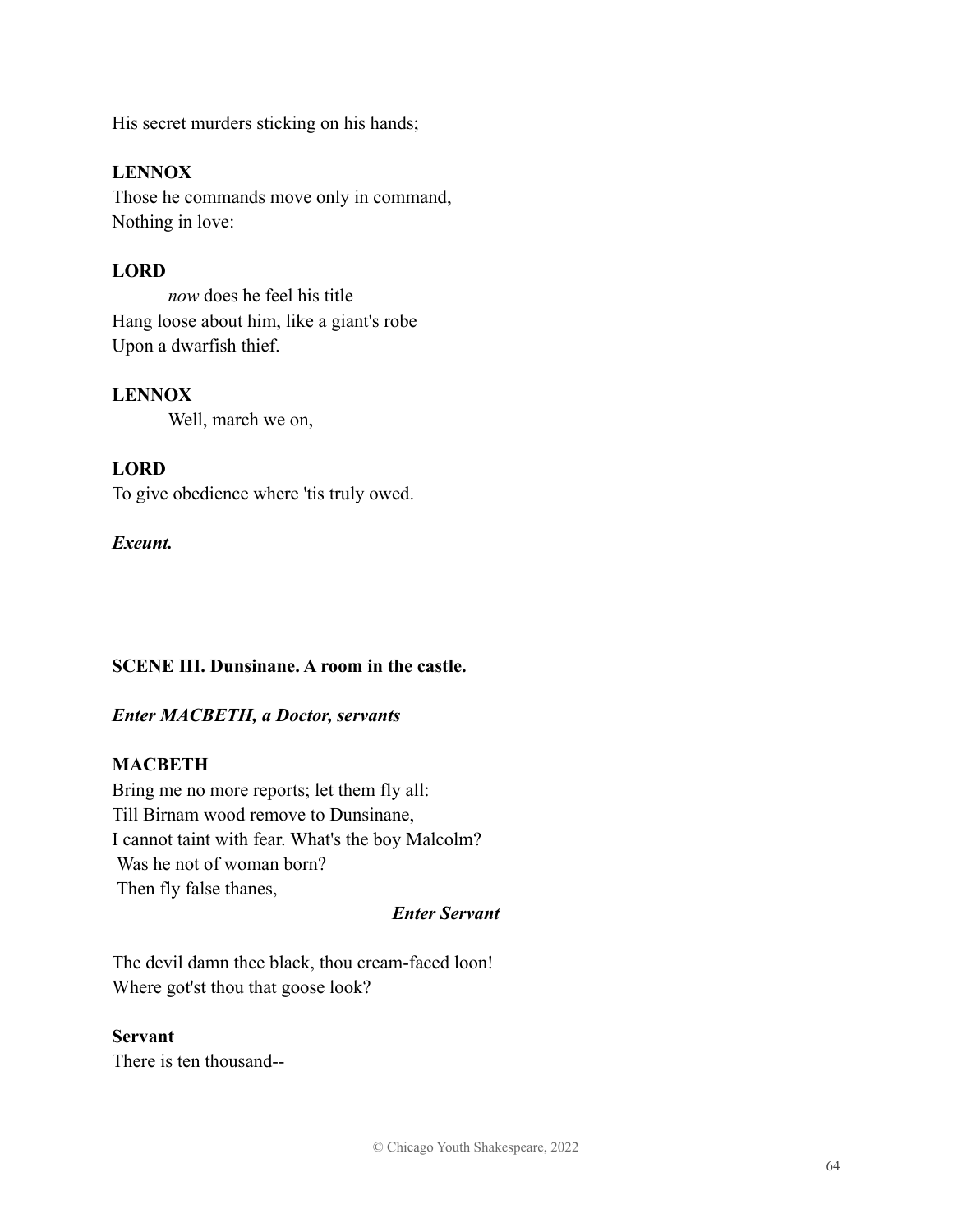His secret murders sticking on his hands;

**LENNOX**
Those he commands move only in command,
Nothing in love:

**LORD**
*now* does he feel his title
Hang loose about him, like a giant's robe
Upon a dwarfish thief.

**LENNOX**
Well, march we on,

**LORD**
To give obedience where 'tis truly owed.

***Exeunt.***

**SCENE III. Dunsinane. A room in the castle.**

***Enter MACBETH, a Doctor, servants***

**MACBETH**
Bring me no more reports; let them fly all:
Till Birnam wood remove to Dunsinane,
I cannot taint with fear. What's the boy Malcolm?
Was he not of woman born?
Then fly false thanes,

***Enter Servant***

The devil damn thee black, thou cream-faced loon!
Where got'st thou that goose look?

**Servant**
There is ten thousand--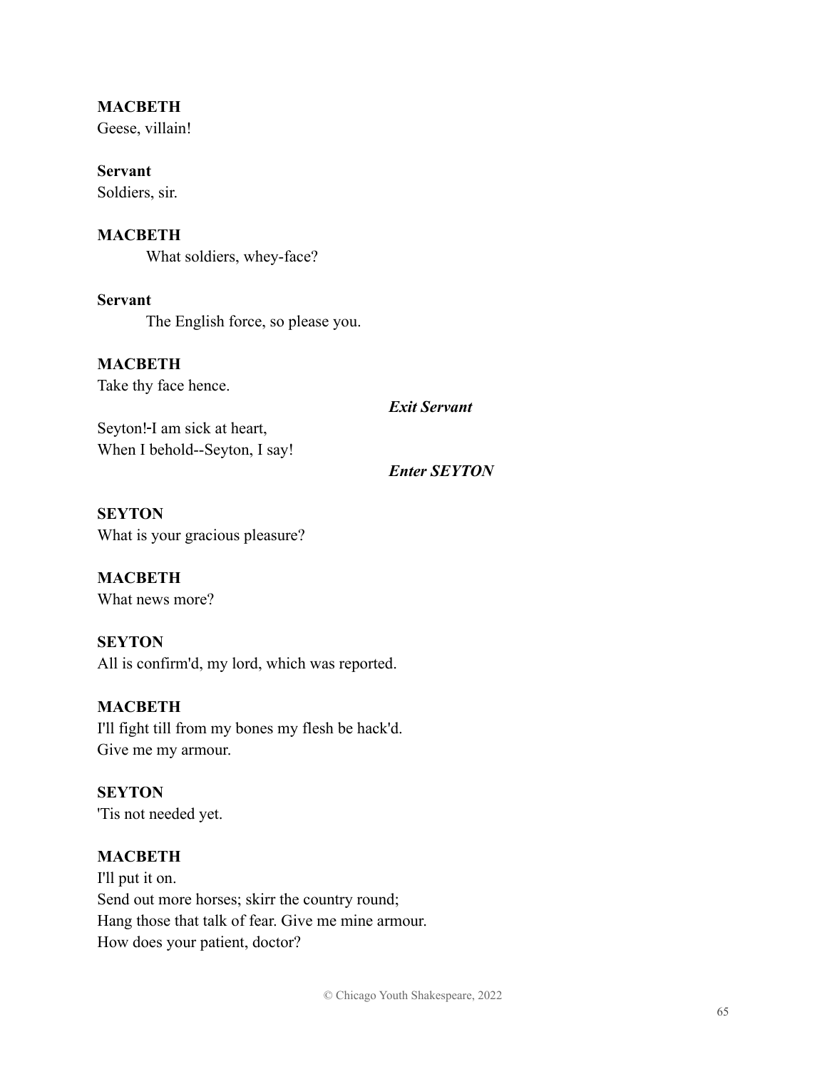**MACBETH**
Geese, villain!

**Servant**
Soldiers, sir.

**MACBETH**
What soldiers, whey-face?

**Servant**
The English force, so please you.

**MACBETH**
Take thy face hence.

***Exit Servant***

Seyton!-I am sick at heart,
When I behold--Seyton, I say!

***Enter SEYTON***

**SEYTON**
What is your gracious pleasure?

**MACBETH**
What news more?

**SEYTON**
All is confirm'd, my lord, which was reported.

**MACBETH**
I'll fight till from my bones my flesh be hack'd.
Give me my armour.

**SEYTON**
'Tis not needed yet.

**MACBETH**
I'll put it on.
Send out more horses; skirr the country round;
Hang those that talk of fear. Give me mine armour.
How does your patient, doctor?

© Chicago Youth Shakespeare, 2022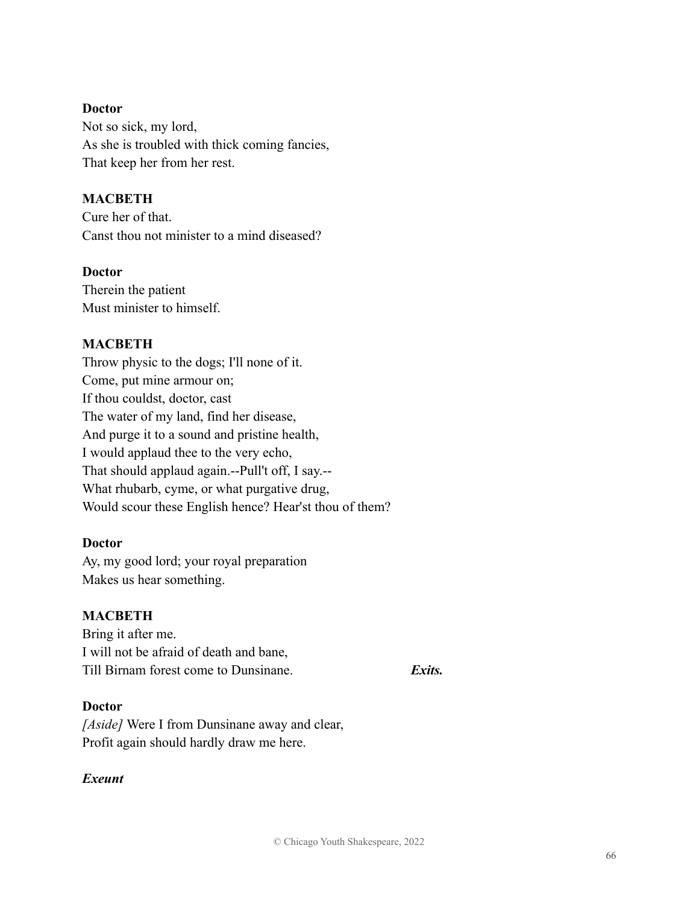**Doctor**
Not so sick, my lord,
As she is troubled with thick coming fancies,
That keep her from her rest.

**MACBETH**
Cure her of that.
Canst thou not minister to a mind diseased?

**Doctor**
Therein the patient
Must minister to himself.

**MACBETH**
Throw physic to the dogs; I'll none of it.
Come, put mine armour on;
If thou couldst, doctor, cast
The water of my land, find her disease,
And purge it to a sound and pristine health,
I would applaud thee to the very echo,
That should applaud again.--Pull't off, I say.--
What rhubarb, cyme, or what purgative drug,
Would scour these English hence? Hear'st thou of them?

**Doctor**
Ay, my good lord; your royal preparation
Makes us hear something.

**MACBETH**
Bring it after me.
I will not be afraid of death and bane,
Till Birnam forest come to Dunsinane. ***Exits.***

**Doctor**
*[Aside]* Were I from Dunsinane away and clear,
Profit again should hardly draw me here.

***Exeunt***

© Chicago Youth Shakespeare, 2022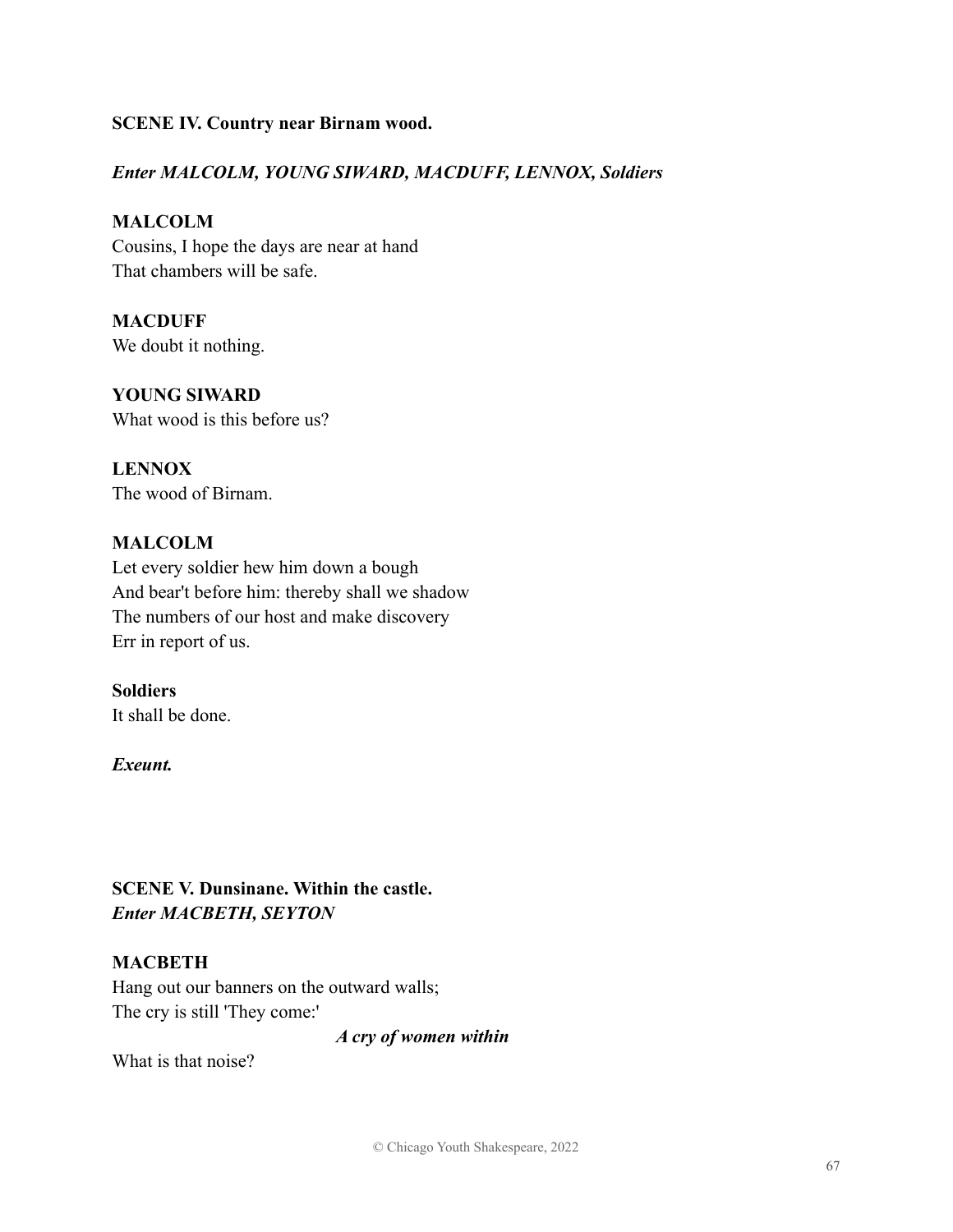**SCENE IV. Country near Birnam wood.**

***Enter MALCOLM, YOUNG SIWARD, MACDUFF, LENNOX, Soldiers***

**MALCOLM**
Cousins, I hope the days are near at hand
That chambers will be safe.

**MACDUFF**
We doubt it nothing.

**YOUNG SIWARD**
What wood is this before us?

**LENNOX**
The wood of Birnam.

**MALCOLM**
Let every soldier hew him down a bough
And bear't before him: thereby shall we shadow
The numbers of our host and make discovery
Err in report of us.

**Soldiers**
It shall be done.

***Exeunt.***

**SCENE V. Dunsinane. Within the castle.**
***Enter MACBETH, SEYTON***

**MACBETH**
Hang out our banners on the outward walls;
The cry is still 'They come:'

***A cry of women within***

What is that noise?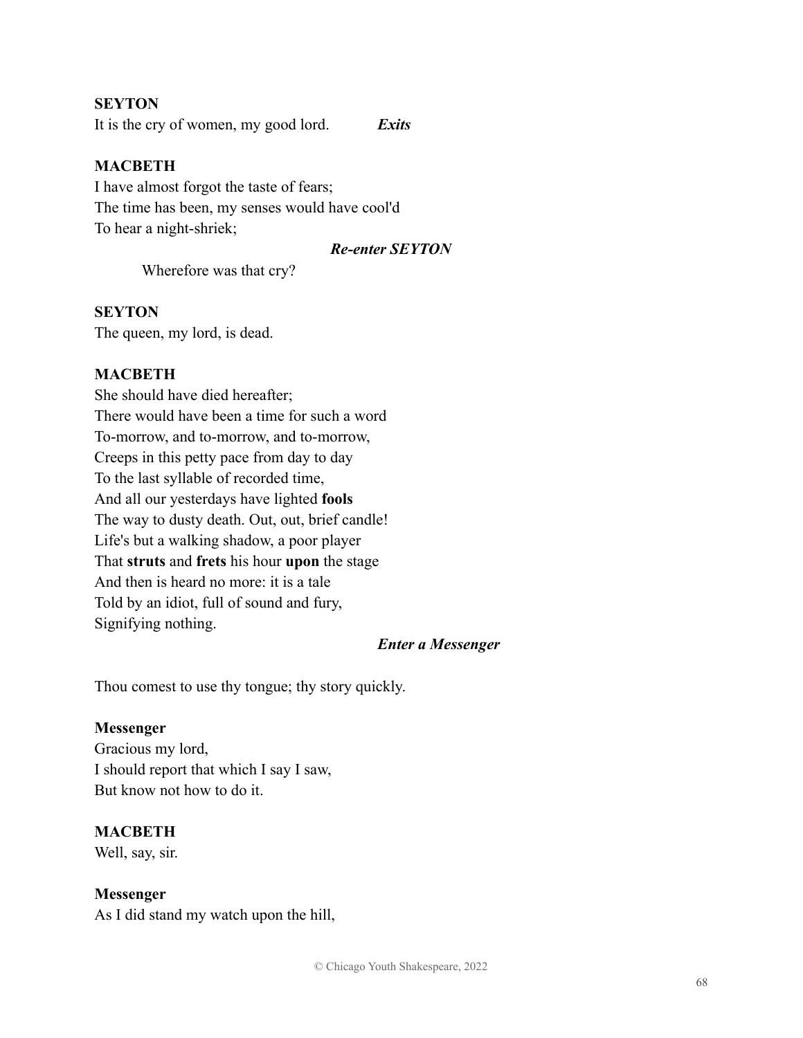**SEYTON**
It is the cry of women, my good lord. ***Exits***

**MACBETH**
I have almost forgot the taste of fears;
The time has been, my senses would have cool'd
To hear a night-shriek;

***Re-enter SEYTON***

Wherefore was that cry?

**SEYTON**
The queen, my lord, is dead.

**MACBETH**
She should have died hereafter;
There would have been a time for such a word
To-morrow, and to-morrow, and to-morrow,
Creeps in this petty pace from day to day
To the last syllable of recorded time,
And all our yesterdays have lighted **fools**
The way to dusty death. Out, out, brief candle!
Life's but a walking shadow, a poor player
That **struts** and **frets** his hour **upon** the stage
And then is heard no more: it is a tale
Told by an idiot, full of sound and fury,
Signifying nothing.

***Enter a Messenger***

Thou comest to use thy tongue; thy story quickly.

**Messenger**
Gracious my lord,
I should report that which I say I saw,
But know not how to do it.

**MACBETH**
Well, say, sir.

**Messenger**
As I did stand my watch upon the hill,

© Chicago Youth Shakespeare, 2022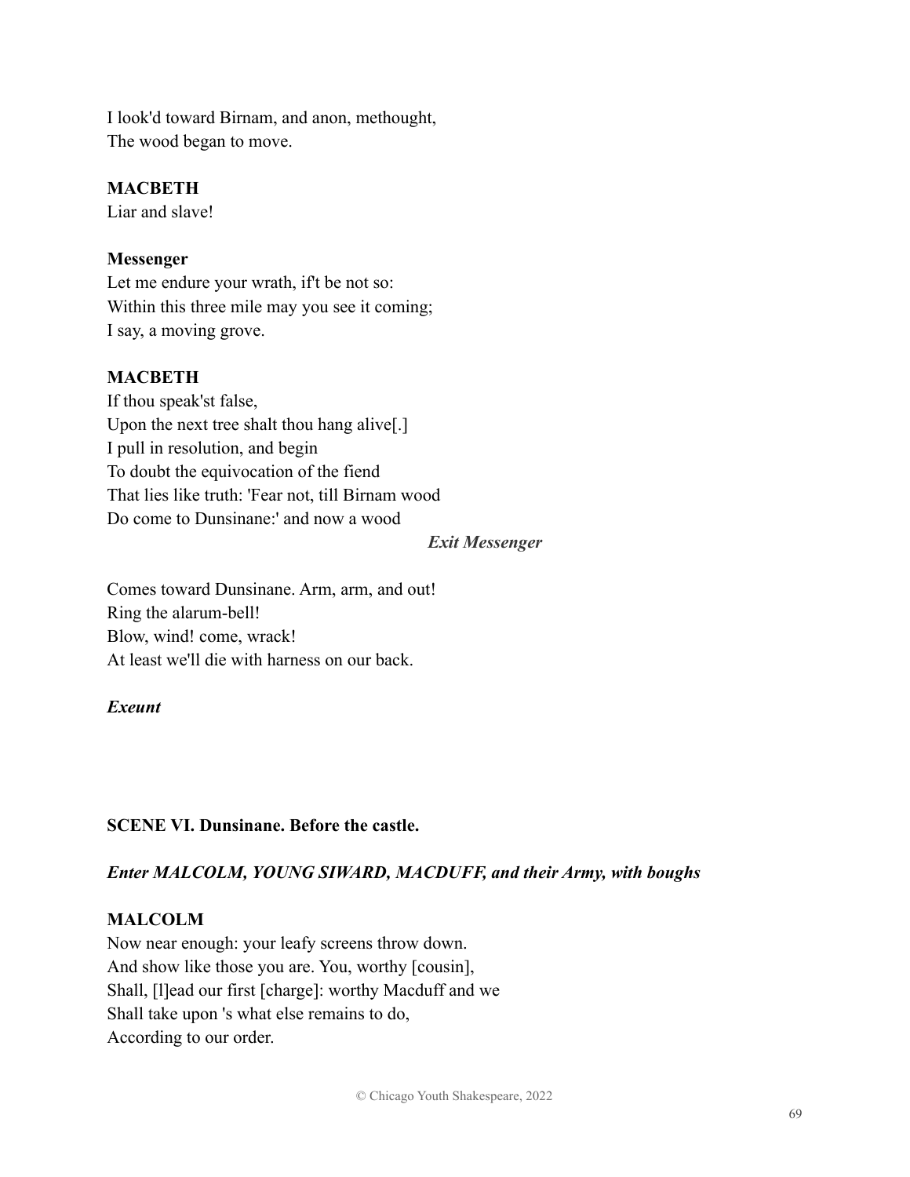I look'd toward Birnam, and anon, methought,
The wood began to move.

**MACBETH**
Liar and slave!

**Messenger**
Let me endure your wrath, if't be not so:
Within this three mile may you see it coming;
I say, a moving grove.

**MACBETH**
If thou speak'st false,
Upon the next tree shalt thou hang alive[.]
I pull in resolution, and begin
To doubt the equivocation of the fiend
That lies like truth: 'Fear not, till Birnam wood
Do come to Dunsinane:' and now a wood

*Exit Messenger*

Comes toward Dunsinane. Arm, arm, and out!
Ring the alarum-bell!
Blow, wind! come, wrack!
At least we'll die with harness on our back.

*Exeunt*

**SCENE VI. Dunsinane. Before the castle.**

***Enter MALCOLM, YOUNG SIWARD, MACDUFF, and their Army, with boughs***

**MALCOLM**
Now near enough: your leafy screens throw down.
And show like those you are. You, worthy [cousin],
Shall, [l]ead our first [charge]: worthy Macduff and we
Shall take upon 's what else remains to do,
According to our order.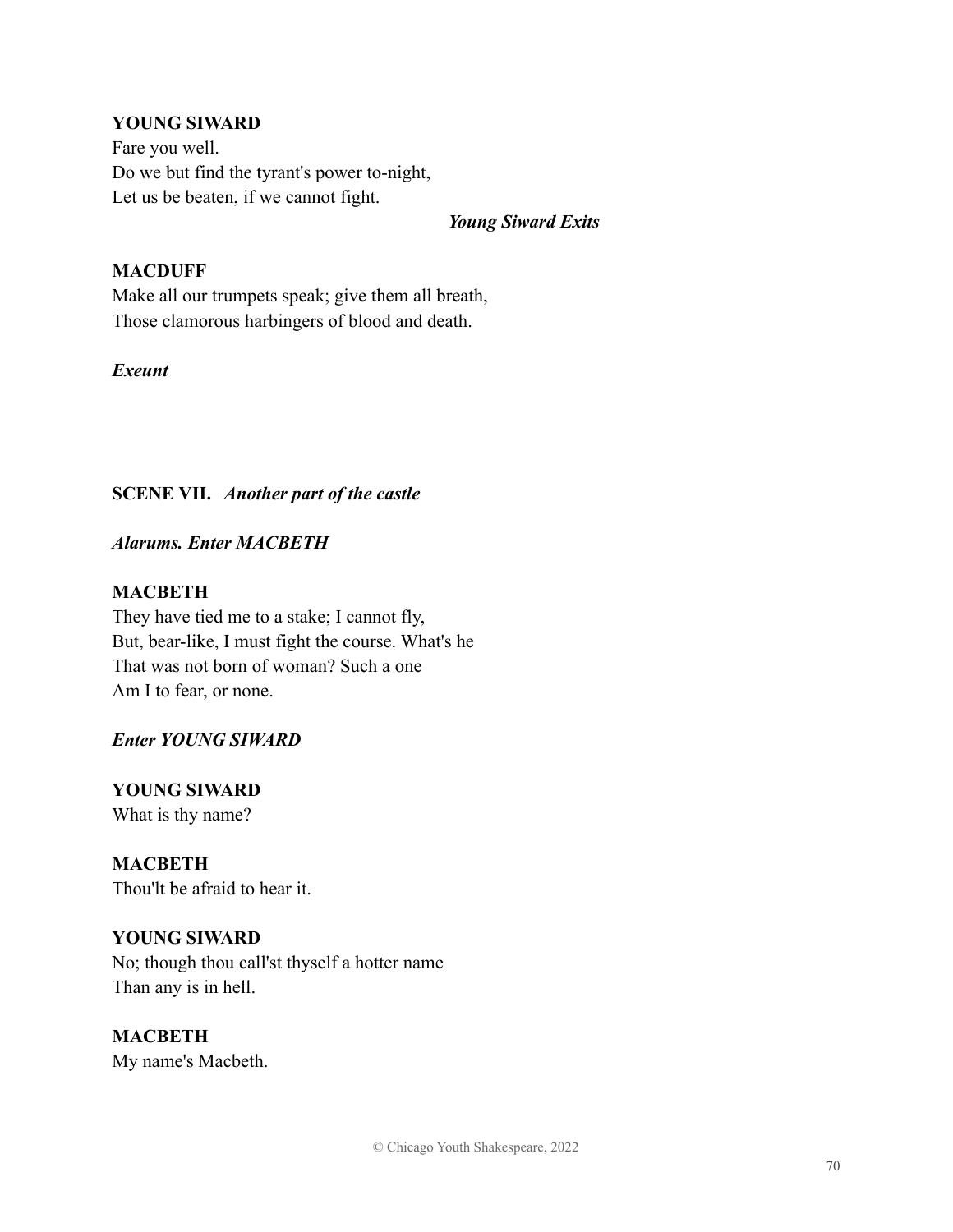**YOUNG SIWARD**
Fare you well.
Do we but find the tyrant's power to-night,
Let us be beaten, if we cannot fight.

*Young Siward Exits*

**MACDUFF**
Make all our trumpets speak; give them all breath,
Those clamorous harbingers of blood and death.

*Exeunt*

**SCENE VII.** *Another part of the castle*

*Alarums. Enter MACBETH*

**MACBETH**
They have tied me to a stake; I cannot fly,
But, bear-like, I must fight the course. What's he
That was not born of woman? Such a one
Am I to fear, or none.

*Enter YOUNG SIWARD*

**YOUNG SIWARD**
What is thy name?

**MACBETH**
Thou'lt be afraid to hear it.

**YOUNG SIWARD**
No; though thou call'st thyself a hotter name
Than any is in hell.

**MACBETH**
My name's Macbeth.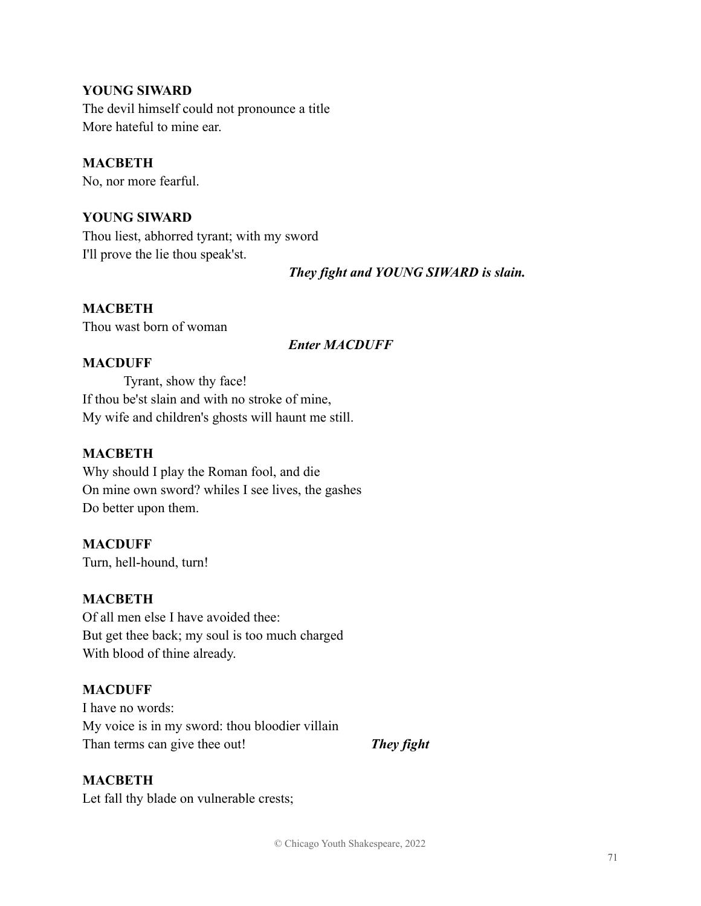**YOUNG SIWARD**
The devil himself could not pronounce a title
More hateful to mine ear.

**MACBETH**
No, nor more fearful.

**YOUNG SIWARD**
Thou liest, abhorred tyrant; with my sword
I'll prove the lie thou speak'st.

***They fight and YOUNG SIWARD is slain.***

**MACBETH**
Thou wast born of woman

***Enter MACDUFF***

**MACDUFF**
Tyrant, show thy face!
If thou be'st slain and with no stroke of mine,
My wife and children's ghosts will haunt me still.

**MACBETH**
Why should I play the Roman fool, and die
On mine own sword? whiles I see lives, the gashes
Do better upon them.

**MACDUFF**
Turn, hell-hound, turn!

**MACBETH**
Of all men else I have avoided thee:
But get thee back; my soul is too much charged
With blood of thine already.

**MACDUFF**
I have no words:
My voice is in my sword: thou bloodier villain
Than terms can give thee out! ***They fight***

**MACBETH**
Let fall thy blade on vulnerable crests;

© Chicago Youth Shakespeare, 2022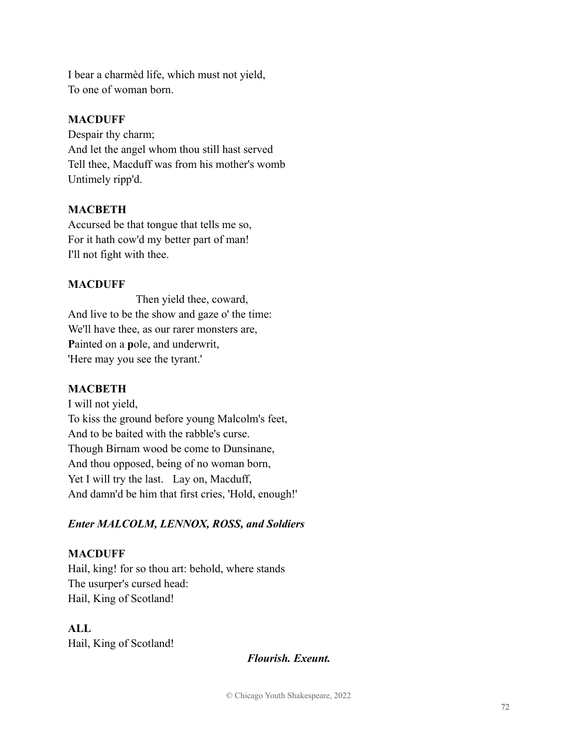I bear a charmèd life, which must not yield,
To one of woman born.

**MACDUFF**
Despair thy charm;
And let the angel whom thou still hast served
Tell thee, Macduff was from his mother's womb
Untimely ripp'd.

**MACBETH**
Accursed be that tongue that tells me so,
For it hath cow'd my better part of man!
I'll not fight with thee.

**MACDUFF**
Then yield thee, coward,
And live to be the show and gaze o' the time:
We'll have thee, as our rarer monsters are,
**P**ainted on a **p**ole, and underwrit,
'Here may you see the tyrant.'

**MACBETH**
I will not yield,
To kiss the ground before young Malcolm's feet,
And to be baited with the rabble's curse.
Though Birnam wood be come to Dunsinane,
And thou opposed, being of no woman born,
Yet I will try the last. Lay on, Macduff,
And damn'd be him that first cries, 'Hold, enough!'

***Enter MALCOLM, LENNOX, ROSS, and Soldiers***

**MACDUFF**
Hail, king! for so thou art: behold, where stands
The usurper's curs*e*d head:
Hail, King of Scotland!

**ALL**
Hail, King of Scotland!

***Flourish. Exeunt.***

© Chicago Youth Shakespeare, 2022